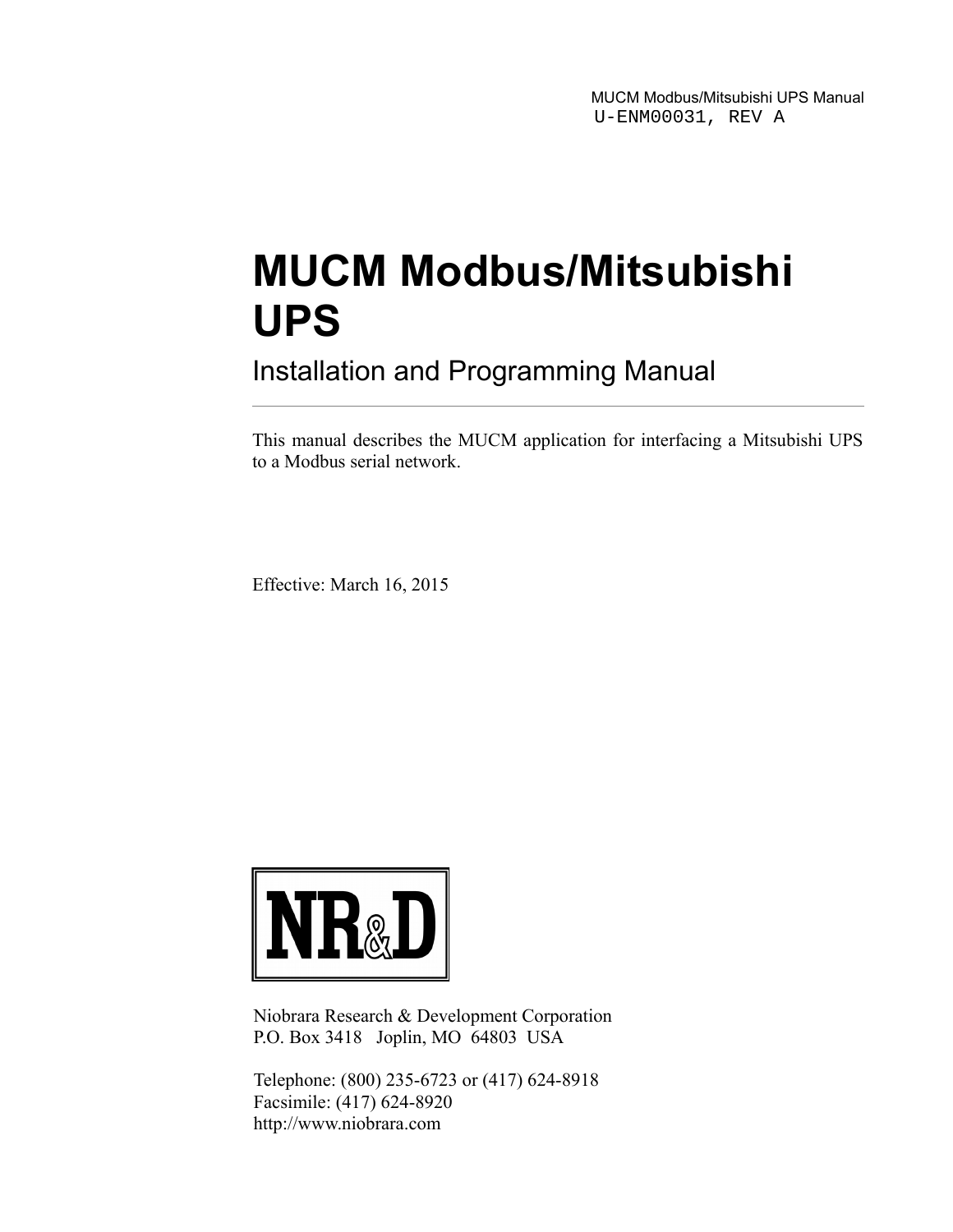MUCM Modbus/Mitsubishi UPS Manual
U-ENM00031, REV A

# MUCM Modbus/Mitsubishi UPS

## Installation and Programming Manual

---

This manual describes the MUCM application for interfacing a Mitsubishi UPS to a Modbus serial network.

Effective: March 16, 2015

NR&D

Niobrara Research & Development Corporation
P.O. Box 3418 Joplin, MO 64803 USA

Telephone: (800) 235-6723 or (417) 624-8918
Facsimile: (417) 624-8920
http://www.niobrara.com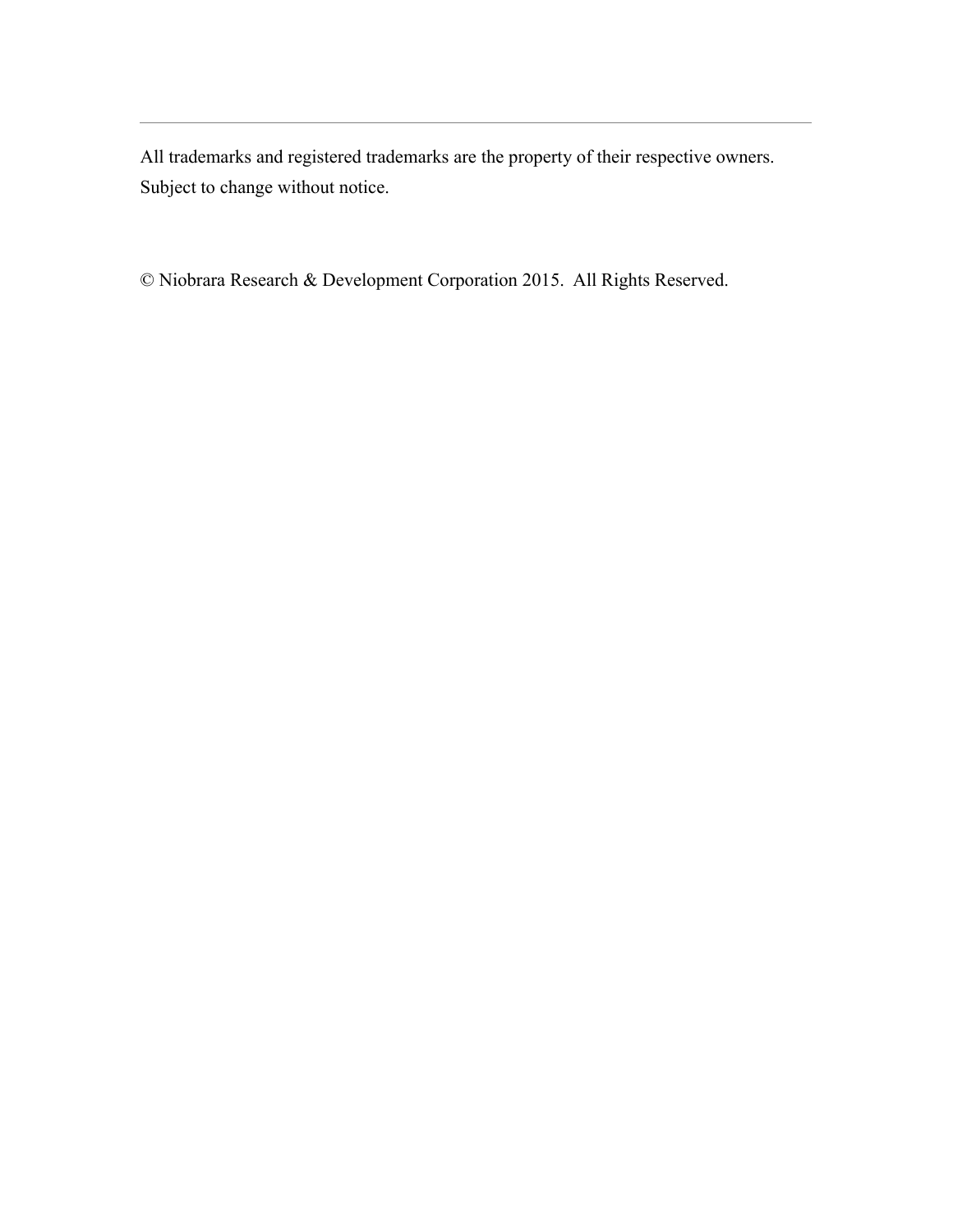---

All trademarks and registered trademarks are the property of their respective owners.
Subject to change without notice.

© Niobrara Research & Development Corporation 2015. All Rights Reserved.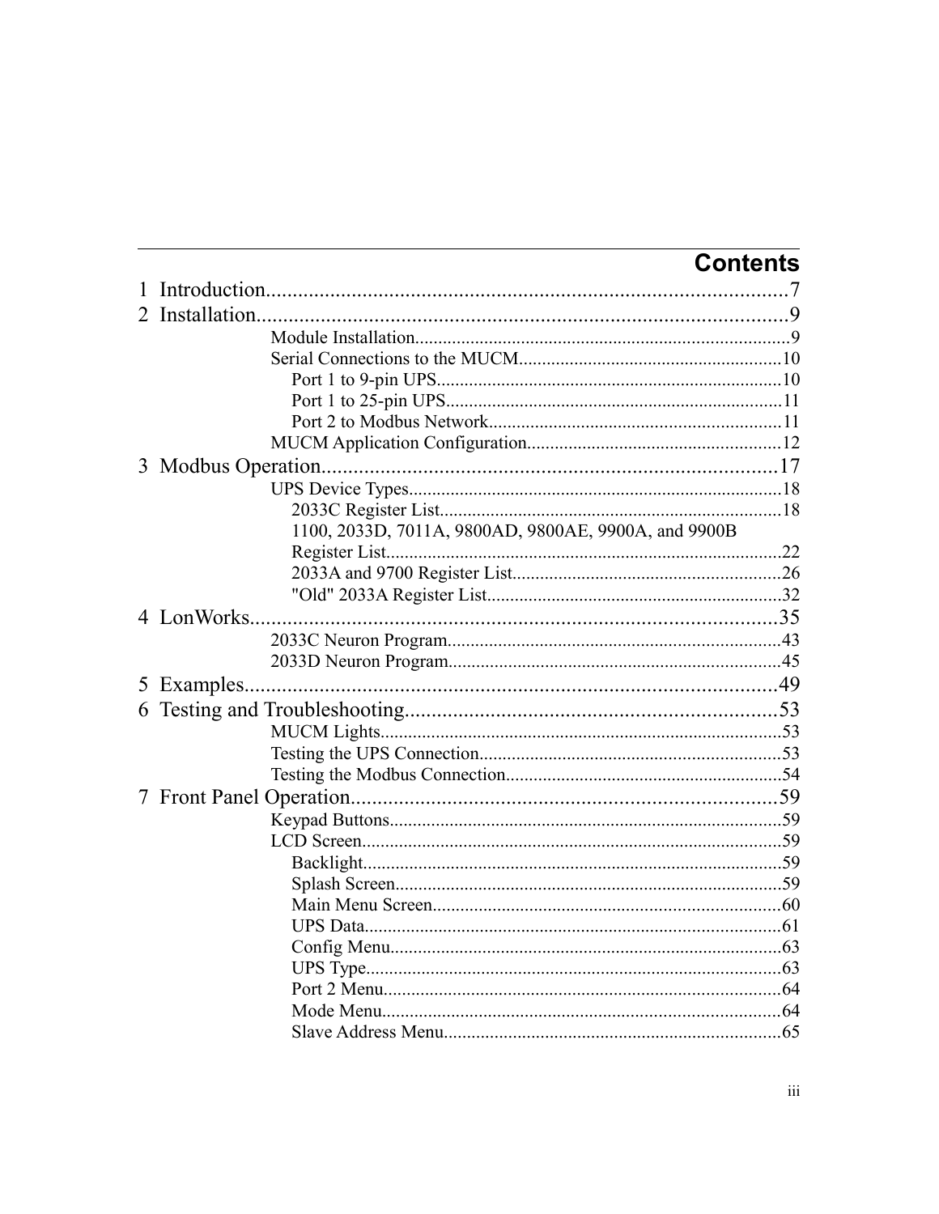# Contents

1 Introduction.................................................................................7
2 Installation.................................................................................9
    Module Installation.................................................................................9
    Serial Connections to the MUCM.................................................................................10
        Port 1 to 9-pin UPS.................................................................................10
        Port 1 to 25-pin UPS.................................................................................11
        Port 2 to Modbus Network.................................................................................11
    MUCM Application Configuration.................................................................................12
3 Modbus Operation.................................................................................17
    UPS Device Types.................................................................................18
        2033C Register List.................................................................................18
        1100, 2033D, 7011A, 9800AD, 9800AE, 9900A, and 9900B Register List.................................................................................22
        2033A and 9700 Register List.................................................................................26
        "Old" 2033A Register List.................................................................................32
4 LonWorks.................................................................................35
    2033C Neuron Program.................................................................................43
    2033D Neuron Program.................................................................................45
5 Examples.................................................................................49
6 Testing and Troubleshooting.................................................................................53
    MUCM Lights.................................................................................53
    Testing the UPS Connection.................................................................................53
    Testing the Modbus Connection.................................................................................54
7 Front Panel Operation.................................................................................59
    Keypad Buttons.................................................................................59
    LCD Screen.................................................................................59
        Backlight.................................................................................59
        Splash Screen.................................................................................59
        Main Menu Screen.................................................................................60
        UPS Data.................................................................................61
        Config Menu.................................................................................63
        UPS Type.................................................................................63
        Port 2 Menu.................................................................................64
        Mode Menu.................................................................................64
        Slave Address Menu.................................................................................65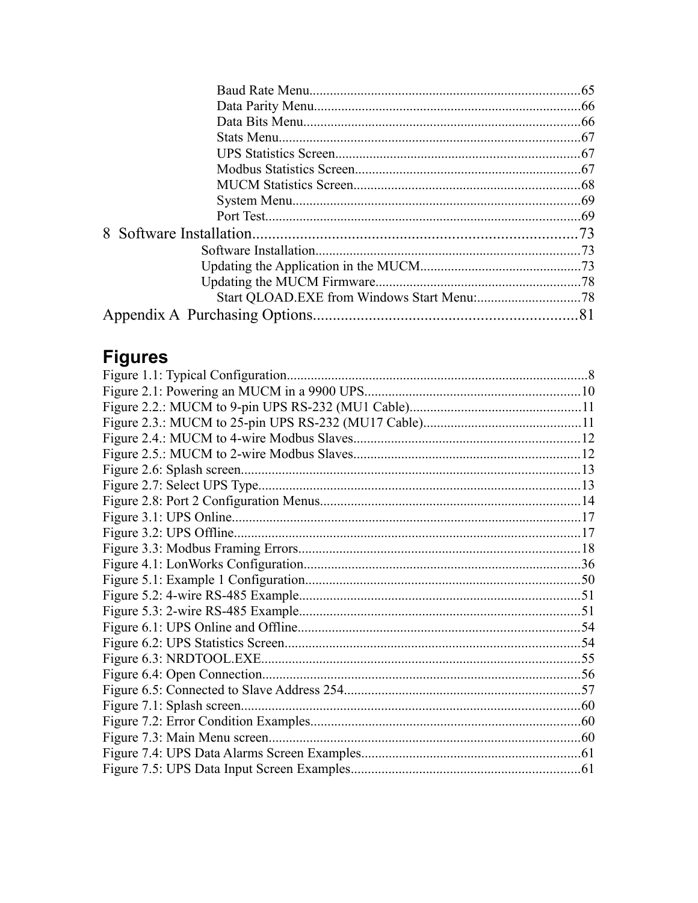Baud Rate Menu..............................................................................65
Data Parity Menu............................................................................66
Data Bits Menu................................................................................66
Stats Menu.......................................................................................67
UPS Statistics Screen......................................................................67
Modbus Statistics Screen.................................................................67
MUCM Statistics Screen.................................................................68
System Menu...................................................................................69
Port Test...........................................................................................69

8 Software Installation.................................................................................73

Software Installation............................................................................73
Updating the Application in the MUCM..............................................73
Updating the MUCM Firmware...........................................................78
Start QLOAD.EXE from Windows Start Menu:..............................78

Appendix A Purchasing Options.................................................................81

# Figures

Figure 1.1: Typical Configuration.......................................................................................8
Figure 2.1: Powering an MUCM in a 9900 UPS...............................................................10
Figure 2.2.: MUCM to 9-pin UPS RS-232 (MU1 Cable)..................................................11
Figure 2.3.: MUCM to 25-pin UPS RS-232 (MU17 Cable)..............................................11
Figure 2.4.: MUCM to 4-wire Modbus Slaves..................................................................12
Figure 2.5.: MUCM to 2-wire Modbus Slaves..................................................................12
Figure 2.6: Splash screen...................................................................................................13
Figure 2.7: Select UPS Type..............................................................................................13
Figure 2.8: Port 2 Configuration Menus............................................................................14
Figure 3.1: UPS Online......................................................................................................17
Figure 3.2: UPS Offline.....................................................................................................17
Figure 3.3: Modbus Framing Errors..................................................................................18
Figure 4.1: LonWorks Configuration................................................................................36
Figure 5.1: Example 1 Configuration................................................................................50
Figure 5.2: 4-wire RS-485 Example..................................................................................51
Figure 5.3: 2-wire RS-485 Example..................................................................................51
Figure 6.1: UPS Online and Offline..................................................................................54
Figure 6.2: UPS Statistics Screen......................................................................................54
Figure 6.3: NRDTOOL.EXE.............................................................................................55
Figure 6.4: Open Connection.............................................................................................56
Figure 6.5: Connected to Slave Address 254.....................................................................57
Figure 7.1: Splash screen...................................................................................................60
Figure 7.2: Error Condition Examples...............................................................................60
Figure 7.3: Main Menu screen...........................................................................................60
Figure 7.4: UPS Data Alarms Screen Examples................................................................61
Figure 7.5: UPS Data Input Screen Examples...................................................................61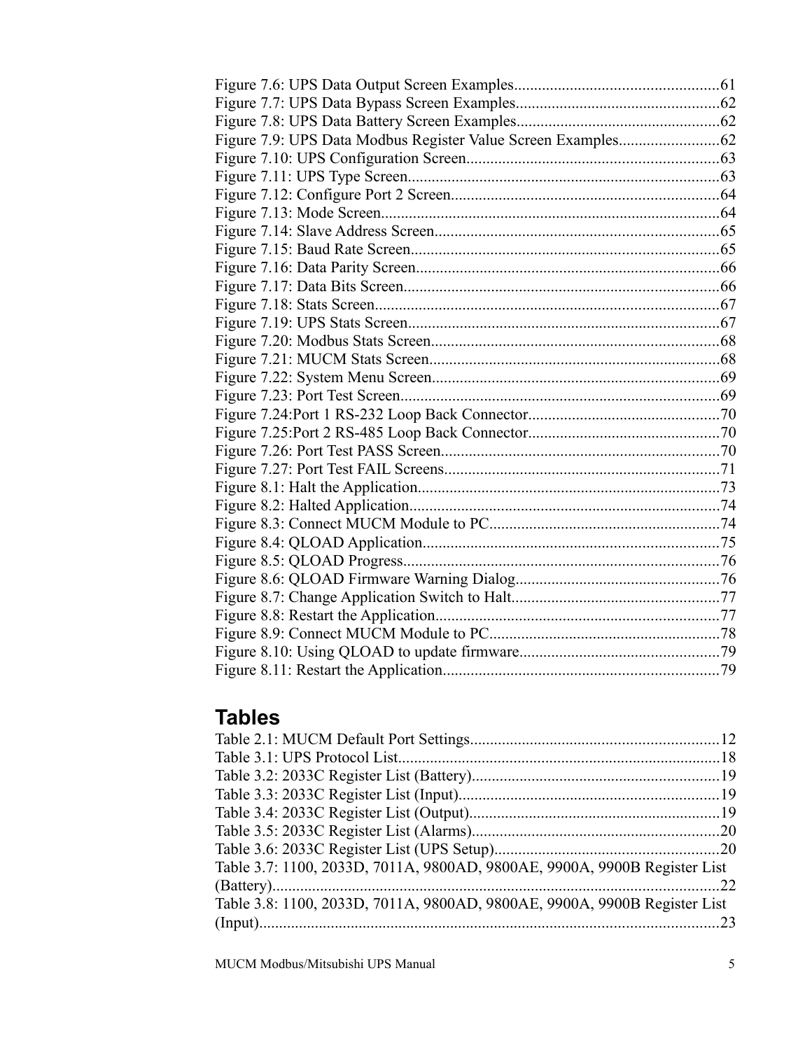Figure 7.6: UPS Data Output Screen Examples....................................................61
Figure 7.7: UPS Data Bypass Screen Examples....................................................62
Figure 7.8: UPS Data Battery Screen Examples....................................................62
Figure 7.9: UPS Data Modbus Register Value Screen Examples..........................62
Figure 7.10: UPS Configuration Screen...............................................................63
Figure 7.11: UPS Type Screen..............................................................................63
Figure 7.12: Configure Port 2 Screen...................................................................64
Figure 7.13: Mode Screen.....................................................................................64
Figure 7.14: Slave Address Screen.......................................................................65
Figure 7.15: Baud Rate Screen.............................................................................65
Figure 7.16: Data Parity Screen............................................................................66
Figure 7.17: Data Bits Screen...............................................................................66
Figure 7.18: Stats Screen......................................................................................67
Figure 7.19: UPS Stats Screen..............................................................................67
Figure 7.20: Modbus Stats Screen........................................................................68
Figure 7.21: MUCM Stats Screen.........................................................................68
Figure 7.22: System Menu Screen........................................................................69
Figure 7.23: Port Test Screen................................................................................69
Figure 7.24:Port 1 RS-232 Loop Back Connector................................................70
Figure 7.25:Port 2 RS-485 Loop Back Connector................................................70
Figure 7.26: Port Test PASS Screen......................................................................70
Figure 7.27: Port Test FAIL Screens.....................................................................71
Figure 8.1: Halt the Application............................................................................73
Figure 8.2: Halted Application..............................................................................74
Figure 8.3: Connect MUCM Module to PC..........................................................74
Figure 8.4: QLOAD Application..........................................................................75
Figure 8.5: QLOAD Progress...............................................................................76
Figure 8.6: QLOAD Firmware Warning Dialog...................................................76
Figure 8.7: Change Application Switch to Halt....................................................77
Figure 8.8: Restart the Application.......................................................................77
Figure 8.9: Connect MUCM Module to PC..........................................................78
Figure 8.10: Using QLOAD to update firmware..................................................79
Figure 8.11: Restart the Application.....................................................................79

## Tables

Table 2.1: MUCM Default Port Settings..............................................................12
Table 3.1: UPS Protocol List.................................................................................18
Table 3.2: 2033C Register List (Battery)..............................................................19
Table 3.3: 2033C Register List (Input).................................................................19
Table 3.4: 2033C Register List (Output)..............................................................19
Table 3.5: 2033C Register List (Alarms)..............................................................20
Table 3.6: 2033C Register List (UPS Setup)........................................................20
Table 3.7: 1100, 2033D, 7011A, 9800AD, 9800AE, 9900A, 9900B Register List (Battery)................................................................................................................22
Table 3.8: 1100, 2033D, 7011A, 9800AD, 9800AE, 9900A, 9900B Register List (Input)...................................................................................................................23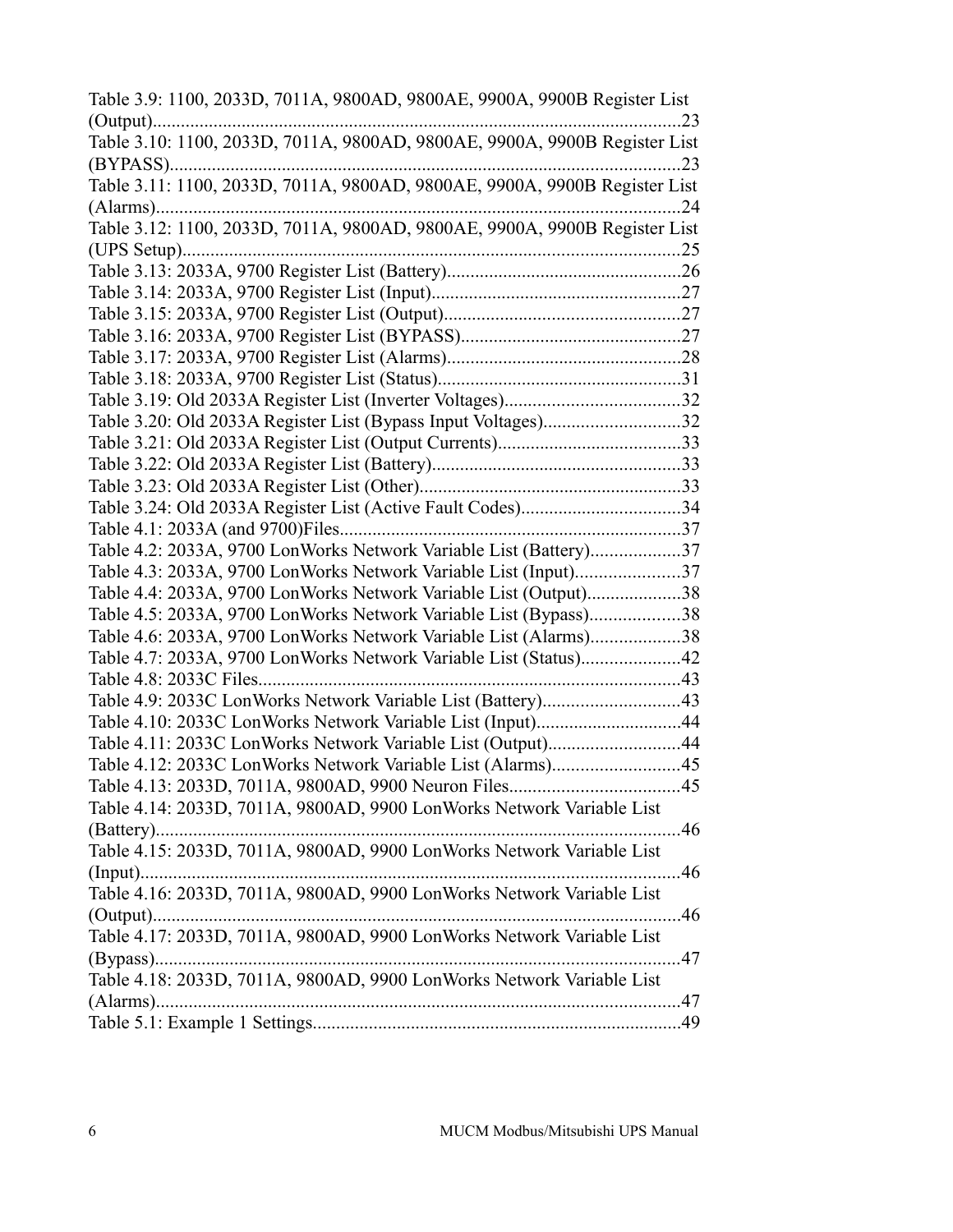Table 3.9: 1100, 2033D, 7011A, 9800AD, 9800AE, 9900A, 9900B Register List (Output)..................................................................................................................23

Table 3.10: 1100, 2033D, 7011A, 9800AD, 9800AE, 9900A, 9900B Register List (BYPASS)..............................................................................................................23

Table 3.11: 1100, 2033D, 7011A, 9800AD, 9800AE, 9900A, 9900B Register List (Alarms)................................................................................................................24

Table 3.12: 1100, 2033D, 7011A, 9800AD, 9800AE, 9900A, 9900B Register List (UPS Setup)..........................................................................................................25

Table 3.13: 2033A, 9700 Register List (Battery)..................................................26

Table 3.14: 2033A, 9700 Register List (Input).....................................................27

Table 3.15: 2033A, 9700 Register List (Output)..................................................27

Table 3.16: 2033A, 9700 Register List (BYPASS)...............................................27

Table 3.17: 2033A, 9700 Register List (Alarms)..................................................28

Table 3.18: 2033A, 9700 Register List (Status)....................................................31

Table 3.19: Old 2033A Register List (Inverter Voltages).....................................32

Table 3.20: Old 2033A Register List (Bypass Input Voltages).............................32

Table 3.21: Old 2033A Register List (Output Currents).......................................33

Table 3.22: Old 2033A Register List (Battery).....................................................33

Table 3.23: Old 2033A Register List (Other)........................................................33

Table 3.24: Old 2033A Register List (Active Fault Codes)..................................34

Table 4.1: 2033A (and 9700)Files.........................................................................37

Table 4.2: 2033A, 9700 LonWorks Network Variable List (Battery)...................37

Table 4.3: 2033A, 9700 LonWorks Network Variable List (Input)......................37

Table 4.4: 2033A, 9700 LonWorks Network Variable List (Output)....................38

Table 4.5: 2033A, 9700 LonWorks Network Variable List (Bypass)...................38

Table 4.6: 2033A, 9700 LonWorks Network Variable List (Alarms)...................38

Table 4.7: 2033A, 9700 LonWorks Network Variable List (Status).....................42

Table 4.8: 2033C Files..........................................................................................43

Table 4.9: 2033C LonWorks Network Variable List (Battery).............................43

Table 4.10: 2033C LonWorks Network Variable List (Input)..............................44

Table 4.11: 2033C LonWorks Network Variable List (Output)............................44

Table 4.12: 2033C LonWorks Network Variable List (Alarms)...........................45

Table 4.13: 2033D, 7011A, 9800AD, 9900 Neuron Files....................................45

Table 4.14: 2033D, 7011A, 9800AD, 9900 LonWorks Network Variable List (Battery)................................................................................................................46

Table 4.15: 2033D, 7011A, 9800AD, 9900 LonWorks Network Variable List (Input)...................................................................................................................46

Table 4.16: 2033D, 7011A, 9800AD, 9900 LonWorks Network Variable List (Output).................................................................................................................46

Table 4.17: 2033D, 7011A, 9800AD, 9900 LonWorks Network Variable List (Bypass)................................................................................................................47

Table 4.18: 2033D, 7011A, 9800AD, 9900 LonWorks Network Variable List (Alarms)................................................................................................................47

Table 5.1: Example 1 Settings..............................................................................49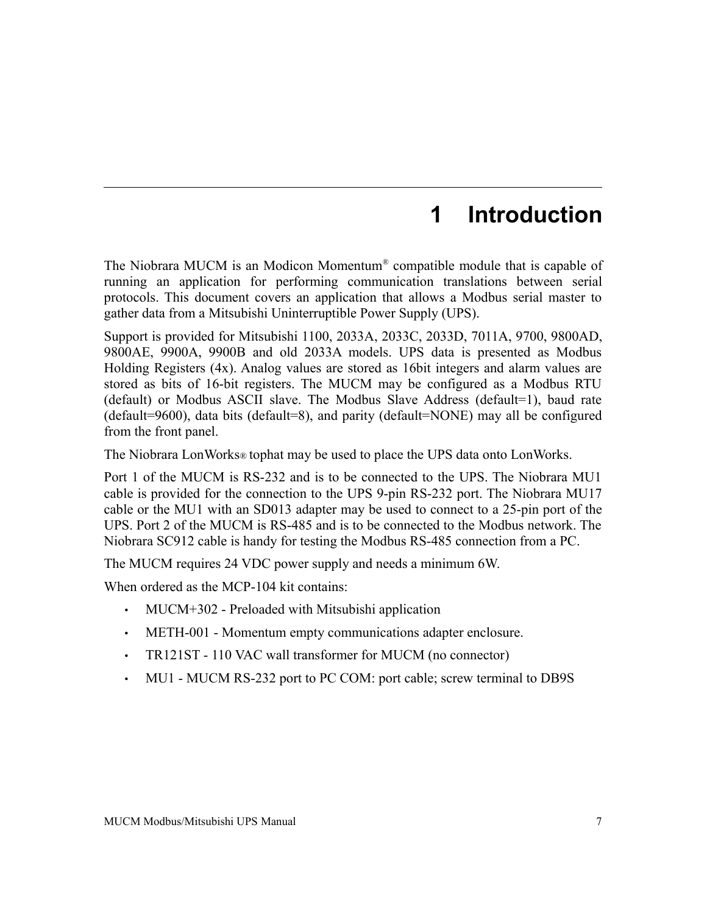# 1 Introduction

The Niobrara MUCM is an Modicon Momentum® compatible module that is capable of running an application for performing communication translations between serial protocols. This document covers an application that allows a Modbus serial master to gather data from a Mitsubishi Uninterruptible Power Supply (UPS).

Support is provided for Mitsubishi 1100, 2033A, 2033C, 2033D, 7011A, 9700, 9800AD, 9800AE, 9900A, 9900B and old 2033A models. UPS data is presented as Modbus Holding Registers (4x). Analog values are stored as 16bit integers and alarm values are stored as bits of 16-bit registers. The MUCM may be configured as a Modbus RTU (default) or Modbus ASCII slave. The Modbus Slave Address (default=1), baud rate (default=9600), data bits (default=8), and parity (default=NONE) may all be configured from the front panel.

The Niobrara LonWorks® tophat may be used to place the UPS data onto LonWorks.

Port 1 of the MUCM is RS-232 and is to be connected to the UPS. The Niobrara MU1 cable is provided for the connection to the UPS 9-pin RS-232 port. The Niobrara MU17 cable or the MU1 with an SD013 adapter may be used to connect to a 25-pin port of the UPS. Port 2 of the MUCM is RS-485 and is to be connected to the Modbus network. The Niobrara SC912 cable is handy for testing the Modbus RS-485 connection from a PC.

The MUCM requires 24 VDC power supply and needs a minimum 6W.

When ordered as the MCP-104 kit contains:

- MUCM+302 - Preloaded with Mitsubishi application
- METH-001 - Momentum empty communications adapter enclosure.
- TR121ST - 110 VAC wall transformer for MUCM (no connector)
- MU1 - MUCM RS-232 port to PC COM: port cable; screw terminal to DB9S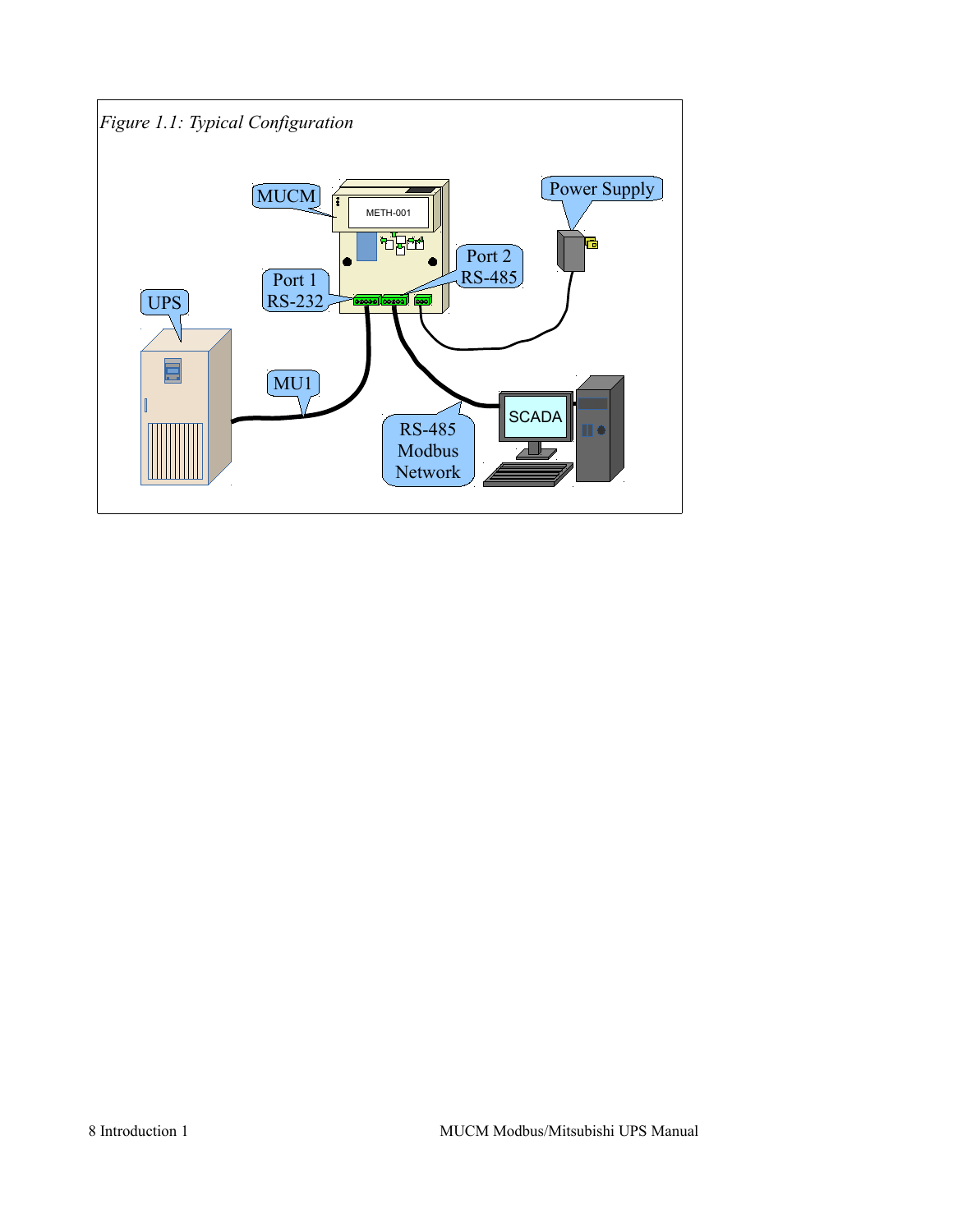*Figure 1.1: Typical Configuration*

MUCM

METH-001

Power Supply

Port 1
RS-232

Port 2
RS-485

UPS

MU1

SCADA

RS-485
Modbus
Network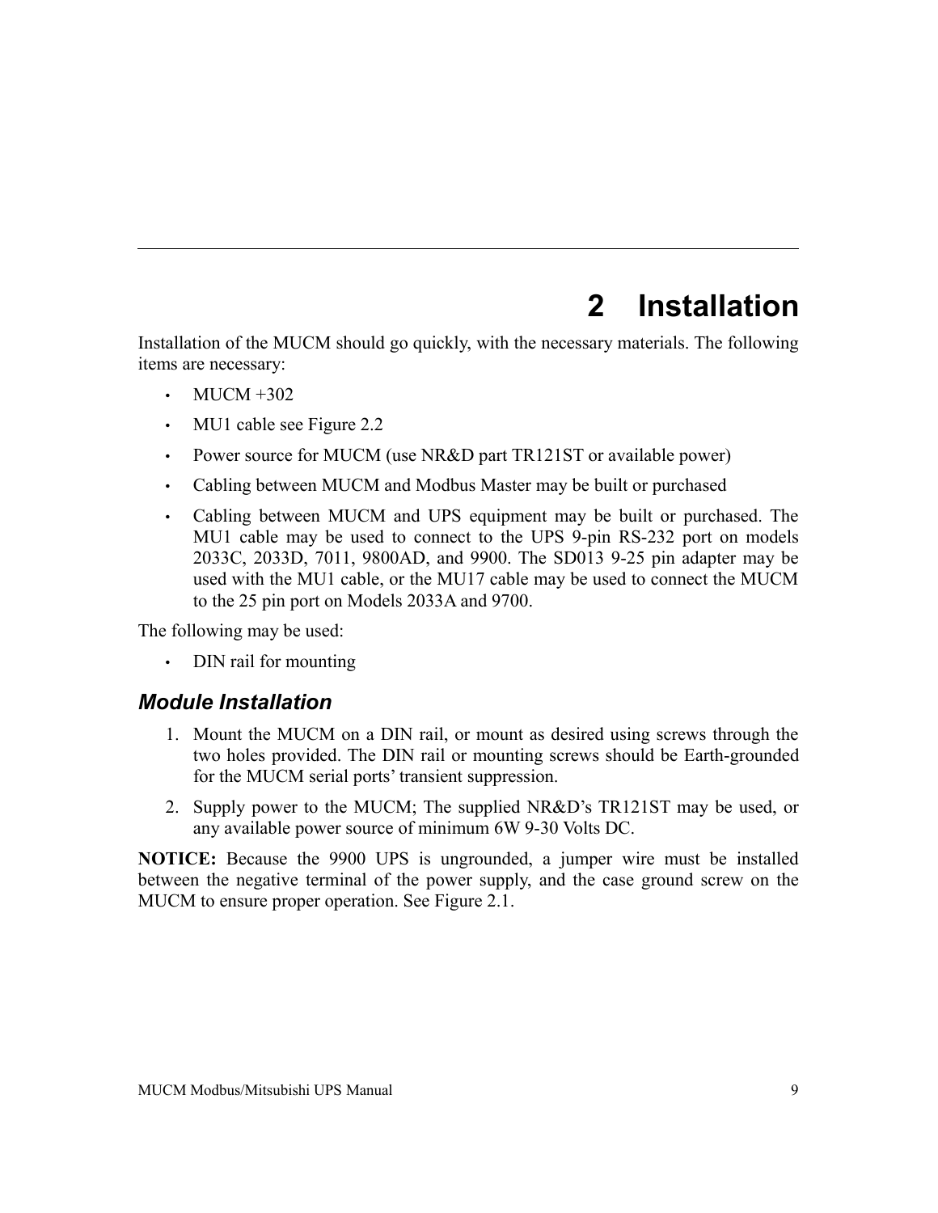# 2 Installation

Installation of the MUCM should go quickly, with the necessary materials. The following items are necessary:

- MUCM +302
- MU1 cable see Figure 2.2
- Power source for MUCM (use NR&D part TR121ST or available power)
- Cabling between MUCM and Modbus Master may be built or purchased
- Cabling between MUCM and UPS equipment may be built or purchased. The MU1 cable may be used to connect to the UPS 9-pin RS-232 port on models 2033C, 2033D, 7011, 9800AD, and 9900. The SD013 9-25 pin adapter may be used with the MU1 cable, or the MU17 cable may be used to connect the MUCM to the 25 pin port on Models 2033A and 9700.

The following may be used:

- DIN rail for mounting

### *Module Installation*

1. Mount the MUCM on a DIN rail, or mount as desired using screws through the two holes provided. The DIN rail or mounting screws should be Earth-grounded for the MUCM serial ports' transient suppression.
2. Supply power to the MUCM; The supplied NR&D's TR121ST may be used, or any available power source of minimum 6W 9-30 Volts DC.

**NOTICE:** Because the 9900 UPS is ungrounded, a jumper wire must be installed between the negative terminal of the power supply, and the case ground screw on the MUCM to ensure proper operation. See Figure 2.1.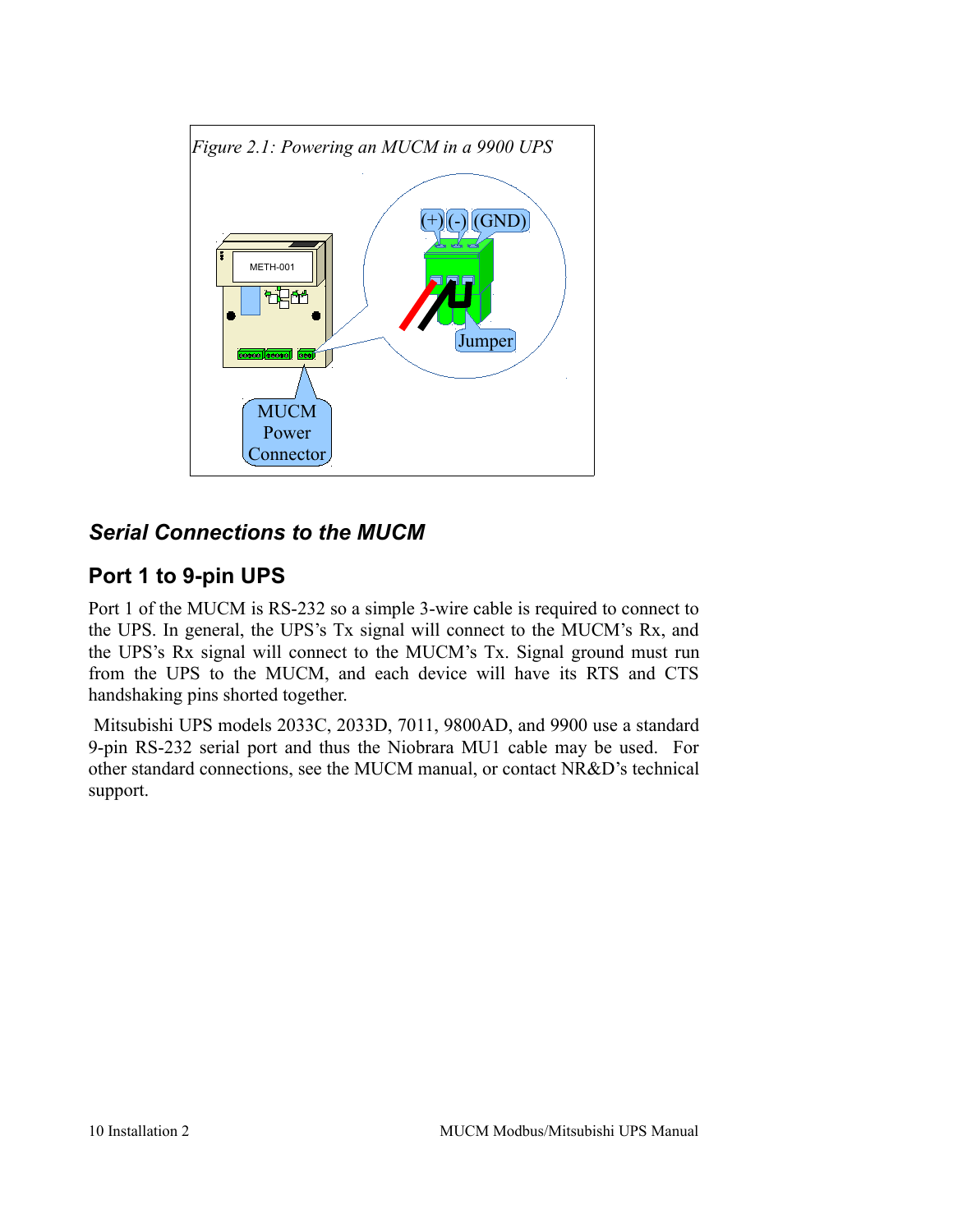*Figure 2.1: Powering an MUCM in a 9900 UPS*

## *Serial Connections to the MUCM*

### Port 1 to 9-pin UPS

Port 1 of the MUCM is RS-232 so a simple 3-wire cable is required to connect to the UPS. In general, the UPS's Tx signal will connect to the MUCM's Rx, and the UPS's Rx signal will connect to the MUCM's Tx. Signal ground must run from the UPS to the MUCM, and each device will have its RTS and CTS handshaking pins shorted together.

Mitsubishi UPS models 2033C, 2033D, 7011, 9800AD, and 9900 use a standard 9-pin RS-232 serial port and thus the Niobrara MU1 cable may be used. For other standard connections, see the MUCM manual, or contact NR&D's technical support.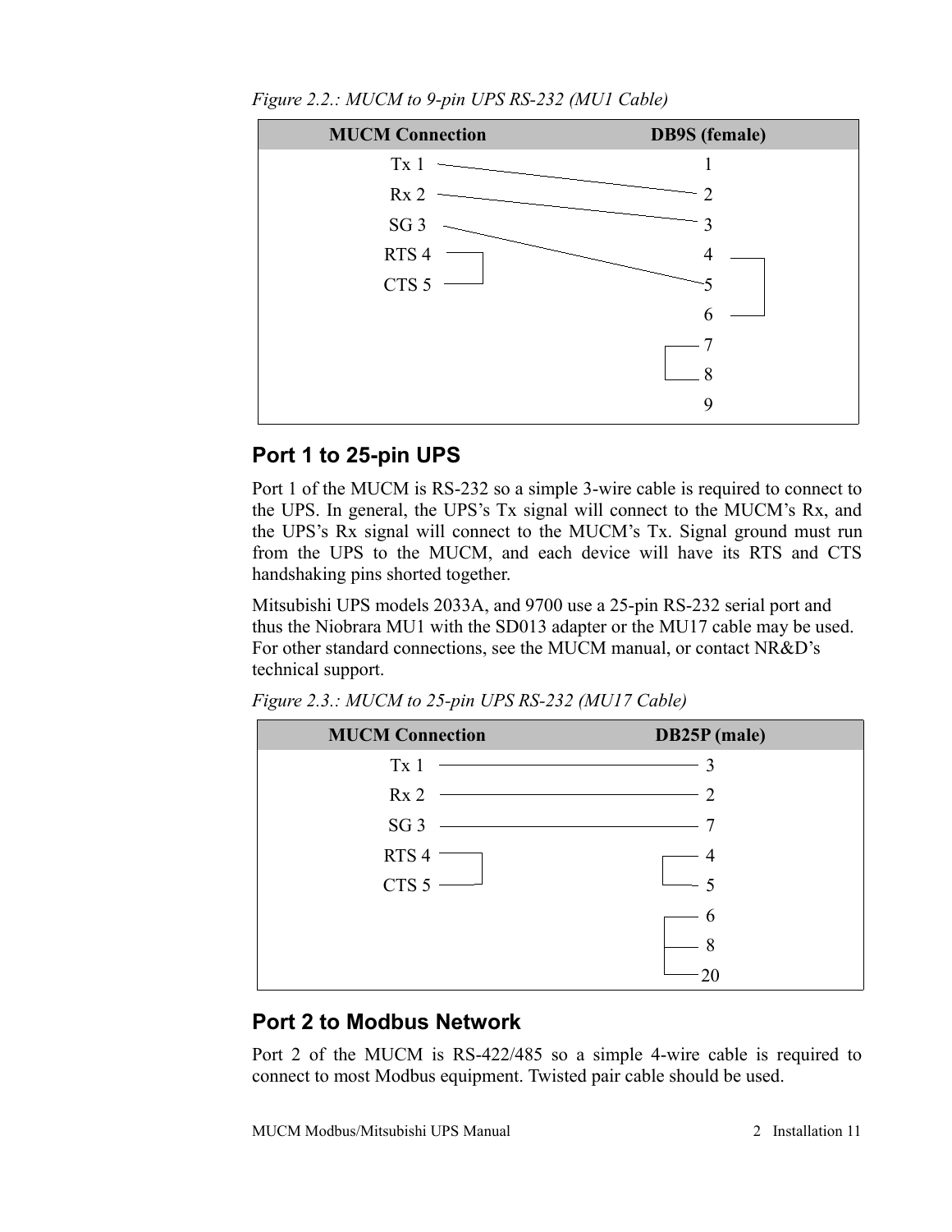*Figure 2.2.: MUCM to 9-pin UPS RS-232 (MU1 Cable)*

| MUCM Connection | DB9S (female) |
|---|---|
| Tx 1 | 2 |
| Rx 2 | 3 |
| SG 3 | 5 |
| RTS 4 — CTS 5 (jumpered) | 4 — 6 (jumpered) |
| | 7 — 8 (jumpered) |
| | 1 (not connected) |
| | 9 (not connected) |

## Port 1 to 25-pin UPS

Port 1 of the MUCM is RS-232 so a simple 3-wire cable is required to connect to the UPS. In general, the UPS's Tx signal will connect to the MUCM's Rx, and the UPS's Rx signal will connect to the MUCM's Tx. Signal ground must run from the UPS to the MUCM, and each device will have its RTS and CTS handshaking pins shorted together.

Mitsubishi UPS models 2033A, and 9700 use a 25-pin RS-232 serial port and thus the Niobrara MU1 with the SD013 adapter or the MU17 cable may be used. For other standard connections, see the MUCM manual, or contact NR&D's technical support.

*Figure 2.3.: MUCM to 25-pin UPS RS-232 (MU17 Cable)*

| MUCM Connection | DB25P (male) |
|---|---|
| Tx 1 | 3 |
| Rx 2 | 2 |
| SG 3 | 7 |
| RTS 4 — CTS 5 (jumpered) | 4 — 5 (jumpered) |
| | 6 — 8 — 20 (jumpered) |

## Port 2 to Modbus Network

Port 2 of the MUCM is RS-422/485 so a simple 4-wire cable is required to connect to most Modbus equipment. Twisted pair cable should be used.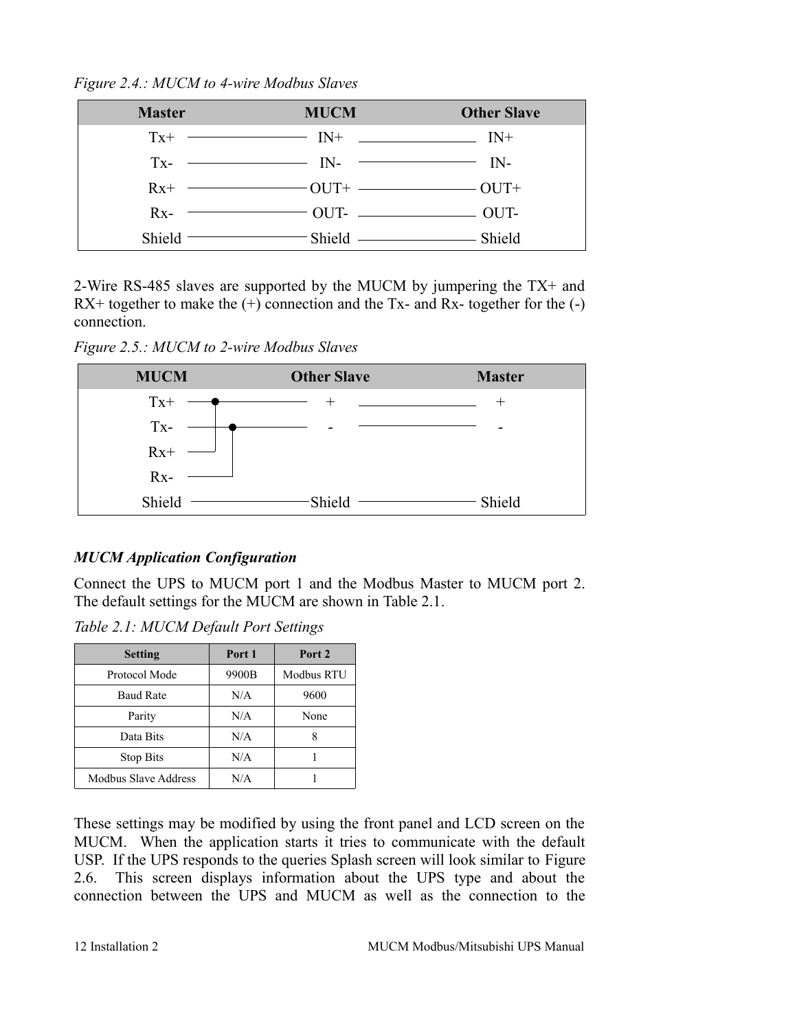*Figure 2.4.: MUCM to 4-wire Modbus Slaves*

| Master | MUCM | Other Slave |
|---|---|---|
| Tx+ | IN+ | IN+ |
| Tx- | IN- | IN- |
| Rx+ | OUT+ | OUT+ |
| Rx- | OUT- | OUT- |
| Shield | Shield | Shield |

2-Wire RS-485 slaves are supported by the MUCM by jumpering the TX+ and RX+ together to make the (+) connection and the Tx- and Rx- together for the (-) connection.

*Figure 2.5.: MUCM to 2-wire Modbus Slaves*

| MUCM | Other Slave | Master |
|---|---|---|
| Tx+ (jumpered to Rx+) | + | + |
| Tx- (jumpered to Rx-) | - | - |
| Rx+ | | |
| Rx- | | |
| Shield | Shield | Shield |

### *MUCM Application Configuration*

Connect the UPS to MUCM port 1 and the Modbus Master to MUCM port 2. The default settings for the MUCM are shown in Table 2.1.

*Table 2.1: MUCM Default Port Settings*

| Setting | Port 1 | Port 2 |
|---|---|---|
| Protocol Mode | 9900B | Modbus RTU |
| Baud Rate | N/A | 9600 |
| Parity | N/A | None |
| Data Bits | N/A | 8 |
| Stop Bits | N/A | 1 |
| Modbus Slave Address | N/A | 1 |

These settings may be modified by using the front panel and LCD screen on the MUCM. When the application starts it tries to communicate with the default USP. If the UPS responds to the queries Splash screen will look similar to Figure 2.6. This screen displays information about the UPS type and about the connection between the UPS and MUCM as well as the connection to the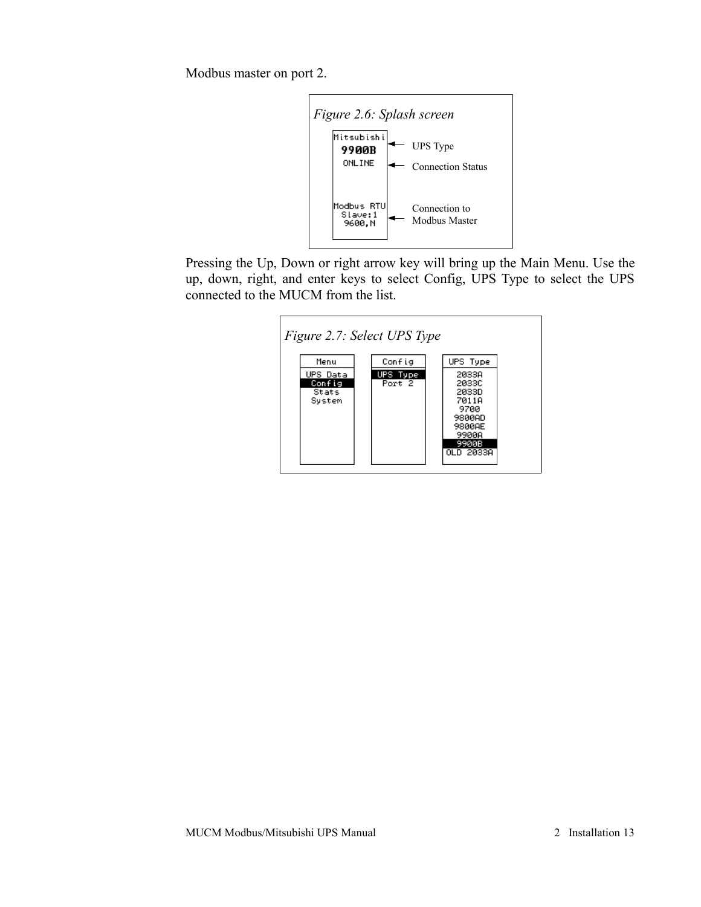Modbus master on port 2.

*Figure 2.6: Splash screen*

```
Mitsubishi
9900B        <- UPS Type
ONLINE       <- Connection Status

Modbus RTU
Slave:1
9600,N       <- Connection to Modbus Master
```

Pressing the Up, Down or right arrow key will bring up the Main Menu. Use the up, down, right, and enter keys to select Config, UPS Type to select the UPS connected to the MUCM from the list.

*Figure 2.7: Select UPS Type*

```
Menu         Config       UPS Type
UPS Data     UPS Type     2033A
Config       Port 2       2033C
Stats                     2033D
System                    7011A
                          9700
                          9800AD
                          9800AE
                          9900A
                          9900B
                          OLD 2033A
```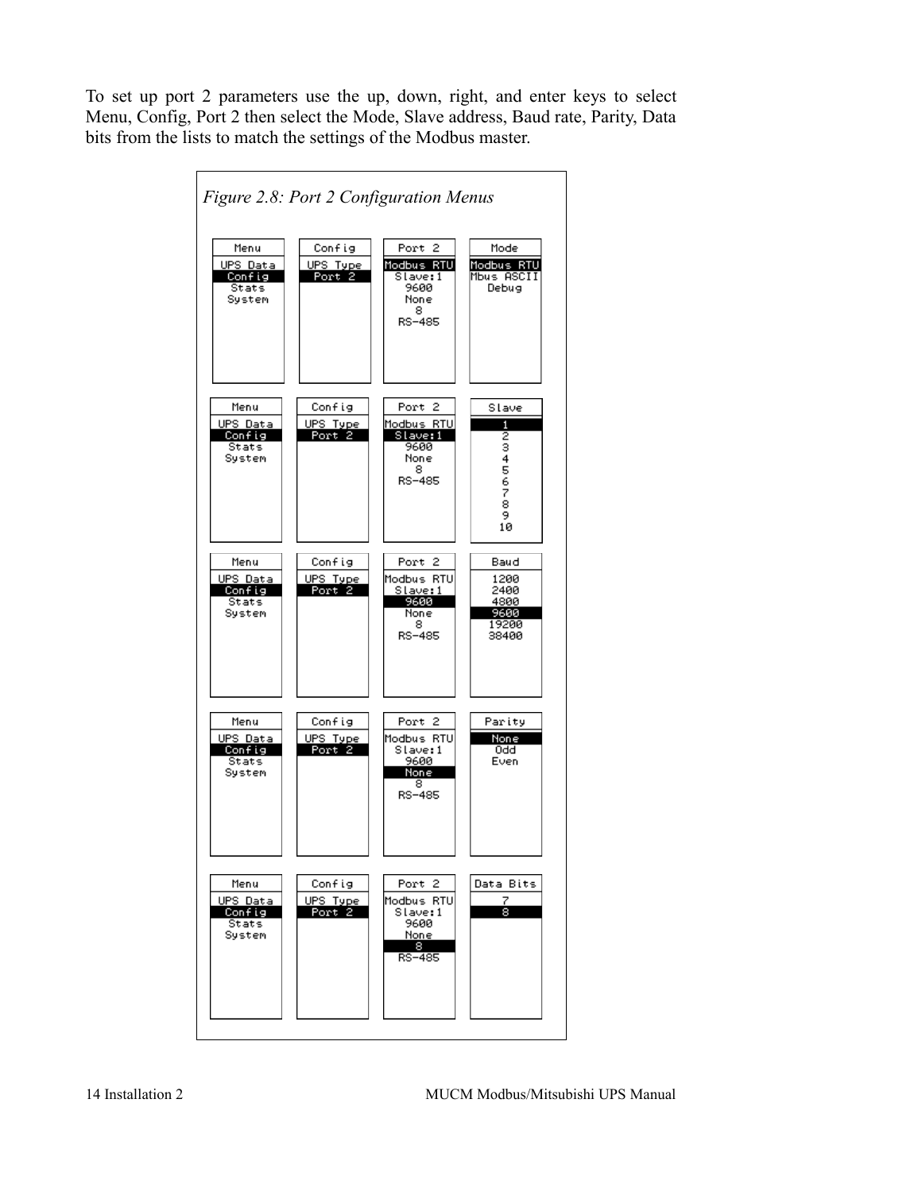To set up port 2 parameters use the up, down, right, and enter keys to select Menu, Config, Port 2 then select the Mode, Slave address, Baud rate, Parity, Data bits from the lists to match the settings of the Modbus master.

*Figure 2.8: Port 2 Configuration Menus*

| Menu | Config | Port 2 | Mode |
| --- | --- | --- | --- |
| UPS Data | UPS Type | **Modbus RTU** | **Modbus RTU** |
| **Config** | **Port 2** | Slave:1 | Mbus ASCII |
| Stats | | 9600 | Debug |
| System | | None | |
| | | 8 | |
| | | RS-485 | |

| Menu | Config | Port 2 | Slave |
| --- | --- | --- | --- |
| UPS Data | UPS Type | Modbus RTU | **1** |
| **Config** | **Port 2** | **Slave:1** | 2 |
| Stats | | 9600 | 3 |
| System | | None | 4 |
| | | 8 | 5 |
| | | RS-485 | 6 |
| | | | 7 |
| | | | 8 |
| | | | 9 |
| | | | 10 |

| Menu | Config | Port 2 | Baud |
| --- | --- | --- | --- |
| UPS Data | UPS Type | Modbus RTU | 1200 |
| **Config** | **Port 2** | Slave:1 | 2400 |
| Stats | | **9600** | 4800 |
| System | | None | **9600** |
| | | 8 | 19200 |
| | | RS-485 | 38400 |

| Menu | Config | Port 2 | Parity |
| --- | --- | --- | --- |
| UPS Data | UPS Type | Modbus RTU | **None** |
| **Config** | **Port 2** | Slave:1 | Odd |
| Stats | | 9600 | Even |
| System | | **None** | |
| | | 8 | |
| | | RS-485 | |

| Menu | Config | Port 2 | Data Bits |
| --- | --- | --- | --- |
| UPS Data | UPS Type | Modbus RTU | 7 |
| **Config** | **Port 2** | Slave:1 | **8** |
| Stats | | 9600 | |
| System | | None | |
| | | **8** | |
| | | RS-485 | |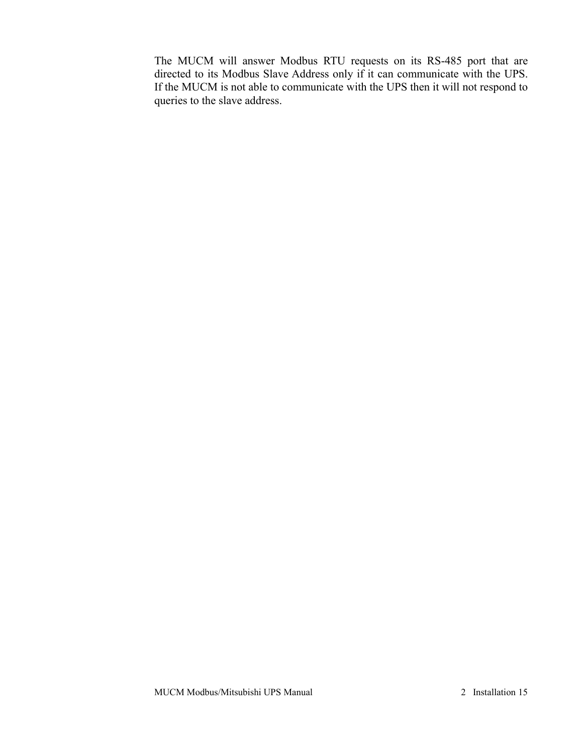The MUCM will answer Modbus RTU requests on its RS-485 port that are directed to its Modbus Slave Address only if it can communicate with the UPS. If the MUCM is not able to communicate with the UPS then it will not respond to queries to the slave address.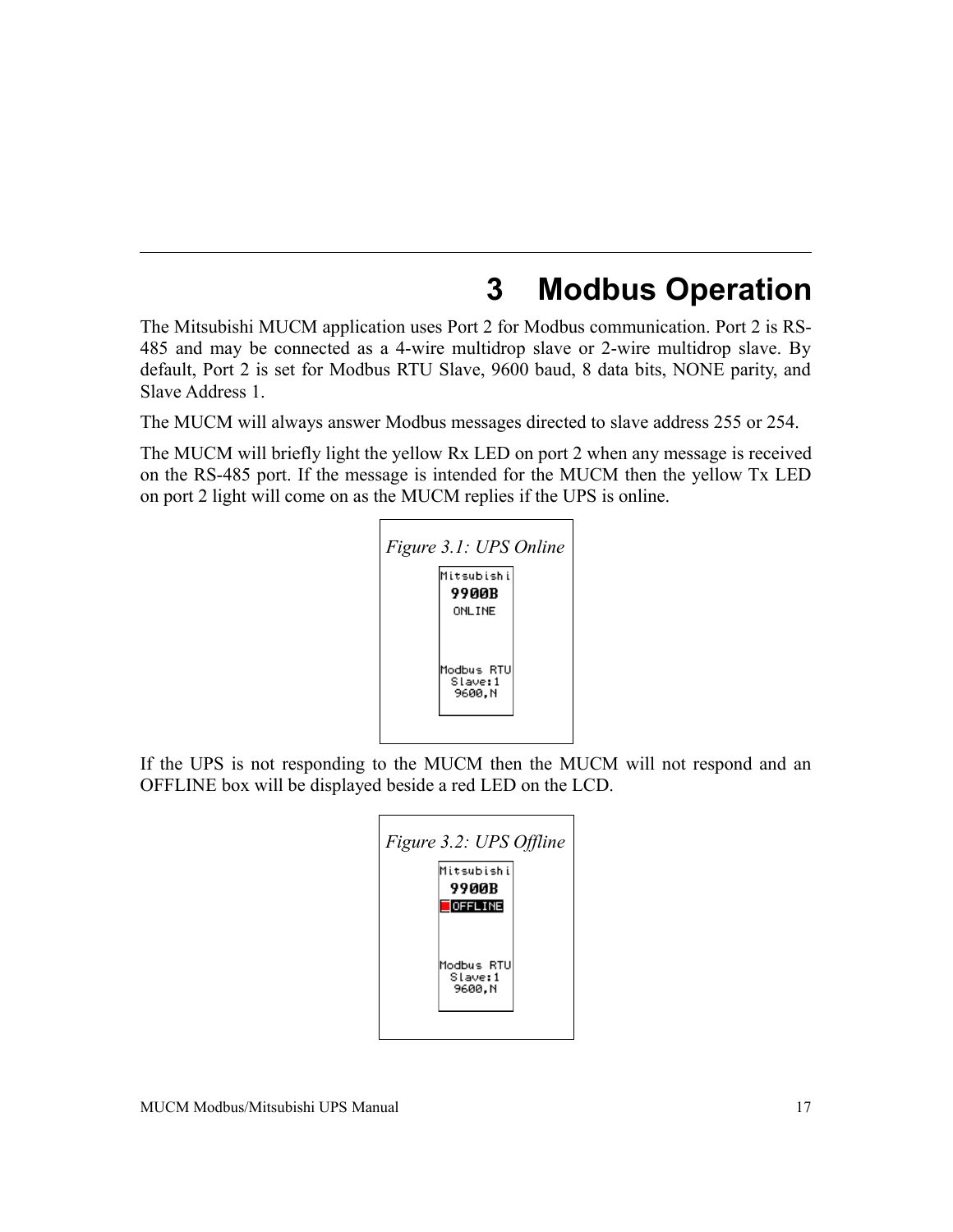# 3 Modbus Operation

The Mitsubishi MUCM application uses Port 2 for Modbus communication. Port 2 is RS-485 and may be connected as a 4-wire multidrop slave or 2-wire multidrop slave. By default, Port 2 is set for Modbus RTU Slave, 9600 baud, 8 data bits, NONE parity, and Slave Address 1.

The MUCM will always answer Modbus messages directed to slave address 255 or 254.

The MUCM will briefly light the yellow Rx LED on port 2 when any message is received on the RS-485 port. If the message is intended for the MUCM then the yellow Tx LED on port 2 light will come on as the MUCM replies if the UPS is online.

*Figure 3.1: UPS Online*

If the UPS is not responding to the MUCM then the MUCM will not respond and an OFFLINE box will be displayed beside a red LED on the LCD.

*Figure 3.2: UPS Offline*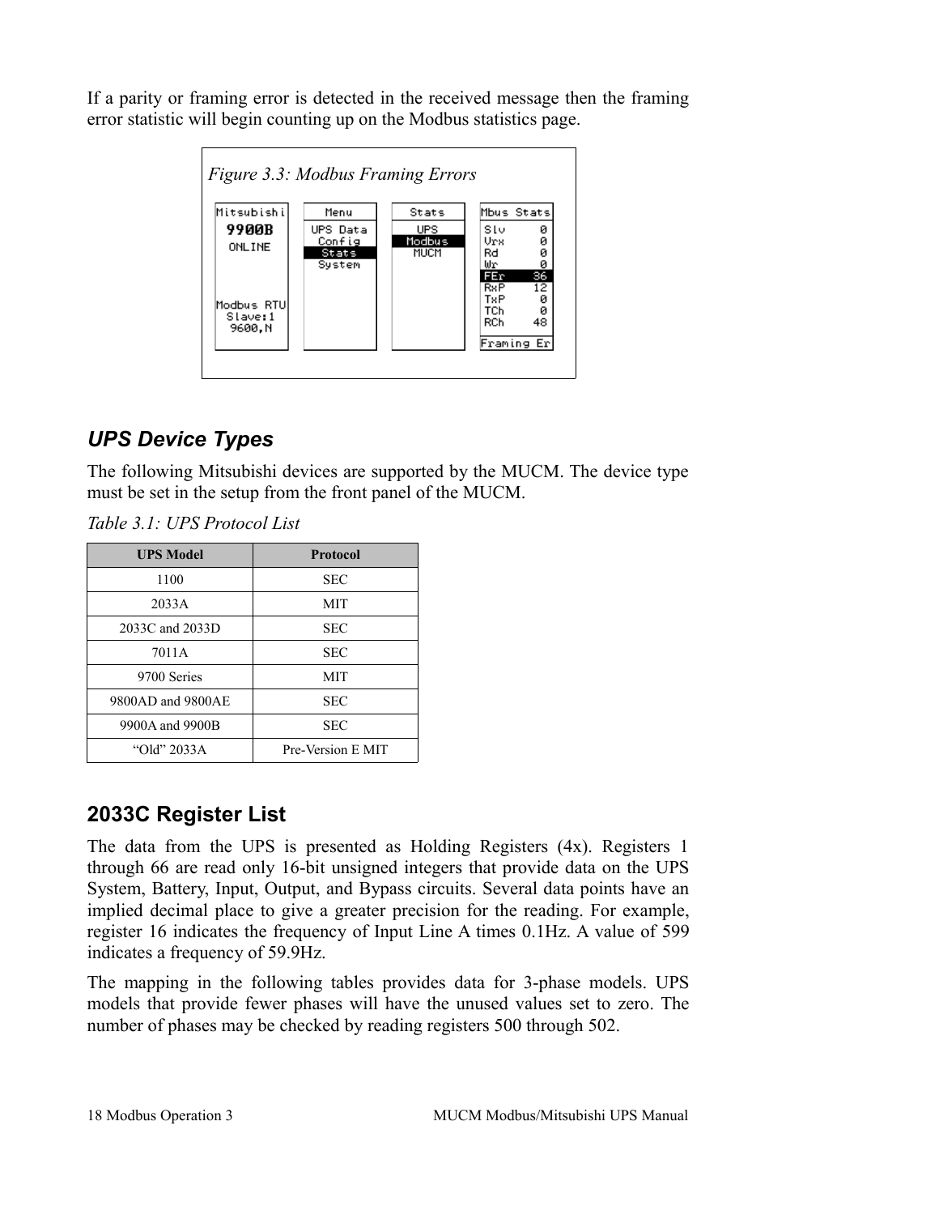If a parity or framing error is detected in the received message then the framing error statistic will begin counting up on the Modbus statistics page.

*Figure 3.3: Modbus Framing Errors*

## *UPS Device Types*

The following Mitsubishi devices are supported by the MUCM. The device type must be set in the setup from the front panel of the MUCM.

*Table 3.1: UPS Protocol List*

| UPS Model | Protocol |
|---|---|
| 1100 | SEC |
| 2033A | MIT |
| 2033C and 2033D | SEC |
| 7011A | SEC |
| 9700 Series | MIT |
| 9800AD and 9800AE | SEC |
| 9900A and 9900B | SEC |
| “Old” 2033A | Pre-Version E MIT |

## 2033C Register List

The data from the UPS is presented as Holding Registers (4x). Registers 1 through 66 are read only 16-bit unsigned integers that provide data on the UPS System, Battery, Input, Output, and Bypass circuits. Several data points have an implied decimal place to give a greater precision for the reading. For example, register 16 indicates the frequency of Input Line A times 0.1Hz. A value of 599 indicates a frequency of 59.9Hz.

The mapping in the following tables provides data for 3-phase models. UPS models that provide fewer phases will have the unused values set to zero. The number of phases may be checked by reading registers 500 through 502.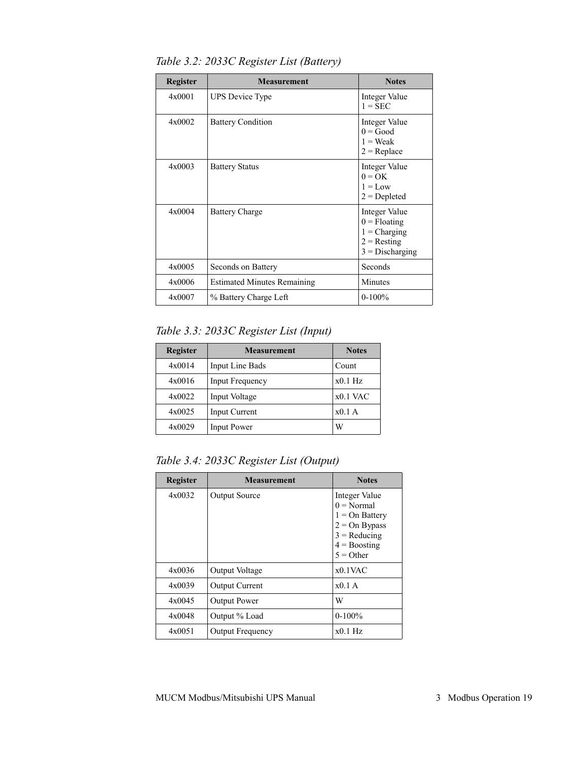*Table 3.2: 2033C Register List (Battery)*

| Register | Measurement | Notes |
|---|---|---|
| 4x0001 | UPS Device Type | Integer Value<br>1 = SEC |
| 4x0002 | Battery Condition | Integer Value<br>0 = Good<br>1 = Weak<br>2 = Replace |
| 4x0003 | Battery Status | Integer Value<br>0 = OK<br>1 = Low<br>2 = Depleted |
| 4x0004 | Battery Charge | Integer Value<br>0 = Floating<br>1 = Charging<br>2 = Resting<br>3 = Discharging |
| 4x0005 | Seconds on Battery | Seconds |
| 4x0006 | Estimated Minutes Remaining | Minutes |
| 4x0007 | % Battery Charge Left | 0-100% |

*Table 3.3: 2033C Register List (Input)*

| Register | Measurement | Notes |
|---|---|---|
| 4x0014 | Input Line Bads | Count |
| 4x0016 | Input Frequency | x0.1 Hz |
| 4x0022 | Input Voltage | x0.1 VAC |
| 4x0025 | Input Current | x0.1 A |
| 4x0029 | Input Power | W |

*Table 3.4: 2033C Register List (Output)*

| Register | Measurement | Notes |
|---|---|---|
| 4x0032 | Output Source | Integer Value<br>0 = Normal<br>1 = On Battery<br>2 = On Bypass<br>3 = Reducing<br>4 = Boosting<br>5 = Other |
| 4x0036 | Output Voltage | x0.1VAC |
| 4x0039 | Output Current | x0.1 A |
| 4x0045 | Output Power | W |
| 4x0048 | Output % Load | 0-100% |
| 4x0051 | Output Frequency | x0.1 Hz |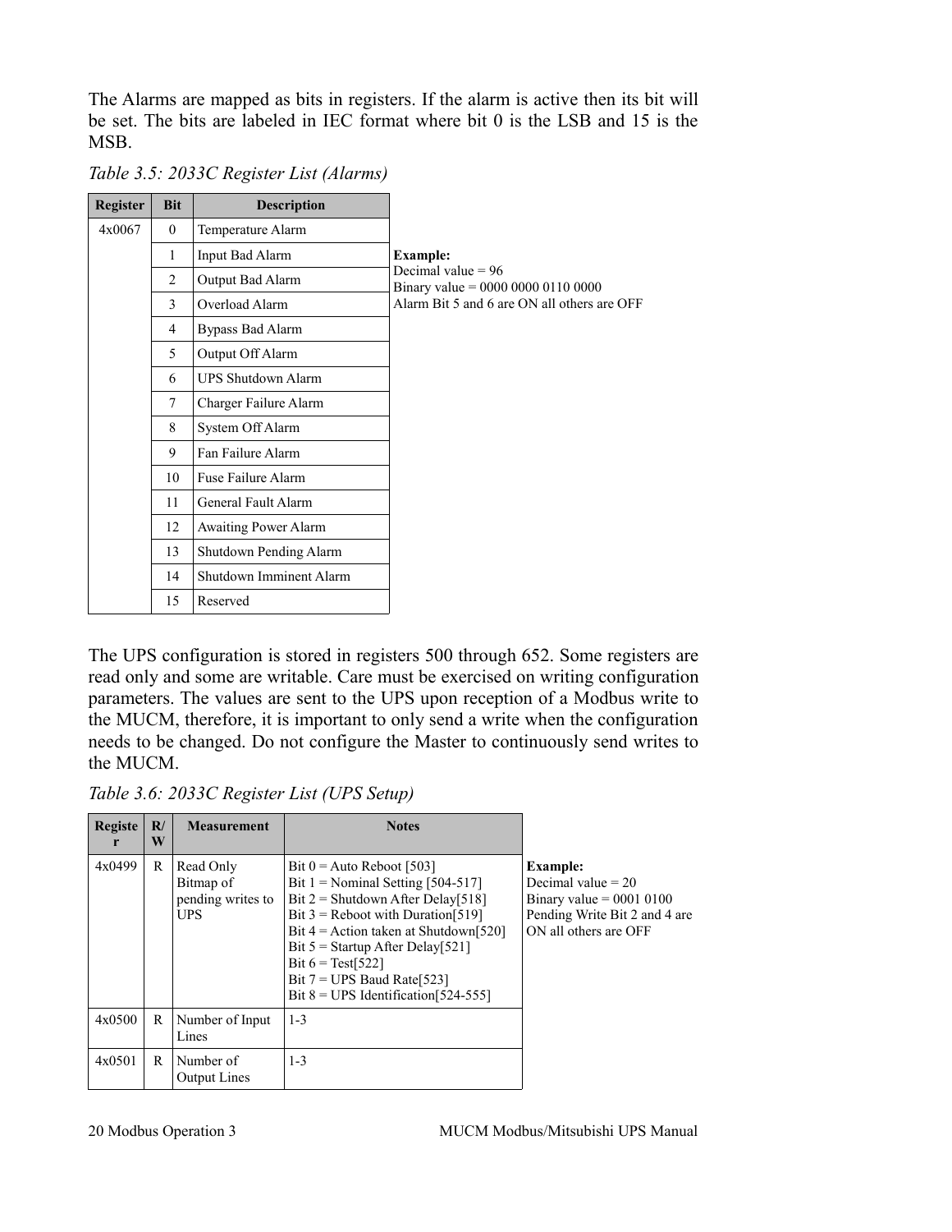The Alarms are mapped as bits in registers. If the alarm is active then its bit will be set. The bits are labeled in IEC format where bit 0 is the LSB and 15 is the MSB.

*Table 3.5: 2033C Register List (Alarms)*

| Register | Bit | Description |
|---|---|---|
| 4x0067 | 0 | Temperature Alarm |
| | 1 | Input Bad Alarm |
| | 2 | Output Bad Alarm |
| | 3 | Overload Alarm |
| | 4 | Bypass Bad Alarm |
| | 5 | Output Off Alarm |
| | 6 | UPS Shutdown Alarm |
| | 7 | Charger Failure Alarm |
| | 8 | System Off Alarm |
| | 9 | Fan Failure Alarm |
| | 10 | Fuse Failure Alarm |
| | 11 | General Fault Alarm |
| | 12 | Awaiting Power Alarm |
| | 13 | Shutdown Pending Alarm |
| | 14 | Shutdown Imminent Alarm |
| | 15 | Reserved |

**Example:**
Decimal value = 96
Binary value = 0000 0000 0110 0000
Alarm Bit 5 and 6 are ON all others are OFF

The UPS configuration is stored in registers 500 through 652. Some registers are read only and some are writable. Care must be exercised on writing configuration parameters. The values are sent to the UPS upon reception of a Modbus write to the MUCM, therefore, it is important to only send a write when the configuration needs to be changed. Do not configure the Master to continuously send writes to the MUCM.

*Table 3.6: 2033C Register List (UPS Setup)*

| Register | R/W | Measurement | Notes |
|---|---|---|---|
| 4x0499 | R | Read Only Bitmap of pending writes to UPS | Bit 0 = Auto Reboot [503]<br>Bit 1 = Nominal Setting [504-517]<br>Bit 2 = Shutdown After Delay[518]<br>Bit 3 = Reboot with Duration[519]<br>Bit 4 = Action taken at Shutdown[520]<br>Bit 5 = Startup After Delay[521]<br>Bit 6 = Test[522]<br>Bit 7 = UPS Baud Rate[523]<br>Bit 8 = UPS Identification[524-555] |
| 4x0500 | R | Number of Input Lines | 1-3 |
| 4x0501 | R | Number of Output Lines | 1-3 |

**Example:**
Decimal value = 20
Binary value = 0001 0100
Pending Write Bit 2 and 4 are ON all others are OFF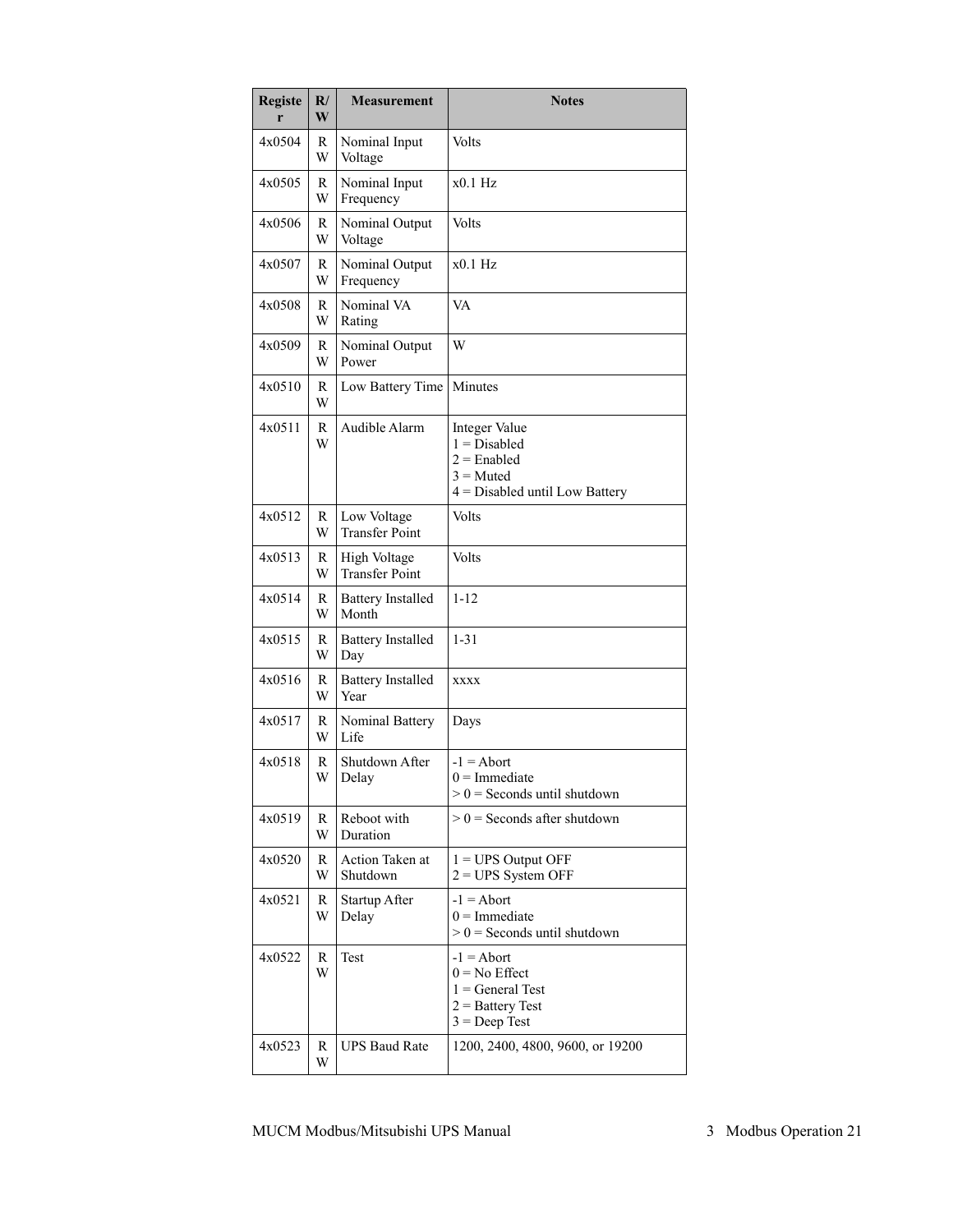| Register | R/W | Measurement | Notes |
|---|---|---|---|
| 4x0504 | RW | Nominal Input Voltage | Volts |
| 4x0505 | RW | Nominal Input Frequency | x0.1 Hz |
| 4x0506 | RW | Nominal Output Voltage | Volts |
| 4x0507 | RW | Nominal Output Frequency | x0.1 Hz |
| 4x0508 | RW | Nominal VA Rating | VA |
| 4x0509 | RW | Nominal Output Power | W |
| 4x0510 | RW | Low Battery Time | Minutes |
| 4x0511 | RW | Audible Alarm | Integer Value<br>1 = Disabled<br>2 = Enabled<br>3 = Muted<br>4 = Disabled until Low Battery |
| 4x0512 | RW | Low Voltage Transfer Point | Volts |
| 4x0513 | RW | High Voltage Transfer Point | Volts |
| 4x0514 | RW | Battery Installed Month | 1-12 |
| 4x0515 | RW | Battery Installed Day | 1-31 |
| 4x0516 | RW | Battery Installed Year | xxxx |
| 4x0517 | RW | Nominal Battery Life | Days |
| 4x0518 | RW | Shutdown After Delay | -1 = Abort<br>0 = Immediate<br>> 0 = Seconds until shutdown |
| 4x0519 | RW | Reboot with Duration | > 0 = Seconds after shutdown |
| 4x0520 | RW | Action Taken at Shutdown | 1 = UPS Output OFF<br>2 = UPS System OFF |
| 4x0521 | RW | Startup After Delay | -1 = Abort<br>0 = Immediate<br>> 0 = Seconds until shutdown |
| 4x0522 | RW | Test | -1 = Abort<br>0 = No Effect<br>1 = General Test<br>2 = Battery Test<br>3 = Deep Test |
| 4x0523 | RW | UPS Baud Rate | 1200, 2400, 4800, 9600, or 19200 |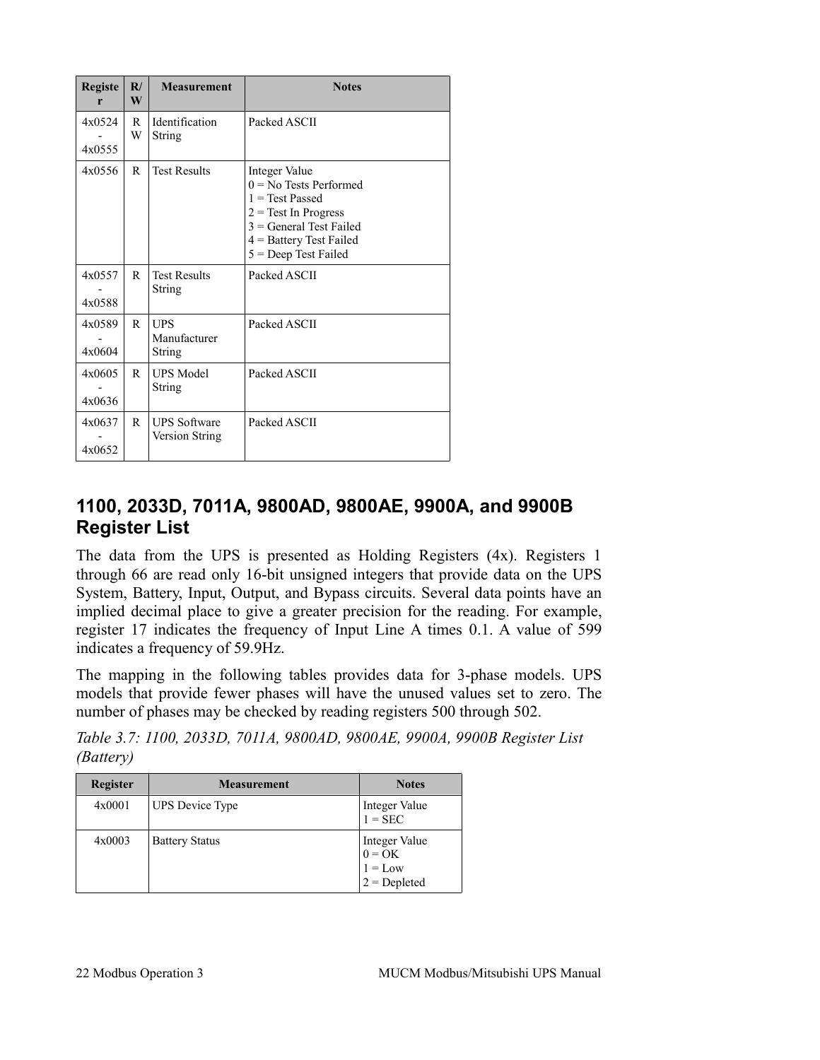| Register | R/W | Measurement | Notes |
|---|---|---|---|
| 4x0524 - 4x0555 | RW | Identification String | Packed ASCII |
| 4x0556 | R | Test Results | Integer Value<br>0 = No Tests Performed<br>1 = Test Passed<br>2 = Test In Progress<br>3 = General Test Failed<br>4 = Battery Test Failed<br>5 = Deep Test Failed |
| 4x0557 - 4x0588 | R | Test Results String | Packed ASCII |
| 4x0589 - 4x0604 | R | UPS Manufacturer String | Packed ASCII |
| 4x0605 - 4x0636 | R | UPS Model String | Packed ASCII |
| 4x0637 - 4x0652 | R | UPS Software Version String | Packed ASCII |

## 1100, 2033D, 7011A, 9800AD, 9800AE, 9900A, and 9900B Register List

The data from the UPS is presented as Holding Registers (4x). Registers 1 through 66 are read only 16-bit unsigned integers that provide data on the UPS System, Battery, Input, Output, and Bypass circuits. Several data points have an implied decimal place to give a greater precision for the reading. For example, register 17 indicates the frequency of Input Line A times 0.1. A value of 599 indicates a frequency of 59.9Hz.

The mapping in the following tables provides data for 3-phase models. UPS models that provide fewer phases will have the unused values set to zero. The number of phases may be checked by reading registers 500 through 502.

*Table 3.7: 1100, 2033D, 7011A, 9800AD, 9800AE, 9900A, 9900B Register List (Battery)*

| Register | Measurement | Notes |
|---|---|---|
| 4x0001 | UPS Device Type | Integer Value<br>1 = SEC |
| 4x0003 | Battery Status | Integer Value<br>0 = OK<br>1 = Low<br>2 = Depleted |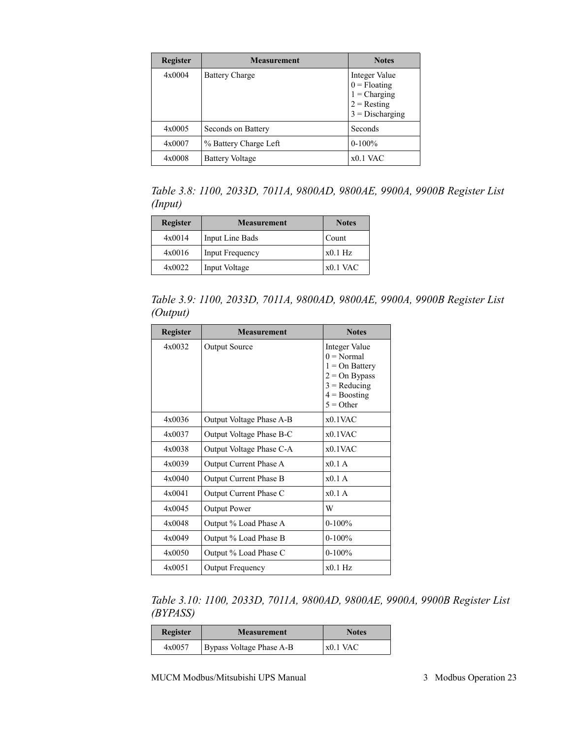| Register | Measurement | Notes |
| --- | --- | --- |
| 4x0004 | Battery Charge | Integer Value<br>0 = Floating<br>1 = Charging<br>2 = Resting<br>3 = Discharging |
| 4x0005 | Seconds on Battery | Seconds |
| 4x0007 | % Battery Charge Left | 0-100% |
| 4x0008 | Battery Voltage | x0.1 VAC |

*Table 3.8: 1100, 2033D, 7011A, 9800AD, 9800AE, 9900A, 9900B Register List (Input)*

| Register | Measurement | Notes |
| --- | --- | --- |
| 4x0014 | Input Line Bads | Count |
| 4x0016 | Input Frequency | x0.1 Hz |
| 4x0022 | Input Voltage | x0.1 VAC |

*Table 3.9: 1100, 2033D, 7011A, 9800AD, 9800AE, 9900A, 9900B Register List (Output)*

| Register | Measurement | Notes |
| --- | --- | --- |
| 4x0032 | Output Source | Integer Value<br>0 = Normal<br>1 = On Battery<br>2 = On Bypass<br>3 = Reducing<br>4 = Boosting<br>5 = Other |
| 4x0036 | Output Voltage Phase A-B | x0.1VAC |
| 4x0037 | Output Voltage Phase B-C | x0.1VAC |
| 4x0038 | Output Voltage Phase C-A | x0.1VAC |
| 4x0039 | Output Current Phase A | x0.1 A |
| 4x0040 | Output Current Phase B | x0.1 A |
| 4x0041 | Output Current Phase C | x0.1 A |
| 4x0045 | Output Power | W |
| 4x0048 | Output % Load Phase A | 0-100% |
| 4x0049 | Output % Load Phase B | 0-100% |
| 4x0050 | Output % Load Phase C | 0-100% |
| 4x0051 | Output Frequency | x0.1 Hz |

*Table 3.10: 1100, 2033D, 7011A, 9800AD, 9800AE, 9900A, 9900B Register List (BYPASS)*

| Register | Measurement | Notes |
| --- | --- | --- |
| 4x0057 | Bypass Voltage Phase A-B | x0.1 VAC |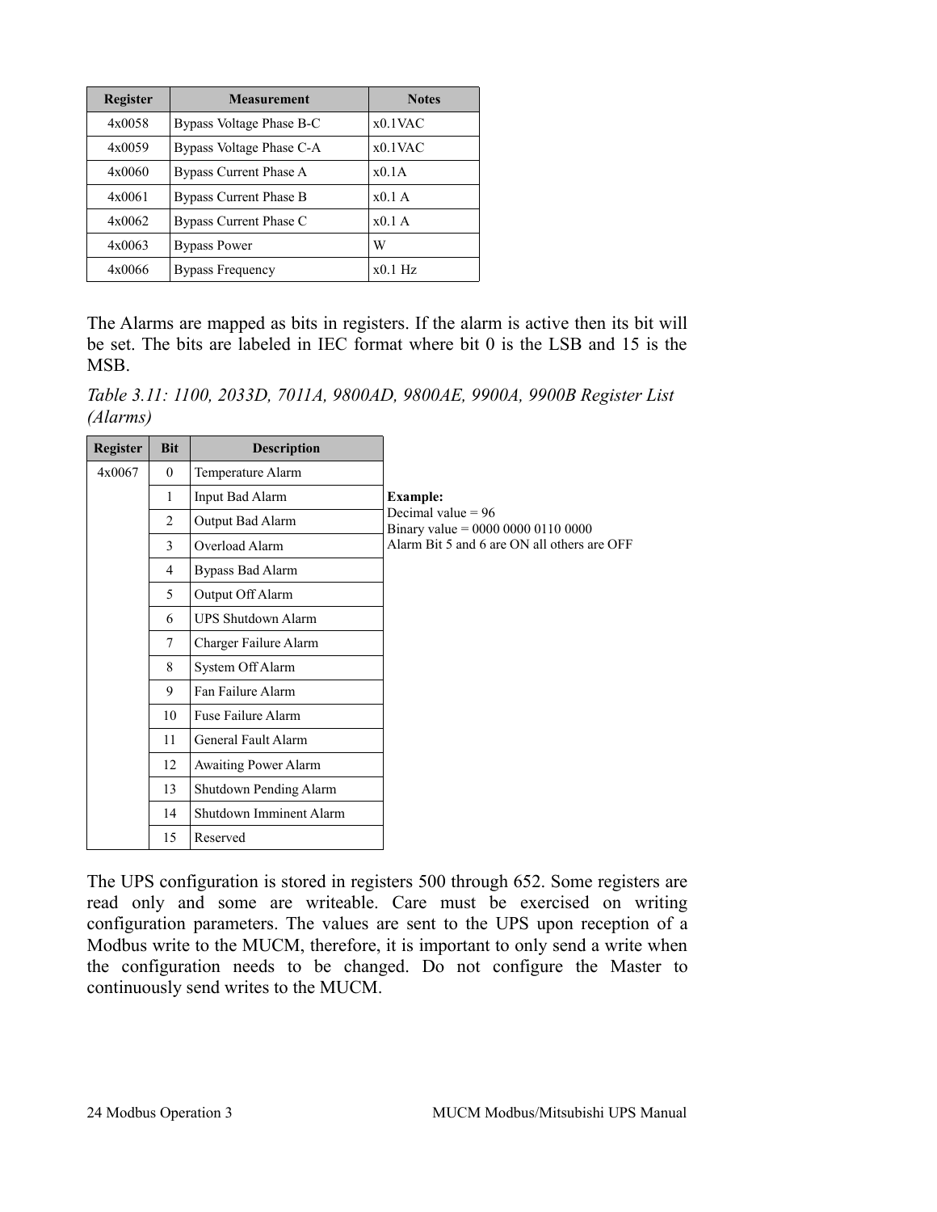| Register | Measurement | Notes |
|---|---|---|
| 4x0058 | Bypass Voltage Phase B-C | x0.1VAC |
| 4x0059 | Bypass Voltage Phase C-A | x0.1VAC |
| 4x0060 | Bypass Current Phase A | x0.1A |
| 4x0061 | Bypass Current Phase B | x0.1 A |
| 4x0062 | Bypass Current Phase C | x0.1 A |
| 4x0063 | Bypass Power | W |
| 4x0066 | Bypass Frequency | x0.1 Hz |

The Alarms are mapped as bits in registers. If the alarm is active then its bit will be set. The bits are labeled in IEC format where bit 0 is the LSB and 15 is the MSB.

*Table 3.11: 1100, 2033D, 7011A, 9800AD, 9800AE, 9900A, 9900B Register List (Alarms)*

| Register | Bit | Description |
|---|---|---|
| 4x0067 | 0 | Temperature Alarm |
| | 1 | Input Bad Alarm |
| | 2 | Output Bad Alarm |
| | 3 | Overload Alarm |
| | 4 | Bypass Bad Alarm |
| | 5 | Output Off Alarm |
| | 6 | UPS Shutdown Alarm |
| | 7 | Charger Failure Alarm |
| | 8 | System Off Alarm |
| | 9 | Fan Failure Alarm |
| | 10 | Fuse Failure Alarm |
| | 11 | General Fault Alarm |
| | 12 | Awaiting Power Alarm |
| | 13 | Shutdown Pending Alarm |
| | 14 | Shutdown Imminent Alarm |
| | 15 | Reserved |

**Example:**
Decimal value = 96
Binary value = 0000 0000 0110 0000
Alarm Bit 5 and 6 are ON all others are OFF

The UPS configuration is stored in registers 500 through 652. Some registers are read only and some are writeable. Care must be exercised on writing configuration parameters. The values are sent to the UPS upon reception of a Modbus write to the MUCM, therefore, it is important to only send a write when the configuration needs to be changed. Do not configure the Master to continuously send writes to the MUCM.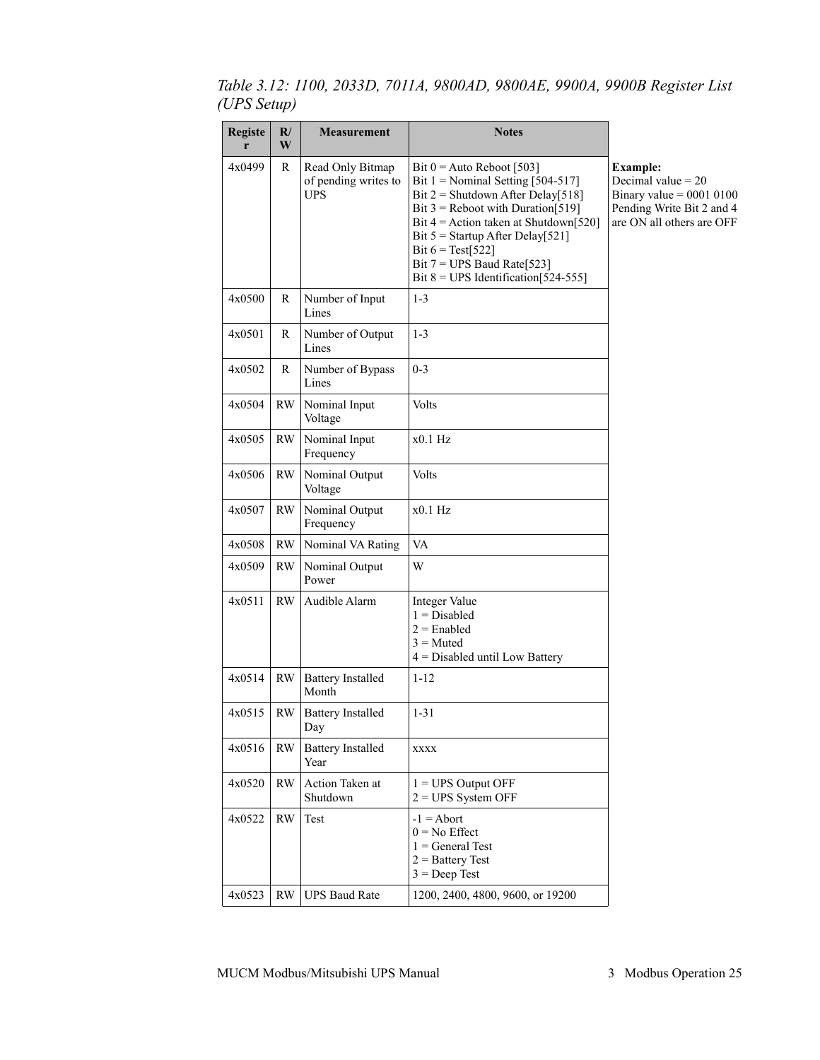*Table 3.12: 1100, 2033D, 7011A, 9800AD, 9800AE, 9900A, 9900B Register List (UPS Setup)*

| Register | R/W | Measurement | Notes |
|---|---|---|---|
| 4x0499 | R | Read Only Bitmap of pending writes to UPS | Bit 0 = Auto Reboot [503]<br>Bit 1 = Nominal Setting [504-517]<br>Bit 2 = Shutdown After Delay[518]<br>Bit 3 = Reboot with Duration[519]<br>Bit 4 = Action taken at Shutdown[520]<br>Bit 5 = Startup After Delay[521]<br>Bit 6 = Test[522]<br>Bit 7 = UPS Baud Rate[523]<br>Bit 8 = UPS Identification[524-555] |
| 4x0500 | R | Number of Input Lines | 1-3 |
| 4x0501 | R | Number of Output Lines | 1-3 |
| 4x0502 | R | Number of Bypass Lines | 0-3 |
| 4x0504 | RW | Nominal Input Voltage | Volts |
| 4x0505 | RW | Nominal Input Frequency | x0.1 Hz |
| 4x0506 | RW | Nominal Output Voltage | Volts |
| 4x0507 | RW | Nominal Output Frequency | x0.1 Hz |
| 4x0508 | RW | Nominal VA Rating | VA |
| 4x0509 | RW | Nominal Output Power | W |
| 4x0511 | RW | Audible Alarm | Integer Value<br>1 = Disabled<br>2 = Enabled<br>3 = Muted<br>4 = Disabled until Low Battery |
| 4x0514 | RW | Battery Installed Month | 1-12 |
| 4x0515 | RW | Battery Installed Day | 1-31 |
| 4x0516 | RW | Battery Installed Year | xxxx |
| 4x0520 | RW | Action Taken at Shutdown | 1 = UPS Output OFF<br>2 = UPS System OFF |
| 4x0522 | RW | Test | -1 = Abort<br>0 = No Effect<br>1 = General Test<br>2 = Battery Test<br>3 = Deep Test |
| 4x0523 | RW | UPS Baud Rate | 1200, 2400, 4800, 9600, or 19200 |

**Example:**
Decimal value = 20
Binary value = 0001 0100
Pending Write Bit 2 and 4 are ON all others are OFF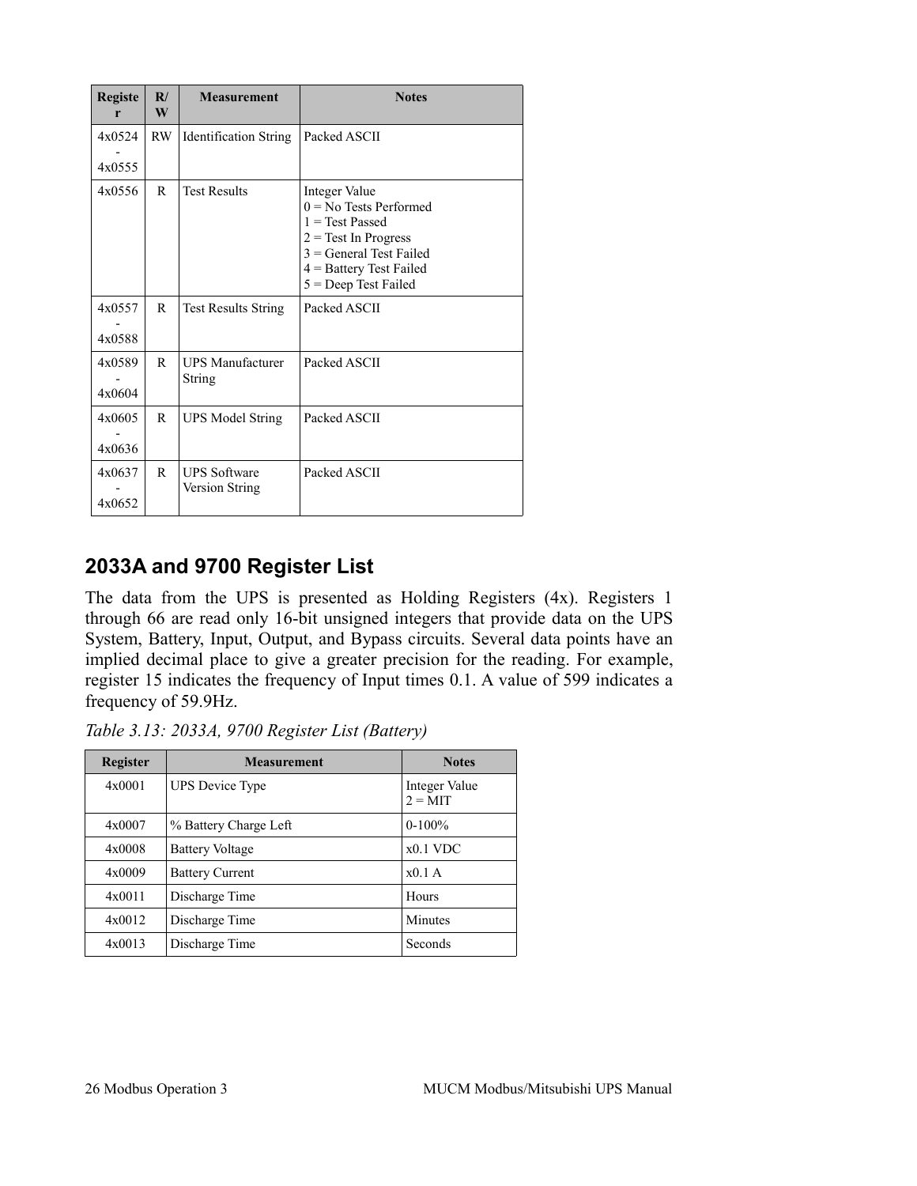| Register | R/W | Measurement | Notes |
|---|---|---|---|
| 4x0524 - 4x0555 | RW | Identification String | Packed ASCII |
| 4x0556 | R | Test Results | Integer Value<br>0 = No Tests Performed<br>1 = Test Passed<br>2 = Test In Progress<br>3 = General Test Failed<br>4 = Battery Test Failed<br>5 = Deep Test Failed |
| 4x0557 - 4x0588 | R | Test Results String | Packed ASCII |
| 4x0589 - 4x0604 | R | UPS Manufacturer String | Packed ASCII |
| 4x0605 - 4x0636 | R | UPS Model String | Packed ASCII |
| 4x0637 - 4x0652 | R | UPS Software Version String | Packed ASCII |

## 2033A and 9700 Register List

The data from the UPS is presented as Holding Registers (4x). Registers 1 through 66 are read only 16-bit unsigned integers that provide data on the UPS System, Battery, Input, Output, and Bypass circuits. Several data points have an implied decimal place to give a greater precision for the reading. For example, register 15 indicates the frequency of Input times 0.1. A value of 599 indicates a frequency of 59.9Hz.

*Table 3.13: 2033A, 9700 Register List (Battery)*

| Register | Measurement | Notes |
|---|---|---|
| 4x0001 | UPS Device Type | Integer Value<br>2 = MIT |
| 4x0007 | % Battery Charge Left | 0-100% |
| 4x0008 | Battery Voltage | x0.1 VDC |
| 4x0009 | Battery Current | x0.1 A |
| 4x0011 | Discharge Time | Hours |
| 4x0012 | Discharge Time | Minutes |
| 4x0013 | Discharge Time | Seconds |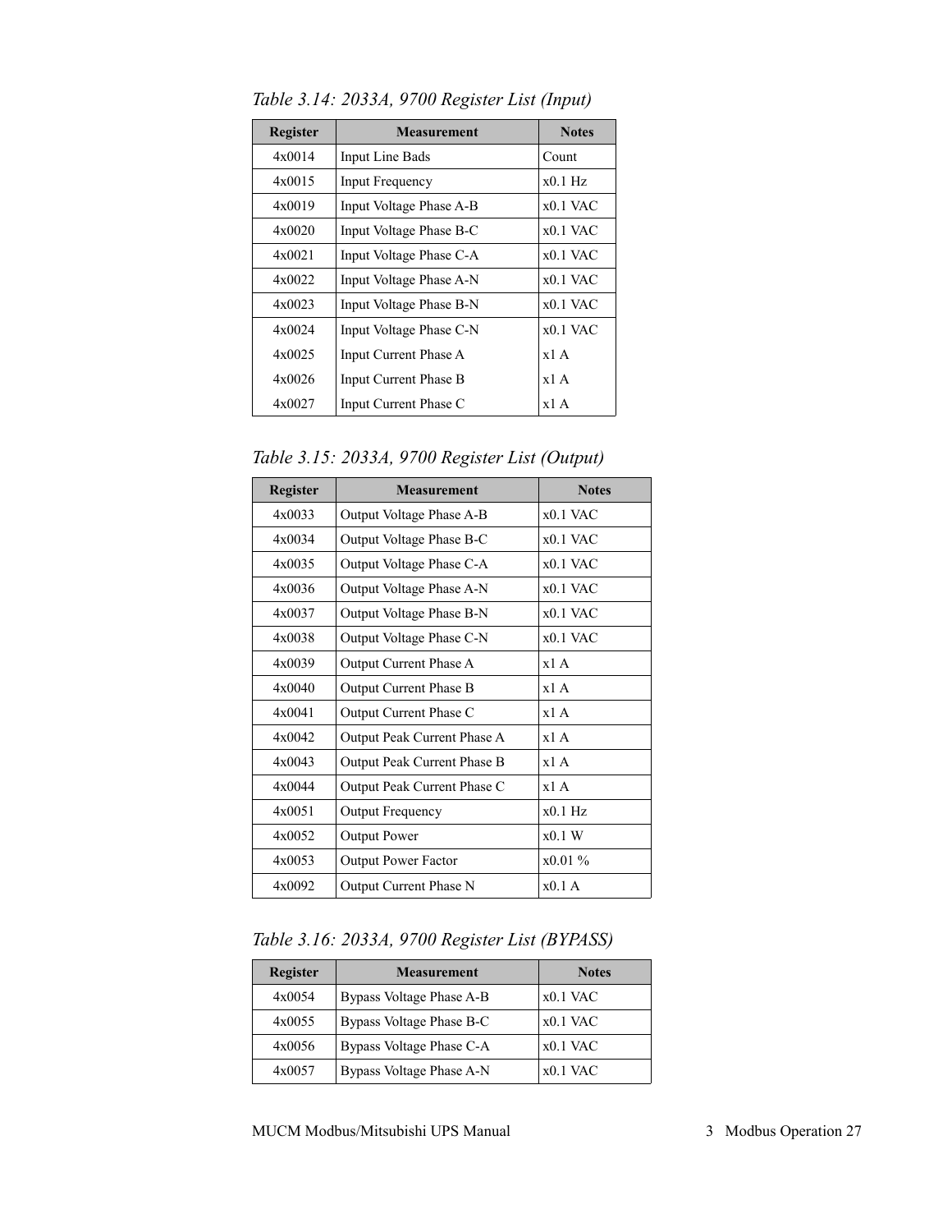*Table 3.14: 2033A, 9700 Register List (Input)*

| Register | Measurement | Notes |
|---|---|---|
| 4x0014 | Input Line Bads | Count |
| 4x0015 | Input Frequency | x0.1 Hz |
| 4x0019 | Input Voltage Phase A-B | x0.1 VAC |
| 4x0020 | Input Voltage Phase B-C | x0.1 VAC |
| 4x0021 | Input Voltage Phase C-A | x0.1 VAC |
| 4x0022 | Input Voltage Phase A-N | x0.1 VAC |
| 4x0023 | Input Voltage Phase B-N | x0.1 VAC |
| 4x0024 | Input Voltage Phase C-N | x0.1 VAC |
| 4x0025 | Input Current Phase A | x1 A |
| 4x0026 | Input Current Phase B | x1 A |
| 4x0027 | Input Current Phase C | x1 A |

*Table 3.15: 2033A, 9700 Register List (Output)*

| Register | Measurement | Notes |
|---|---|---|
| 4x0033 | Output Voltage Phase A-B | x0.1 VAC |
| 4x0034 | Output Voltage Phase B-C | x0.1 VAC |
| 4x0035 | Output Voltage Phase C-A | x0.1 VAC |
| 4x0036 | Output Voltage Phase A-N | x0.1 VAC |
| 4x0037 | Output Voltage Phase B-N | x0.1 VAC |
| 4x0038 | Output Voltage Phase C-N | x0.1 VAC |
| 4x0039 | Output Current Phase A | x1 A |
| 4x0040 | Output Current Phase B | x1 A |
| 4x0041 | Output Current Phase C | x1 A |
| 4x0042 | Output Peak Current Phase A | x1 A |
| 4x0043 | Output Peak Current Phase B | x1 A |
| 4x0044 | Output Peak Current Phase C | x1 A |
| 4x0051 | Output Frequency | x0.1 Hz |
| 4x0052 | Output Power | x0.1 W |
| 4x0053 | Output Power Factor | x0.01 % |
| 4x0092 | Output Current Phase N | x0.1 A |

*Table 3.16: 2033A, 9700 Register List (BYPASS)*

| Register | Measurement | Notes |
|---|---|---|
| 4x0054 | Bypass Voltage Phase A-B | x0.1 VAC |
| 4x0055 | Bypass Voltage Phase B-C | x0.1 VAC |
| 4x0056 | Bypass Voltage Phase C-A | x0.1 VAC |
| 4x0057 | Bypass Voltage Phase A-N | x0.1 VAC |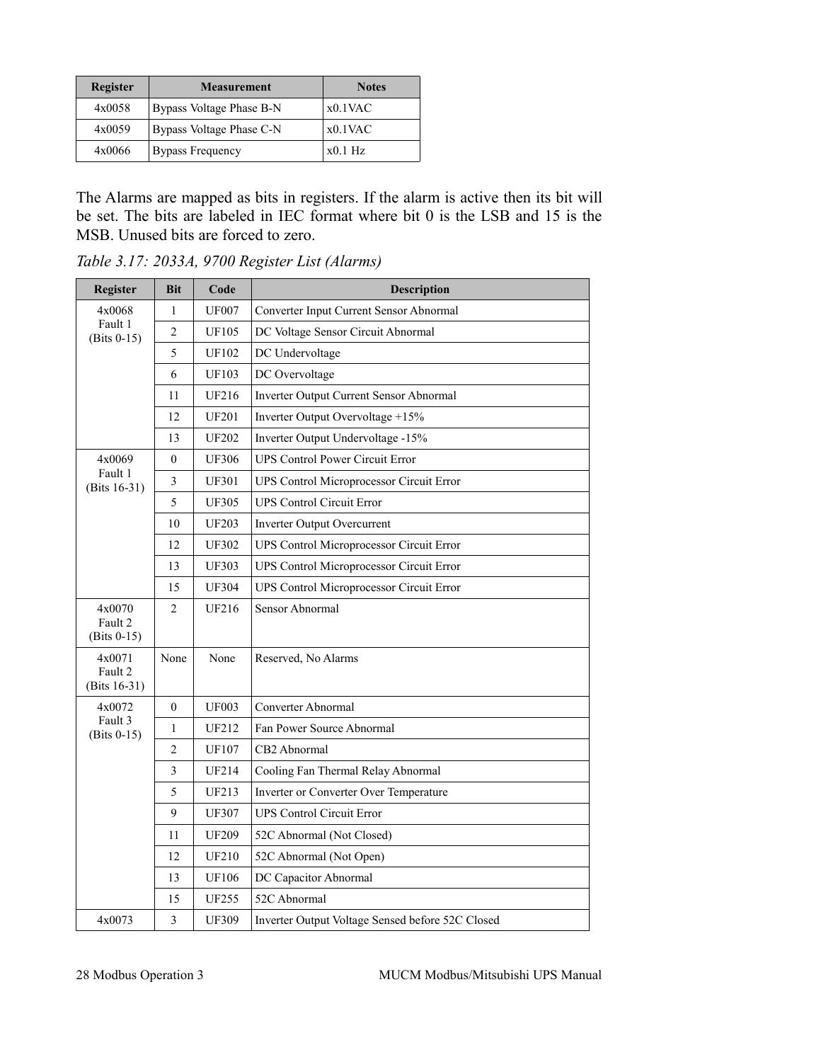| Register | Measurement | Notes |
| --- | --- | --- |
| 4x0058 | Bypass Voltage Phase B-N | x0.1VAC |
| 4x0059 | Bypass Voltage Phase C-N | x0.1VAC |
| 4x0066 | Bypass Frequency | x0.1 Hz |

The Alarms are mapped as bits in registers. If the alarm is active then its bit will be set. The bits are labeled in IEC format where bit 0 is the LSB and 15 is the MSB. Unused bits are forced to zero.

*Table 3.17: 2033A, 9700 Register List (Alarms)*

| Register | Bit | Code | Description |
| --- | --- | --- | --- |
| 4x0068 Fault 1 (Bits 0-15) | 1 | UF007 | Converter Input Current Sensor Abnormal |
| | 2 | UF105 | DC Voltage Sensor Circuit Abnormal |
| | 5 | UF102 | DC Undervoltage |
| | 6 | UF103 | DC Overvoltage |
| | 11 | UF216 | Inverter Output Current Sensor Abnormal |
| | 12 | UF201 | Inverter Output Overvoltage +15% |
| | 13 | UF202 | Inverter Output Undervoltage -15% |
| 4x0069 Fault 1 (Bits 16-31) | 0 | UF306 | UPS Control Power Circuit Error |
| | 3 | UF301 | UPS Control Microprocessor Circuit Error |
| | 5 | UF305 | UPS Control Circuit Error |
| | 10 | UF203 | Inverter Output Overcurrent |
| | 12 | UF302 | UPS Control Microprocessor Circuit Error |
| | 13 | UF303 | UPS Control Microprocessor Circuit Error |
| | 15 | UF304 | UPS Control Microprocessor Circuit Error |
| 4x0070 Fault 2 (Bits 0-15) | 2 | UF216 | Sensor Abnormal |
| 4x0071 Fault 2 (Bits 16-31) | None | None | Reserved, No Alarms |
| 4x0072 Fault 3 (Bits 0-15) | 0 | UF003 | Converter Abnormal |
| | 1 | UF212 | Fan Power Source Abnormal |
| | 2 | UF107 | CB2 Abnormal |
| | 3 | UF214 | Cooling Fan Thermal Relay Abnormal |
| | 5 | UF213 | Inverter or Converter Over Temperature |
| | 9 | UF307 | UPS Control Circuit Error |
| | 11 | UF209 | 52C Abnormal (Not Closed) |
| | 12 | UF210 | 52C Abnormal (Not Open) |
| | 13 | UF106 | DC Capacitor Abnormal |
| | 15 | UF255 | 52C Abnormal |
| 4x0073 | 3 | UF309 | Inverter Output Voltage Sensed before 52C Closed |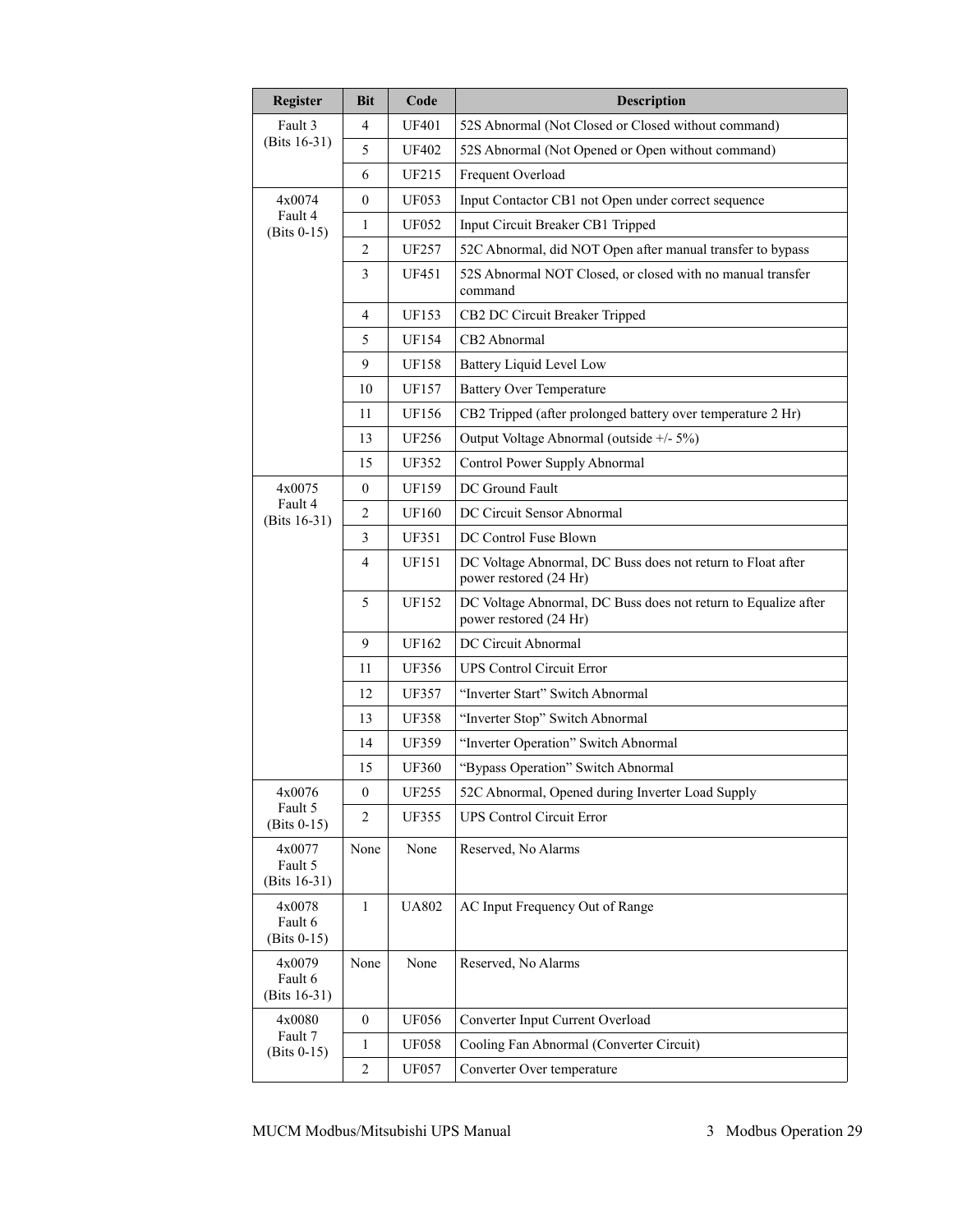| Register | Bit | Code | Description |
|---|---|---|---|
| Fault 3 (Bits 16-31) | 4 | UF401 | 52S Abnormal (Not Closed or Closed without command) |
| | 5 | UF402 | 52S Abnormal (Not Opened or Open without command) |
| | 6 | UF215 | Frequent Overload |
| 4x0074 Fault 4 (Bits 0-15) | 0 | UF053 | Input Contactor CB1 not Open under correct sequence |
| | 1 | UF052 | Input Circuit Breaker CB1 Tripped |
| | 2 | UF257 | 52C Abnormal, did NOT Open after manual transfer to bypass |
| | 3 | UF451 | 52S Abnormal NOT Closed, or closed with no manual transfer command |
| | 4 | UF153 | CB2 DC Circuit Breaker Tripped |
| | 5 | UF154 | CB2 Abnormal |
| | 9 | UF158 | Battery Liquid Level Low |
| | 10 | UF157 | Battery Over Temperature |
| | 11 | UF156 | CB2 Tripped (after prolonged battery over temperature 2 Hr) |
| | 13 | UF256 | Output Voltage Abnormal (outside +/- 5%) |
| | 15 | UF352 | Control Power Supply Abnormal |
| 4x0075 Fault 4 (Bits 16-31) | 0 | UF159 | DC Ground Fault |
| | 2 | UF160 | DC Circuit Sensor Abnormal |
| | 3 | UF351 | DC Control Fuse Blown |
| | 4 | UF151 | DC Voltage Abnormal, DC Buss does not return to Float after power restored (24 Hr) |
| | 5 | UF152 | DC Voltage Abnormal, DC Buss does not return to Equalize after power restored (24 Hr) |
| | 9 | UF162 | DC Circuit Abnormal |
| | 11 | UF356 | UPS Control Circuit Error |
| | 12 | UF357 | "Inverter Start" Switch Abnormal |
| | 13 | UF358 | "Inverter Stop" Switch Abnormal |
| | 14 | UF359 | "Inverter Operation" Switch Abnormal |
| | 15 | UF360 | "Bypass Operation" Switch Abnormal |
| 4x0076 Fault 5 (Bits 0-15) | 0 | UF255 | 52C Abnormal, Opened during Inverter Load Supply |
| | 2 | UF355 | UPS Control Circuit Error |
| 4x0077 Fault 5 (Bits 16-31) | None | None | Reserved, No Alarms |
| 4x0078 Fault 6 (Bits 0-15) | 1 | UA802 | AC Input Frequency Out of Range |
| 4x0079 Fault 6 (Bits 16-31) | None | None | Reserved, No Alarms |
| 4x0080 Fault 7 (Bits 0-15) | 0 | UF056 | Converter Input Current Overload |
| | 1 | UF058 | Cooling Fan Abnormal (Converter Circuit) |
| | 2 | UF057 | Converter Over temperature |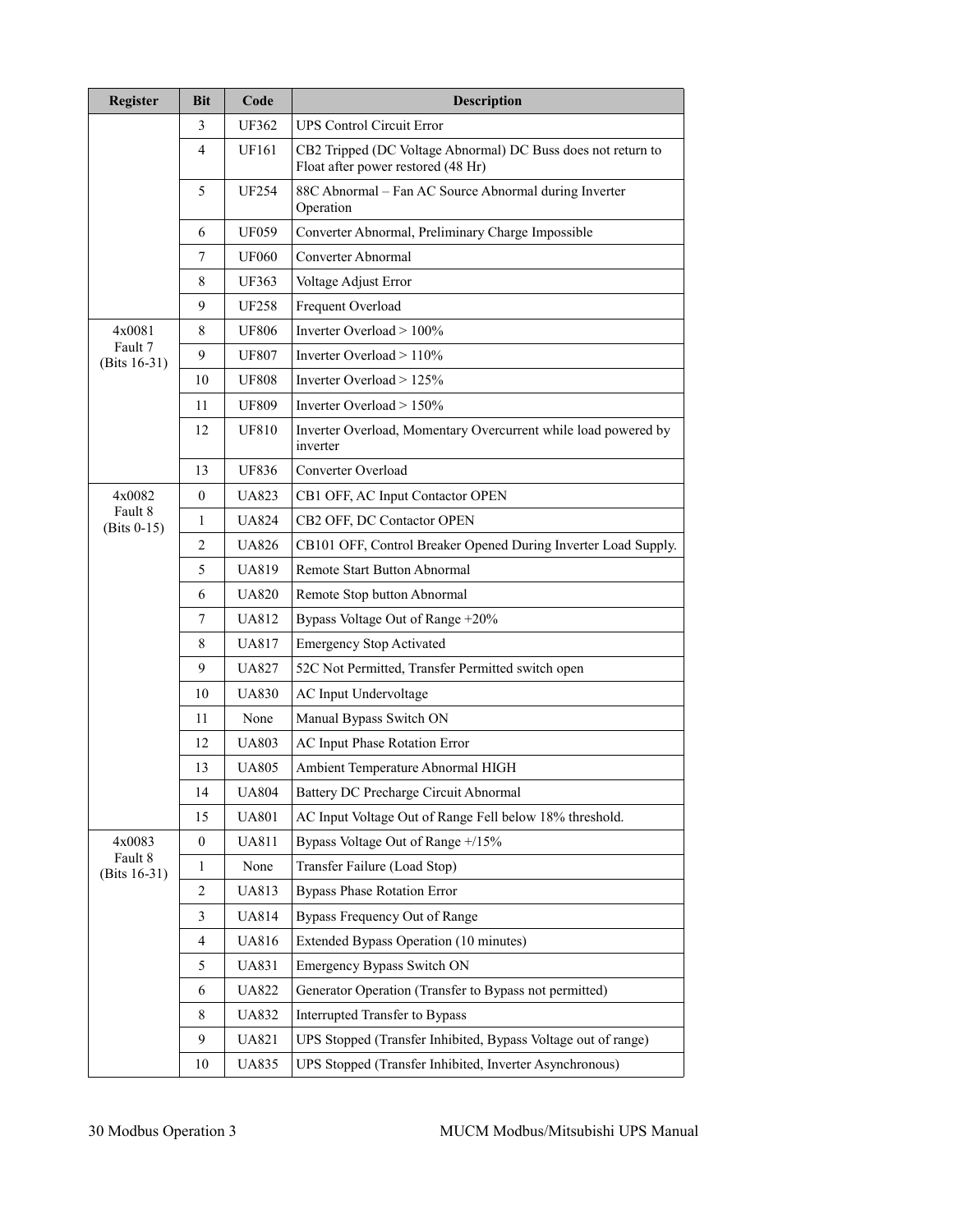| Register | Bit | Code | Description |
|---|---|---|---|
| | 3 | UF362 | UPS Control Circuit Error |
| | 4 | UF161 | CB2 Tripped (DC Voltage Abnormal) DC Buss does not return to Float after power restored (48 Hr) |
| | 5 | UF254 | 88C Abnormal – Fan AC Source Abnormal during Inverter Operation |
| | 6 | UF059 | Converter Abnormal, Preliminary Charge Impossible |
| | 7 | UF060 | Converter Abnormal |
| | 8 | UF363 | Voltage Adjust Error |
| | 9 | UF258 | Frequent Overload |
| 4x0081 Fault 7 (Bits 16-31) | 8 | UF806 | Inverter Overload > 100% |
| | 9 | UF807 | Inverter Overload > 110% |
| | 10 | UF808 | Inverter Overload > 125% |
| | 11 | UF809 | Inverter Overload > 150% |
| | 12 | UF810 | Inverter Overload, Momentary Overcurrent while load powered by inverter |
| | 13 | UF836 | Converter Overload |
| 4x0082 Fault 8 (Bits 0-15) | 0 | UA823 | CB1 OFF, AC Input Contactor OPEN |
| | 1 | UA824 | CB2 OFF, DC Contactor OPEN |
| | 2 | UA826 | CB101 OFF, Control Breaker Opened During Inverter Load Supply. |
| | 5 | UA819 | Remote Start Button Abnormal |
| | 6 | UA820 | Remote Stop button Abnormal |
| | 7 | UA812 | Bypass Voltage Out of Range +20% |
| | 8 | UA817 | Emergency Stop Activated |
| | 9 | UA827 | 52C Not Permitted, Transfer Permitted switch open |
| | 10 | UA830 | AC Input Undervoltage |
| | 11 | None | Manual Bypass Switch ON |
| | 12 | UA803 | AC Input Phase Rotation Error |
| | 13 | UA805 | Ambient Temperature Abnormal HIGH |
| | 14 | UA804 | Battery DC Precharge Circuit Abnormal |
| | 15 | UA801 | AC Input Voltage Out of Range Fell below 18% threshold. |
| 4x0083 Fault 8 (Bits 16-31) | 0 | UA811 | Bypass Voltage Out of Range +/15% |
| | 1 | None | Transfer Failure (Load Stop) |
| | 2 | UA813 | Bypass Phase Rotation Error |
| | 3 | UA814 | Bypass Frequency Out of Range |
| | 4 | UA816 | Extended Bypass Operation (10 minutes) |
| | 5 | UA831 | Emergency Bypass Switch ON |
| | 6 | UA822 | Generator Operation (Transfer to Bypass not permitted) |
| | 8 | UA832 | Interrupted Transfer to Bypass |
| | 9 | UA821 | UPS Stopped (Transfer Inhibited, Bypass Voltage out of range) |
| | 10 | UA835 | UPS Stopped (Transfer Inhibited, Inverter Asynchronous) |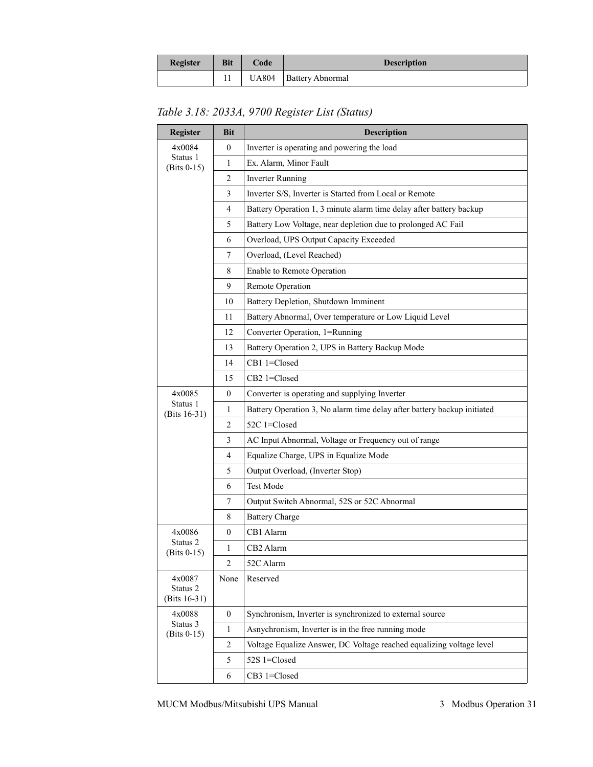| Register | Bit | Code | Description |
|---|---|---|---|
| | 11 | UA804 | Battery Abnormal |

*Table 3.18: 2033A, 9700 Register List (Status)*

| Register | Bit | Description |
|---|---|---|
| 4x0084 Status 1 (Bits 0-15) | 0 | Inverter is operating and powering the load |
| | 1 | Ex. Alarm, Minor Fault |
| | 2 | Inverter Running |
| | 3 | Inverter S/S, Inverter is Started from Local or Remote |
| | 4 | Battery Operation 1, 3 minute alarm time delay after battery backup |
| | 5 | Battery Low Voltage, near depletion due to prolonged AC Fail |
| | 6 | Overload, UPS Output Capacity Exceeded |
| | 7 | Overload, (Level Reached) |
| | 8 | Enable to Remote Operation |
| | 9 | Remote Operation |
| | 10 | Battery Depletion, Shutdown Imminent |
| | 11 | Battery Abnormal, Over temperature or Low Liquid Level |
| | 12 | Converter Operation, 1=Running |
| | 13 | Battery Operation 2, UPS in Battery Backup Mode |
| | 14 | CB1 1=Closed |
| | 15 | CB2 1=Closed |
| 4x0085 Status 1 (Bits 16-31) | 0 | Converter is operating and supplying Inverter |
| | 1 | Battery Operation 3, No alarm time delay after battery backup initiated |
| | 2 | 52C 1=Closed |
| | 3 | AC Input Abnormal, Voltage or Frequency out of range |
| | 4 | Equalize Charge, UPS in Equalize Mode |
| | 5 | Output Overload, (Inverter Stop) |
| | 6 | Test Mode |
| | 7 | Output Switch Abnormal, 52S or 52C Abnormal |
| | 8 | Battery Charge |
| 4x0086 Status 2 (Bits 0-15) | 0 | CB1 Alarm |
| | 1 | CB2 Alarm |
| | 2 | 52C Alarm |
| 4x0087 Status 2 (Bits 16-31) | None | Reserved |
| 4x0088 Status 3 (Bits 0-15) | 0 | Synchronism, Inverter is synchronized to external source |
| | 1 | Asynchronism, Inverter is in the free running mode |
| | 2 | Voltage Equalize Answer, DC Voltage reached equalizing voltage level |
| | 5 | 52S 1=Closed |
| | 6 | CB3 1=Closed |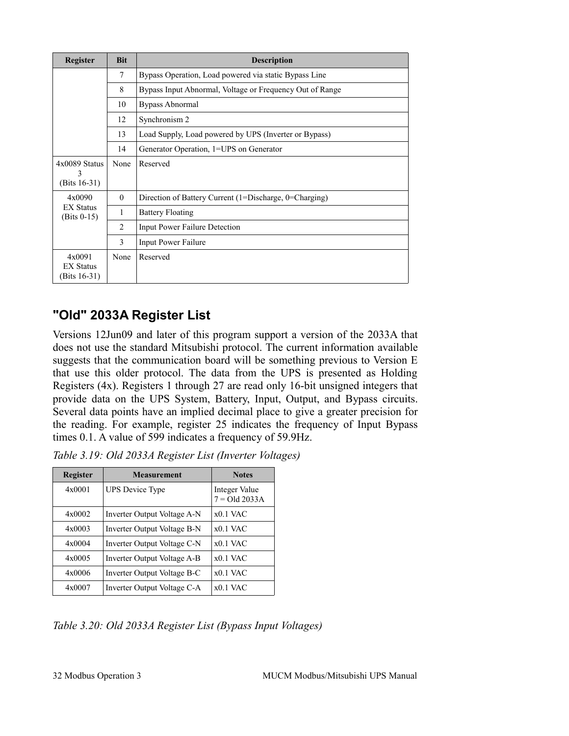| Register | Bit | Description |
|---|---|---|
| | 7 | Bypass Operation, Load powered via static Bypass Line |
| | 8 | Bypass Input Abnormal, Voltage or Frequency Out of Range |
| | 10 | Bypass Abnormal |
| | 12 | Synchronism 2 |
| | 13 | Load Supply, Load powered by UPS (Inverter or Bypass) |
| | 14 | Generator Operation, 1=UPS on Generator |
| 4x0089 Status 3 (Bits 16-31) | None | Reserved |
| 4x0090 EX Status (Bits 0-15) | 0 | Direction of Battery Current (1=Discharge, 0=Charging) |
| | 1 | Battery Floating |
| | 2 | Input Power Failure Detection |
| | 3 | Input Power Failure |
| 4x0091 EX Status (Bits 16-31) | None | Reserved |

## "Old" 2033A Register List

Versions 12Jun09 and later of this program support a version of the 2033A that does not use the standard Mitsubishi protocol. The current information available suggests that the communication board will be something previous to Version E that use this older protocol. The data from the UPS is presented as Holding Registers (4x). Registers 1 through 27 are read only 16-bit unsigned integers that provide data on the UPS System, Battery, Input, Output, and Bypass circuits. Several data points have an implied decimal place to give a greater precision for the reading. For example, register 25 indicates the frequency of Input Bypass times 0.1. A value of 599 indicates a frequency of 59.9Hz.

*Table 3.19: Old 2033A Register List (Inverter Voltages)*

| Register | Measurement | Notes |
|---|---|---|
| 4x0001 | UPS Device Type | Integer Value 7 = Old 2033A |
| 4x0002 | Inverter Output Voltage A-N | x0.1 VAC |
| 4x0003 | Inverter Output Voltage B-N | x0.1 VAC |
| 4x0004 | Inverter Output Voltage C-N | x0.1 VAC |
| 4x0005 | Inverter Output Voltage A-B | x0.1 VAC |
| 4x0006 | Inverter Output Voltage B-C | x0.1 VAC |
| 4x0007 | Inverter Output Voltage C-A | x0.1 VAC |

*Table 3.20: Old 2033A Register List (Bypass Input Voltages)*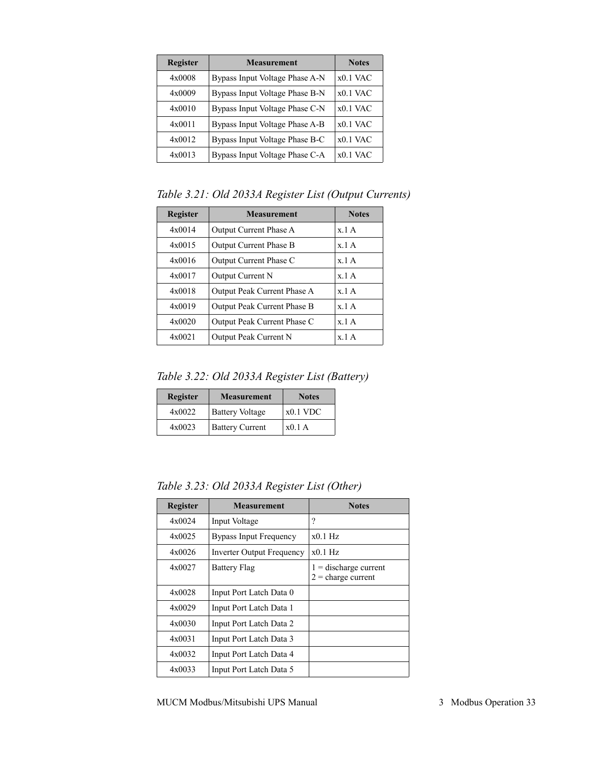| Register | Measurement | Notes |
|---|---|---|
| 4x0008 | Bypass Input Voltage Phase A-N | x0.1 VAC |
| 4x0009 | Bypass Input Voltage Phase B-N | x0.1 VAC |
| 4x0010 | Bypass Input Voltage Phase C-N | x0.1 VAC |
| 4x0011 | Bypass Input Voltage Phase A-B | x0.1 VAC |
| 4x0012 | Bypass Input Voltage Phase B-C | x0.1 VAC |
| 4x0013 | Bypass Input Voltage Phase C-A | x0.1 VAC |

*Table 3.21: Old 2033A Register List (Output Currents)*

| Register | Measurement | Notes |
|---|---|---|
| 4x0014 | Output Current Phase A | x.1 A |
| 4x0015 | Output Current Phase B | x.1 A |
| 4x0016 | Output Current Phase C | x.1 A |
| 4x0017 | Output Current N | x.1 A |
| 4x0018 | Output Peak Current Phase A | x.1 A |
| 4x0019 | Output Peak Current Phase B | x.1 A |
| 4x0020 | Output Peak Current Phase C | x.1 A |
| 4x0021 | Output Peak Current N | x.1 A |

*Table 3.22: Old 2033A Register List (Battery)*

| Register | Measurement | Notes |
|---|---|---|
| 4x0022 | Battery Voltage | x0.1 VDC |
| 4x0023 | Battery Current | x0.1 A |

*Table 3.23: Old 2033A Register List (Other)*

| Register | Measurement | Notes |
|---|---|---|
| 4x0024 | Input Voltage | ? |
| 4x0025 | Bypass Input Frequency | x0.1 Hz |
| 4x0026 | Inverter Output Frequency | x0.1 Hz |
| 4x0027 | Battery Flag | 1 = discharge current<br>2 = charge current |
| 4x0028 | Input Port Latch Data 0 | |
| 4x0029 | Input Port Latch Data 1 | |
| 4x0030 | Input Port Latch Data 2 | |
| 4x0031 | Input Port Latch Data 3 | |
| 4x0032 | Input Port Latch Data 4 | |
| 4x0033 | Input Port Latch Data 5 | |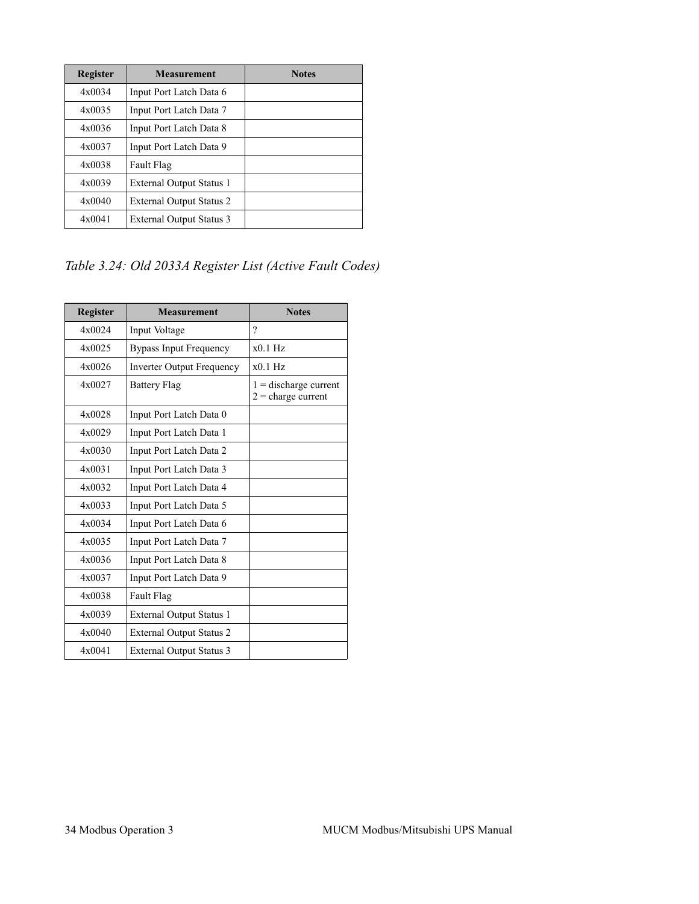| Register | Measurement | Notes |
|---|---|---|
| 4x0034 | Input Port Latch Data 6 | |
| 4x0035 | Input Port Latch Data 7 | |
| 4x0036 | Input Port Latch Data 8 | |
| 4x0037 | Input Port Latch Data 9 | |
| 4x0038 | Fault Flag | |
| 4x0039 | External Output Status 1 | |
| 4x0040 | External Output Status 2 | |
| 4x0041 | External Output Status 3 | |

*Table 3.24: Old 2033A Register List (Active Fault Codes)*

| Register | Measurement | Notes |
|---|---|---|
| 4x0024 | Input Voltage | ? |
| 4x0025 | Bypass Input Frequency | x0.1 Hz |
| 4x0026 | Inverter Output Frequency | x0.1 Hz |
| 4x0027 | Battery Flag | 1 = discharge current<br>2 = charge current |
| 4x0028 | Input Port Latch Data 0 | |
| 4x0029 | Input Port Latch Data 1 | |
| 4x0030 | Input Port Latch Data 2 | |
| 4x0031 | Input Port Latch Data 3 | |
| 4x0032 | Input Port Latch Data 4 | |
| 4x0033 | Input Port Latch Data 5 | |
| 4x0034 | Input Port Latch Data 6 | |
| 4x0035 | Input Port Latch Data 7 | |
| 4x0036 | Input Port Latch Data 8 | |
| 4x0037 | Input Port Latch Data 9 | |
| 4x0038 | Fault Flag | |
| 4x0039 | External Output Status 1 | |
| 4x0040 | External Output Status 2 | |
| 4x0041 | External Output Status 3 | |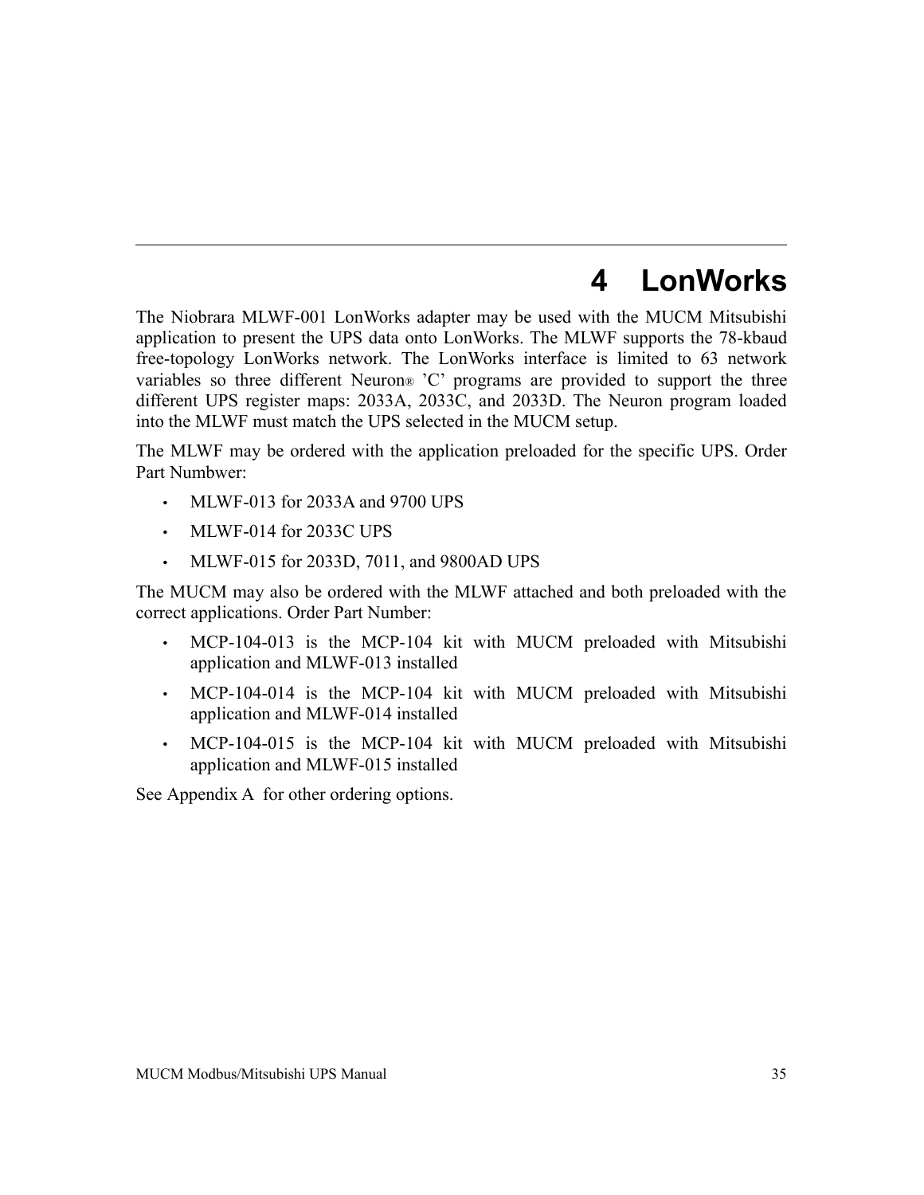# 4 LonWorks

The Niobrara MLWF-001 LonWorks adapter may be used with the MUCM Mitsubishi application to present the UPS data onto LonWorks. The MLWF supports the 78-kbaud free-topology LonWorks network. The LonWorks interface is limited to 63 network variables so three different Neuron® 'C' programs are provided to support the three different UPS register maps: 2033A, 2033C, and 2033D. The Neuron program loaded into the MLWF must match the UPS selected in the MUCM setup.

The MLWF may be ordered with the application preloaded for the specific UPS. Order Part Numbwer:

- MLWF-013 for 2033A and 9700 UPS
- MLWF-014 for 2033C UPS
- MLWF-015 for 2033D, 7011, and 9800AD UPS

The MUCM may also be ordered with the MLWF attached and both preloaded with the correct applications. Order Part Number:

- MCP-104-013 is the MCP-104 kit with MUCM preloaded with Mitsubishi application and MLWF-013 installed
- MCP-104-014 is the MCP-104 kit with MUCM preloaded with Mitsubishi application and MLWF-014 installed
- MCP-104-015 is the MCP-104 kit with MUCM preloaded with Mitsubishi application and MLWF-015 installed

See Appendix A for other ordering options.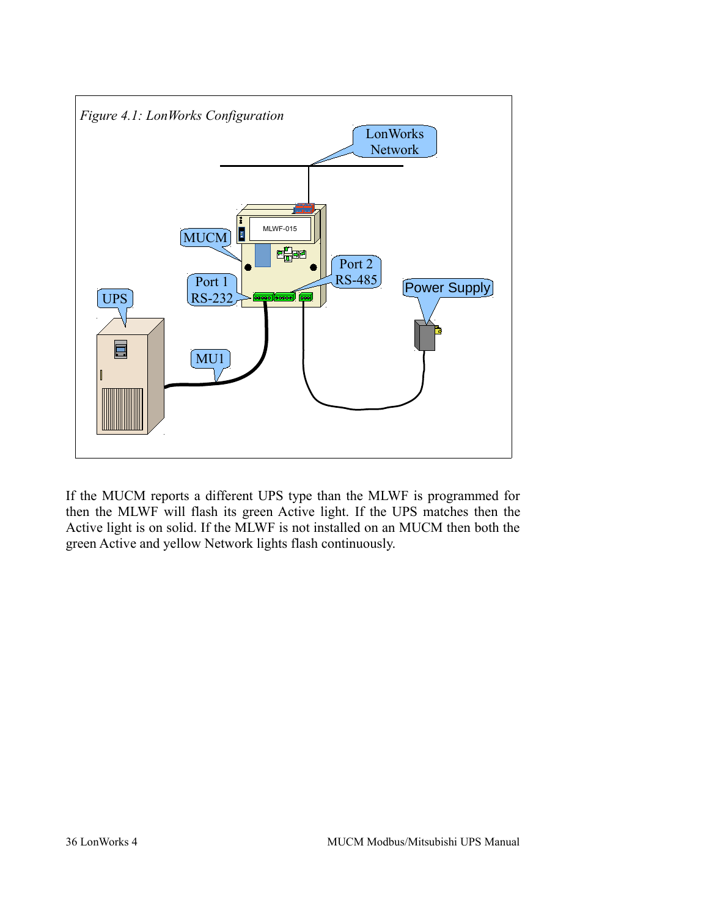*Figure 4.1: LonWorks Configuration*

If the MUCM reports a different UPS type than the MLWF is programmed for then the MLWF will flash its green Active light. If the UPS matches then the Active light is on solid. If the MLWF is not installed on an MUCM then both the green Active and yellow Network lights flash continuously.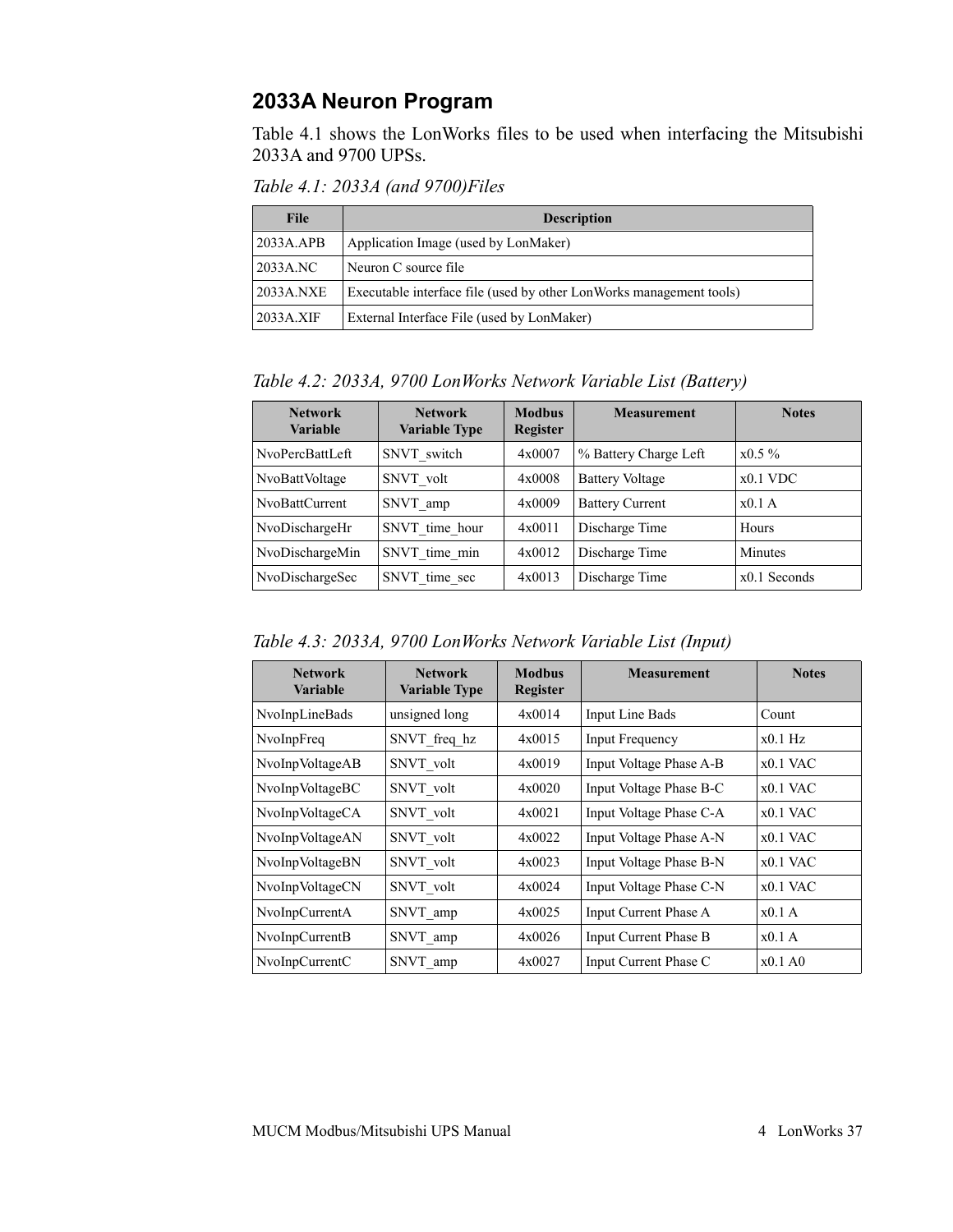## 2033A Neuron Program

Table 4.1 shows the LonWorks files to be used when interfacing the Mitsubishi 2033A and 9700 UPSs.

*Table 4.1: 2033A (and 9700)Files*

| File | Description |
|---|---|
| 2033A.APB | Application Image (used by LonMaker) |
| 2033A.NC | Neuron C source file |
| 2033A.NXE | Executable interface file (used by other LonWorks management tools) |
| 2033A.XIF | External Interface File (used by LonMaker) |

*Table 4.2: 2033A, 9700 LonWorks Network Variable List (Battery)*

| Network Variable | Network Variable Type | Modbus Register | Measurement | Notes |
|---|---|---|---|---|
| NvoPercBattLeft | SNVT_switch | 4x0007 | % Battery Charge Left | x0.5 % |
| NvoBattVoltage | SNVT_volt | 4x0008 | Battery Voltage | x0.1 VDC |
| NvoBattCurrent | SNVT_amp | 4x0009 | Battery Current | x0.1 A |
| NvoDischargeHr | SNVT_time_hour | 4x0011 | Discharge Time | Hours |
| NvoDischargeMin | SNVT_time_min | 4x0012 | Discharge Time | Minutes |
| NvoDischargeSec | SNVT_time_sec | 4x0013 | Discharge Time | x0.1 Seconds |

*Table 4.3: 2033A, 9700 LonWorks Network Variable List (Input)*

| Network Variable | Network Variable Type | Modbus Register | Measurement | Notes |
|---|---|---|---|---|
| NvoInpLineBads | unsigned long | 4x0014 | Input Line Bads | Count |
| NvoInpFreq | SNVT_freq_hz | 4x0015 | Input Frequency | x0.1 Hz |
| NvoInpVoltageAB | SNVT_volt | 4x0019 | Input Voltage Phase A-B | x0.1 VAC |
| NvoInpVoltageBC | SNVT_volt | 4x0020 | Input Voltage Phase B-C | x0.1 VAC |
| NvoInpVoltageCA | SNVT_volt | 4x0021 | Input Voltage Phase C-A | x0.1 VAC |
| NvoInpVoltageAN | SNVT_volt | 4x0022 | Input Voltage Phase A-N | x0.1 VAC |
| NvoInpVoltageBN | SNVT_volt | 4x0023 | Input Voltage Phase B-N | x0.1 VAC |
| NvoInpVoltageCN | SNVT_volt | 4x0024 | Input Voltage Phase C-N | x0.1 VAC |
| NvoInpCurrentA | SNVT_amp | 4x0025 | Input Current Phase A | x0.1 A |
| NvoInpCurrentB | SNVT_amp | 4x0026 | Input Current Phase B | x0.1 A |
| NvoInpCurrentC | SNVT_amp | 4x0027 | Input Current Phase C | x0.1 A0 |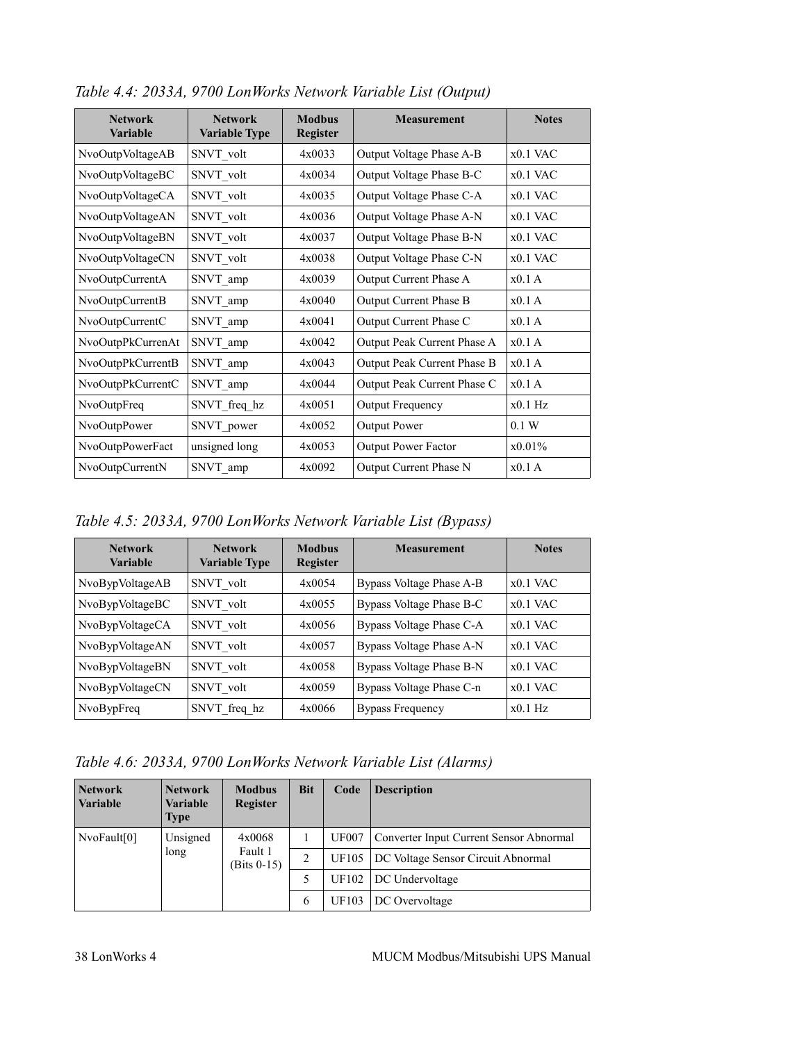*Table 4.4: 2033A, 9700 LonWorks Network Variable List (Output)*

| Network Variable | Network Variable Type | Modbus Register | Measurement | Notes |
|---|---|---|---|---|
| NvoOutpVoltageAB | SNVT_volt | 4x0033 | Output Voltage Phase A-B | x0.1 VAC |
| NvoOutpVoltageBC | SNVT_volt | 4x0034 | Output Voltage Phase B-C | x0.1 VAC |
| NvoOutpVoltageCA | SNVT_volt | 4x0035 | Output Voltage Phase C-A | x0.1 VAC |
| NvoOutpVoltageAN | SNVT_volt | 4x0036 | Output Voltage Phase A-N | x0.1 VAC |
| NvoOutpVoltageBN | SNVT_volt | 4x0037 | Output Voltage Phase B-N | x0.1 VAC |
| NvoOutpVoltageCN | SNVT_volt | 4x0038 | Output Voltage Phase C-N | x0.1 VAC |
| NvoOutpCurrentA | SNVT_amp | 4x0039 | Output Current Phase A | x0.1 A |
| NvoOutpCurrentB | SNVT_amp | 4x0040 | Output Current Phase B | x0.1 A |
| NvoOutpCurrentC | SNVT_amp | 4x0041 | Output Current Phase C | x0.1 A |
| NvoOutpPkCurrenAt | SNVT_amp | 4x0042 | Output Peak Current Phase A | x0.1 A |
| NvoOutpPkCurrentB | SNVT_amp | 4x0043 | Output Peak Current Phase B | x0.1 A |
| NvoOutpPkCurrentC | SNVT_amp | 4x0044 | Output Peak Current Phase C | x0.1 A |
| NvoOutpFreq | SNVT_freq_hz | 4x0051 | Output Frequency | x0.1 Hz |
| NvoOutpPower | SNVT_power | 4x0052 | Output Power | 0.1 W |
| NvoOutpPowerFact | unsigned long | 4x0053 | Output Power Factor | x0.01% |
| NvoOutpCurrentN | SNVT_amp | 4x0092 | Output Current Phase N | x0.1 A |

*Table 4.5: 2033A, 9700 LonWorks Network Variable List (Bypass)*

| Network Variable | Network Variable Type | Modbus Register | Measurement | Notes |
|---|---|---|---|---|
| NvoBypVoltageAB | SNVT_volt | 4x0054 | Bypass Voltage Phase A-B | x0.1 VAC |
| NvoBypVoltageBC | SNVT_volt | 4x0055 | Bypass Voltage Phase B-C | x0.1 VAC |
| NvoBypVoltageCA | SNVT_volt | 4x0056 | Bypass Voltage Phase C-A | x0.1 VAC |
| NvoBypVoltageAN | SNVT_volt | 4x0057 | Bypass Voltage Phase A-N | x0.1 VAC |
| NvoBypVoltageBN | SNVT_volt | 4x0058 | Bypass Voltage Phase B-N | x0.1 VAC |
| NvoBypVoltageCN | SNVT_volt | 4x0059 | Bypass Voltage Phase C-n | x0.1 VAC |
| NvoBypFreq | SNVT_freq_hz | 4x0066 | Bypass Frequency | x0.1 Hz |

*Table 4.6: 2033A, 9700 LonWorks Network Variable List (Alarms)*

| Network Variable | Network Variable Type | Modbus Register | Bit | Code | Description |
|---|---|---|---|---|---|
| NvoFault[0] | Unsigned long | 4x0068 Fault 1 (Bits 0-15) | 1 | UF007 | Converter Input Current Sensor Abnormal |
| | | | 2 | UF105 | DC Voltage Sensor Circuit Abnormal |
| | | | 5 | UF102 | DC Undervoltage |
| | | | 6 | UF103 | DC Overvoltage |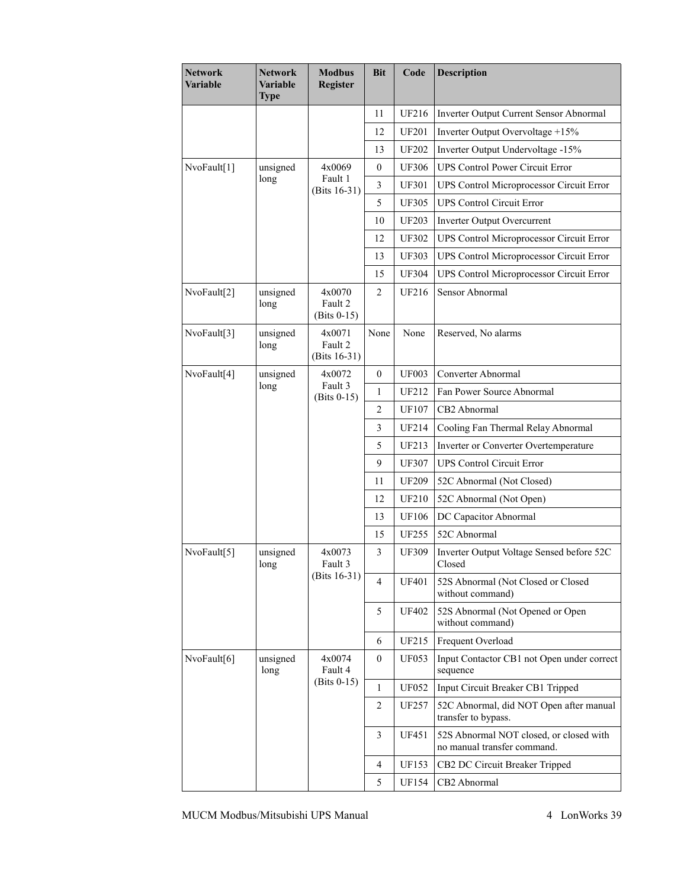| Network Variable | Network Variable Type | Modbus Register | Bit | Code | Description |
|---|---|---|---|---|---|
| | | | 11 | UF216 | Inverter Output Current Sensor Abnormal |
| | | | 12 | UF201 | Inverter Output Overvoltage +15% |
| | | | 13 | UF202 | Inverter Output Undervoltage -15% |
| NvoFault[1] | unsigned long | 4x0069 Fault 1 (Bits 16-31) | 0 | UF306 | UPS Control Power Circuit Error |
| | | | 3 | UF301 | UPS Control Microprocessor Circuit Error |
| | | | 5 | UF305 | UPS Control Circuit Error |
| | | | 10 | UF203 | Inverter Output Overcurrent |
| | | | 12 | UF302 | UPS Control Microprocessor Circuit Error |
| | | | 13 | UF303 | UPS Control Microprocessor Circuit Error |
| | | | 15 | UF304 | UPS Control Microprocessor Circuit Error |
| NvoFault[2] | unsigned long | 4x0070 Fault 2 (Bits 0-15) | 2 | UF216 | Sensor Abnormal |
| NvoFault[3] | unsigned long | 4x0071 Fault 2 (Bits 16-31) | None | None | Reserved, No alarms |
| NvoFault[4] | unsigned long | 4x0072 Fault 3 (Bits 0-15) | 0 | UF003 | Converter Abnormal |
| | | | 1 | UF212 | Fan Power Source Abnormal |
| | | | 2 | UF107 | CB2 Abnormal |
| | | | 3 | UF214 | Cooling Fan Thermal Relay Abnormal |
| | | | 5 | UF213 | Inverter or Converter Overtemperature |
| | | | 9 | UF307 | UPS Control Circuit Error |
| | | | 11 | UF209 | 52C Abnormal (Not Closed) |
| | | | 12 | UF210 | 52C Abnormal (Not Open) |
| | | | 13 | UF106 | DC Capacitor Abnormal |
| | | | 15 | UF255 | 52C Abnormal |
| NvoFault[5] | unsigned long | 4x0073 Fault 3 (Bits 16-31) | 3 | UF309 | Inverter Output Voltage Sensed before 52C Closed |
| | | | 4 | UF401 | 52S Abnormal (Not Closed or Closed without command) |
| | | | 5 | UF402 | 52S Abnormal (Not Opened or Open without command) |
| | | | 6 | UF215 | Frequent Overload |
| NvoFault[6] | unsigned long | 4x0074 Fault 4 (Bits 0-15) | 0 | UF053 | Input Contactor CB1 not Open under correct sequence |
| | | | 1 | UF052 | Input Circuit Breaker CB1 Tripped |
| | | | 2 | UF257 | 52C Abnormal, did NOT Open after manual transfer to bypass. |
| | | | 3 | UF451 | 52S Abnormal NOT closed, or closed with no manual transfer command. |
| | | | 4 | UF153 | CB2 DC Circuit Breaker Tripped |
| | | | 5 | UF154 | CB2 Abnormal |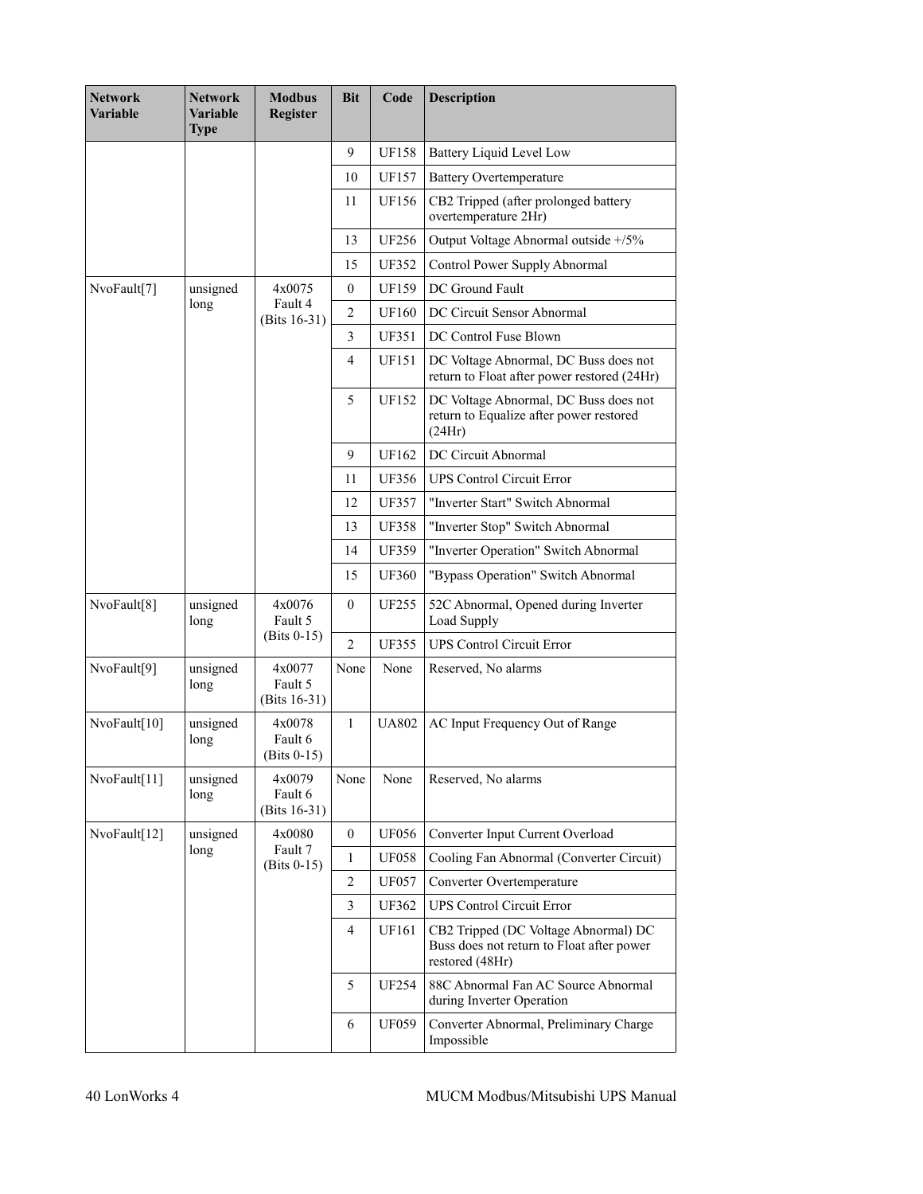| Network Variable | Network Variable Type | Modbus Register | Bit | Code | Description |
|---|---|---|---|---|---|
| | | | 9 | UF158 | Battery Liquid Level Low |
| | | | 10 | UF157 | Battery Overtemperature |
| | | | 11 | UF156 | CB2 Tripped (after prolonged battery overtemperature 2Hr) |
| | | | 13 | UF256 | Output Voltage Abnormal outside +/5% |
| | | | 15 | UF352 | Control Power Supply Abnormal |
| NvoFault[7] | unsigned long | 4x0075 Fault 4 (Bits 16-31) | 0 | UF159 | DC Ground Fault |
| | | | 2 | UF160 | DC Circuit Sensor Abnormal |
| | | | 3 | UF351 | DC Control Fuse Blown |
| | | | 4 | UF151 | DC Voltage Abnormal, DC Buss does not return to Float after power restored (24Hr) |
| | | | 5 | UF152 | DC Voltage Abnormal, DC Buss does not return to Equalize after power restored (24Hr) |
| | | | 9 | UF162 | DC Circuit Abnormal |
| | | | 11 | UF356 | UPS Control Circuit Error |
| | | | 12 | UF357 | "Inverter Start" Switch Abnormal |
| | | | 13 | UF358 | "Inverter Stop" Switch Abnormal |
| | | | 14 | UF359 | "Inverter Operation" Switch Abnormal |
| | | | 15 | UF360 | "Bypass Operation" Switch Abnormal |
| NvoFault[8] | unsigned long | 4x0076 Fault 5 (Bits 0-15) | 0 | UF255 | 52C Abnormal, Opened during Inverter Load Supply |
| | | | 2 | UF355 | UPS Control Circuit Error |
| NvoFault[9] | unsigned long | 4x0077 Fault 5 (Bits 16-31) | None | None | Reserved, No alarms |
| NvoFault[10] | unsigned long | 4x0078 Fault 6 (Bits 0-15) | 1 | UA802 | AC Input Frequency Out of Range |
| NvoFault[11] | unsigned long | 4x0079 Fault 6 (Bits 16-31) | None | None | Reserved, No alarms |
| NvoFault[12] | unsigned long | 4x0080 Fault 7 (Bits 0-15) | 0 | UF056 | Converter Input Current Overload |
| | | | 1 | UF058 | Cooling Fan Abnormal (Converter Circuit) |
| | | | 2 | UF057 | Converter Overtemperature |
| | | | 3 | UF362 | UPS Control Circuit Error |
| | | | 4 | UF161 | CB2 Tripped (DC Voltage Abnormal) DC Buss does not return to Float after power restored (48Hr) |
| | | | 5 | UF254 | 88C Abnormal Fan AC Source Abnormal during Inverter Operation |
| | | | 6 | UF059 | Converter Abnormal, Preliminary Charge Impossible |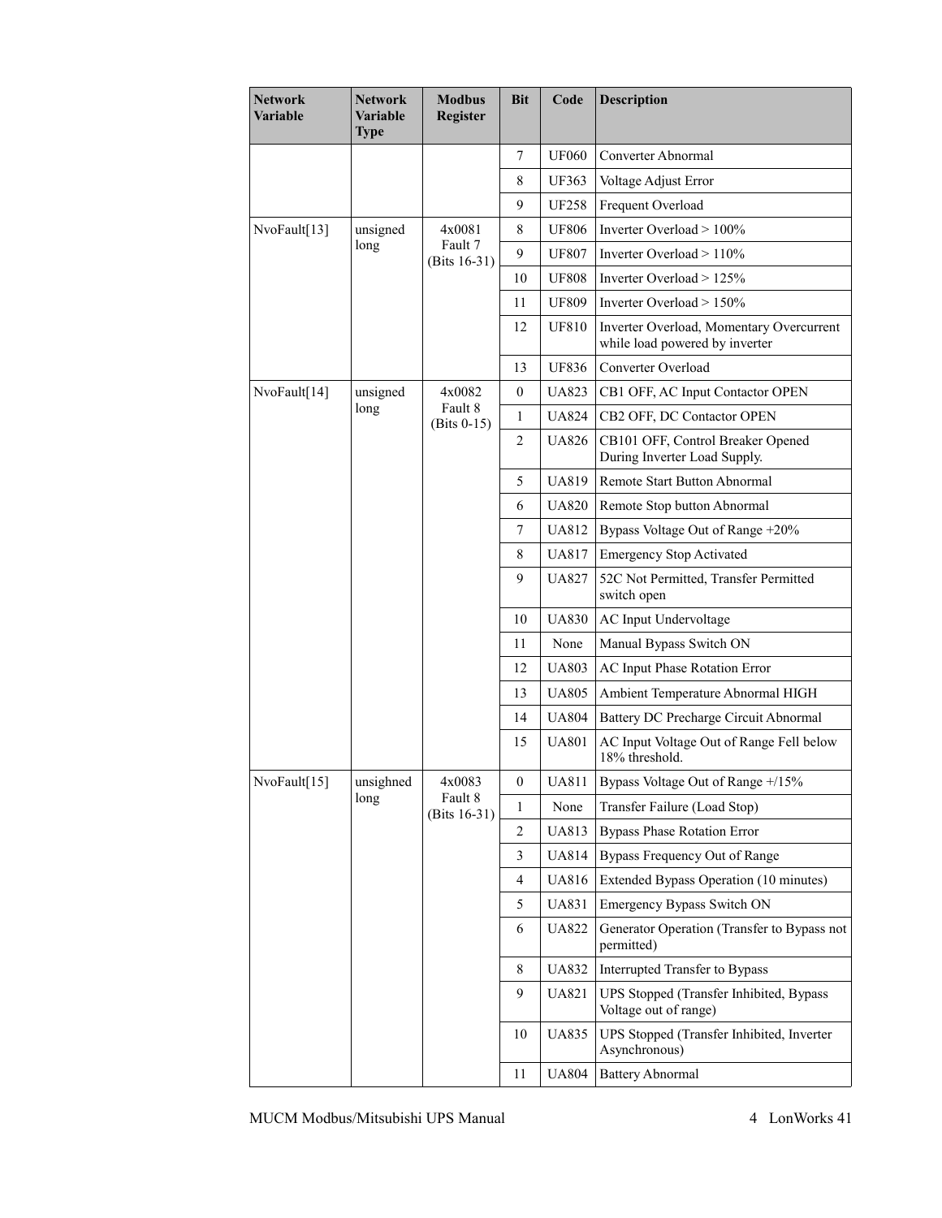| Network Variable | Network Variable Type | Modbus Register | Bit | Code | Description |
|---|---|---|---|---|---|
| | | | 7 | UF060 | Converter Abnormal |
| | | | 8 | UF363 | Voltage Adjust Error |
| | | | 9 | UF258 | Frequent Overload |
| NvoFault[13] | unsigned long | 4x0081 Fault 7 (Bits 16-31) | 8 | UF806 | Inverter Overload > 100% |
| | | | 9 | UF807 | Inverter Overload > 110% |
| | | | 10 | UF808 | Inverter Overload > 125% |
| | | | 11 | UF809 | Inverter Overload > 150% |
| | | | 12 | UF810 | Inverter Overload, Momentary Overcurrent while load powered by inverter |
| | | | 13 | UF836 | Converter Overload |
| NvoFault[14] | unsigned long | 4x0082 Fault 8 (Bits 0-15) | 0 | UA823 | CB1 OFF, AC Input Contactor OPEN |
| | | | 1 | UA824 | CB2 OFF, DC Contactor OPEN |
| | | | 2 | UA826 | CB101 OFF, Control Breaker Opened During Inverter Load Supply. |
| | | | 5 | UA819 | Remote Start Button Abnormal |
| | | | 6 | UA820 | Remote Stop button Abnormal |
| | | | 7 | UA812 | Bypass Voltage Out of Range +20% |
| | | | 8 | UA817 | Emergency Stop Activated |
| | | | 9 | UA827 | 52C Not Permitted, Transfer Permitted switch open |
| | | | 10 | UA830 | AC Input Undervoltage |
| | | | 11 | None | Manual Bypass Switch ON |
| | | | 12 | UA803 | AC Input Phase Rotation Error |
| | | | 13 | UA805 | Ambient Temperature Abnormal HIGH |
| | | | 14 | UA804 | Battery DC Precharge Circuit Abnormal |
| | | | 15 | UA801 | AC Input Voltage Out of Range Fell below 18% threshold. |
| NvoFault[15] | unsighned long | 4x0083 Fault 8 (Bits 16-31) | 0 | UA811 | Bypass Voltage Out of Range +/15% |
| | | | 1 | None | Transfer Failure (Load Stop) |
| | | | 2 | UA813 | Bypass Phase Rotation Error |
| | | | 3 | UA814 | Bypass Frequency Out of Range |
| | | | 4 | UA816 | Extended Bypass Operation (10 minutes) |
| | | | 5 | UA831 | Emergency Bypass Switch ON |
| | | | 6 | UA822 | Generator Operation (Transfer to Bypass not permitted) |
| | | | 8 | UA832 | Interrupted Transfer to Bypass |
| | | | 9 | UA821 | UPS Stopped (Transfer Inhibited, Bypass Voltage out of range) |
| | | | 10 | UA835 | UPS Stopped (Transfer Inhibited, Inverter Asynchronous) |
| | | | 11 | UA804 | Battery Abnormal |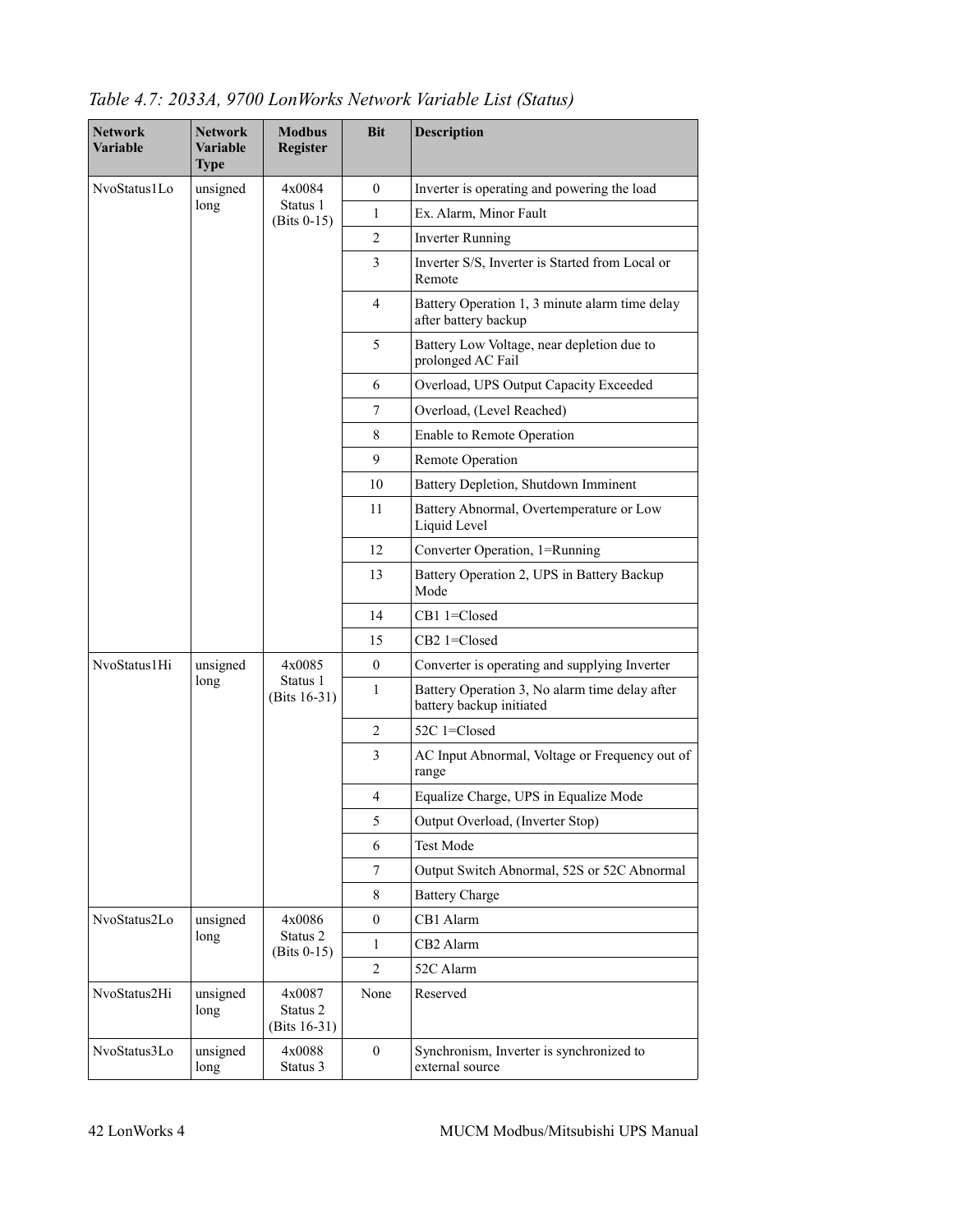*Table 4.7: 2033A, 9700 LonWorks Network Variable List (Status)*

| Network Variable | Network Variable Type | Modbus Register | Bit | Description |
|---|---|---|---|---|
| NvoStatus1Lo | unsigned long | 4x0084 Status 1 (Bits 0-15) | 0 | Inverter is operating and powering the load |
| | | | 1 | Ex. Alarm, Minor Fault |
| | | | 2 | Inverter Running |
| | | | 3 | Inverter S/S, Inverter is Started from Local or Remote |
| | | | 4 | Battery Operation 1, 3 minute alarm time delay after battery backup |
| | | | 5 | Battery Low Voltage, near depletion due to prolonged AC Fail |
| | | | 6 | Overload, UPS Output Capacity Exceeded |
| | | | 7 | Overload, (Level Reached) |
| | | | 8 | Enable to Remote Operation |
| | | | 9 | Remote Operation |
| | | | 10 | Battery Depletion, Shutdown Imminent |
| | | | 11 | Battery Abnormal, Overtemperature or Low Liquid Level |
| | | | 12 | Converter Operation, 1=Running |
| | | | 13 | Battery Operation 2, UPS in Battery Backup Mode |
| | | | 14 | CB1 1=Closed |
| | | | 15 | CB2 1=Closed |
| NvoStatus1Hi | unsigned long | 4x0085 Status 1 (Bits 16-31) | 0 | Converter is operating and supplying Inverter |
| | | | 1 | Battery Operation 3, No alarm time delay after battery backup initiated |
| | | | 2 | 52C 1=Closed |
| | | | 3 | AC Input Abnormal, Voltage or Frequency out of range |
| | | | 4 | Equalize Charge, UPS in Equalize Mode |
| | | | 5 | Output Overload, (Inverter Stop) |
| | | | 6 | Test Mode |
| | | | 7 | Output Switch Abnormal, 52S or 52C Abnormal |
| | | | 8 | Battery Charge |
| NvoStatus2Lo | unsigned long | 4x0086 Status 2 (Bits 0-15) | 0 | CB1 Alarm |
| | | | 1 | CB2 Alarm |
| | | | 2 | 52C Alarm |
| NvoStatus2Hi | unsigned long | 4x0087 Status 2 (Bits 16-31) | None | Reserved |
| NvoStatus3Lo | unsigned long | 4x0088 Status 3 | 0 | Synchronism, Inverter is synchronized to external source |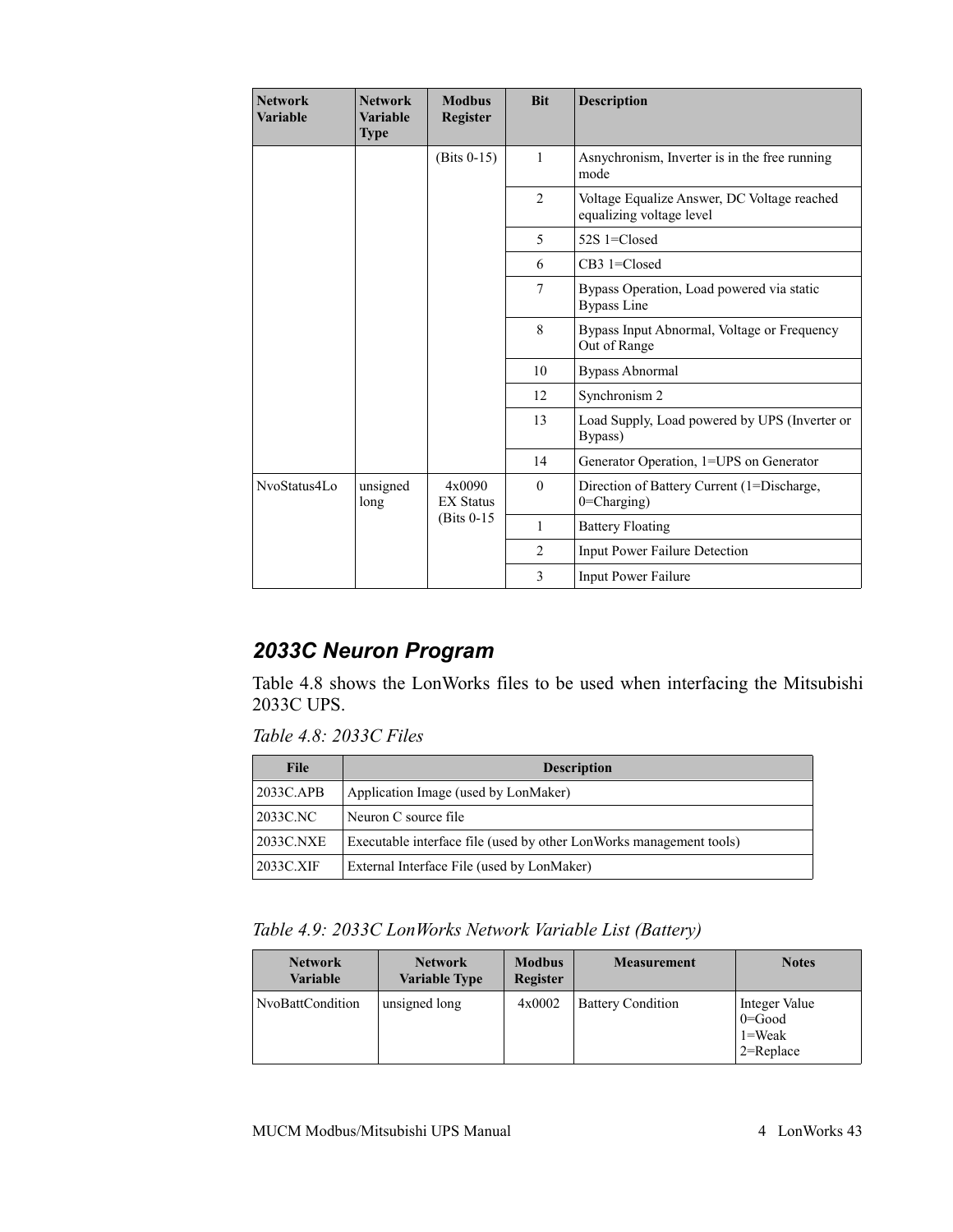| Network Variable | Network Variable Type | Modbus Register | Bit | Description |
|---|---|---|---|---|
| | | (Bits 0-15) | 1 | Asnychronism, Inverter is in the free running mode |
| | | | 2 | Voltage Equalize Answer, DC Voltage reached equalizing voltage level |
| | | | 5 | 52S 1=Closed |
| | | | 6 | CB3 1=Closed |
| | | | 7 | Bypass Operation, Load powered via static Bypass Line |
| | | | 8 | Bypass Input Abnormal, Voltage or Frequency Out of Range |
| | | | 10 | Bypass Abnormal |
| | | | 12 | Synchronism 2 |
| | | | 13 | Load Supply, Load powered by UPS (Inverter or Bypass) |
| | | | 14 | Generator Operation, 1=UPS on Generator |
| NvoStatus4Lo | unsigned long | 4x0090 EX Status (Bits 0-15 | 0 | Direction of Battery Current (1=Discharge, 0=Charging) |
| | | | 1 | Battery Floating |
| | | | 2 | Input Power Failure Detection |
| | | | 3 | Input Power Failure |

## *2033C Neuron Program*

Table 4.8 shows the LonWorks files to be used when interfacing the Mitsubishi 2033C UPS.

*Table 4.8: 2033C Files*

| File | Description |
|---|---|
| 2033C.APB | Application Image (used by LonMaker) |
| 2033C.NC | Neuron C source file |
| 2033C.NXE | Executable interface file (used by other LonWorks management tools) |
| 2033C.XIF | External Interface File (used by LonMaker) |

*Table 4.9: 2033C LonWorks Network Variable List (Battery)*

| Network Variable | Network Variable Type | Modbus Register | Measurement | Notes |
|---|---|---|---|---|
| NvoBattCondition | unsigned long | 4x0002 | Battery Condition | Integer Value<br>0=Good<br>1=Weak<br>2=Replace |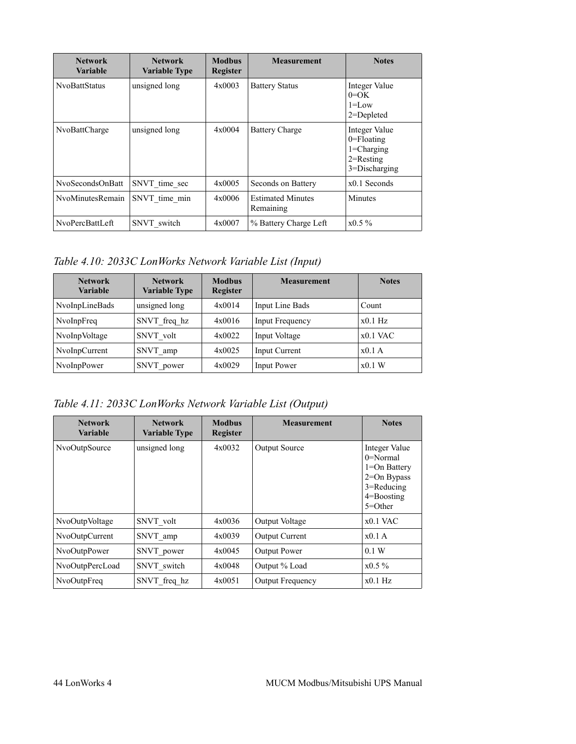| Network Variable | Network Variable Type | Modbus Register | Measurement | Notes |
|---|---|---|---|---|
| NvoBattStatus | unsigned long | 4x0003 | Battery Status | Integer Value<br>0=OK<br>1=Low<br>2=Depleted |
| NvoBattCharge | unsigned long | 4x0004 | Battery Charge | Integer Value<br>0=Floating<br>1=Charging<br>2=Resting<br>3=Discharging |
| NvoSecondsOnBatt | SNVT_time_sec | 4x0005 | Seconds on Battery | x0.1 Seconds |
| NvoMinutesRemain | SNVT_time_min | 4x0006 | Estimated Minutes Remaining | Minutes |
| NvoPercBattLeft | SNVT_switch | 4x0007 | % Battery Charge Left | x0.5 % |

*Table 4.10: 2033C LonWorks Network Variable List (Input)*

| Network Variable | Network Variable Type | Modbus Register | Measurement | Notes |
|---|---|---|---|---|
| NvoInpLineBads | unsigned long | 4x0014 | Input Line Bads | Count |
| NvoInpFreq | SNVT_freq_hz | 4x0016 | Input Frequency | x0.1 Hz |
| NvoInpVoltage | SNVT_volt | 4x0022 | Input Voltage | x0.1 VAC |
| NvoInpCurrent | SNVT_amp | 4x0025 | Input Current | x0.1 A |
| NvoInpPower | SNVT_power | 4x0029 | Input Power | x0.1 W |

*Table 4.11: 2033C LonWorks Network Variable List (Output)*

| Network Variable | Network Variable Type | Modbus Register | Measurement | Notes |
|---|---|---|---|---|
| NvoOutpSource | unsigned long | 4x0032 | Output Source | Integer Value<br>0=Normal<br>1=On Battery<br>2=On Bypass<br>3=Reducing<br>4=Boosting<br>5=Other |
| NvoOutpVoltage | SNVT_volt | 4x0036 | Output Voltage | x0.1 VAC |
| NvoOutpCurrent | SNVT_amp | 4x0039 | Output Current | x0.1 A |
| NvoOutpPower | SNVT_power | 4x0045 | Output Power | 0.1 W |
| NvoOutpPercLoad | SNVT_switch | 4x0048 | Output % Load | x0.5 % |
| NvoOutpFreq | SNVT_freq_hz | 4x0051 | Output Frequency | x0.1 Hz |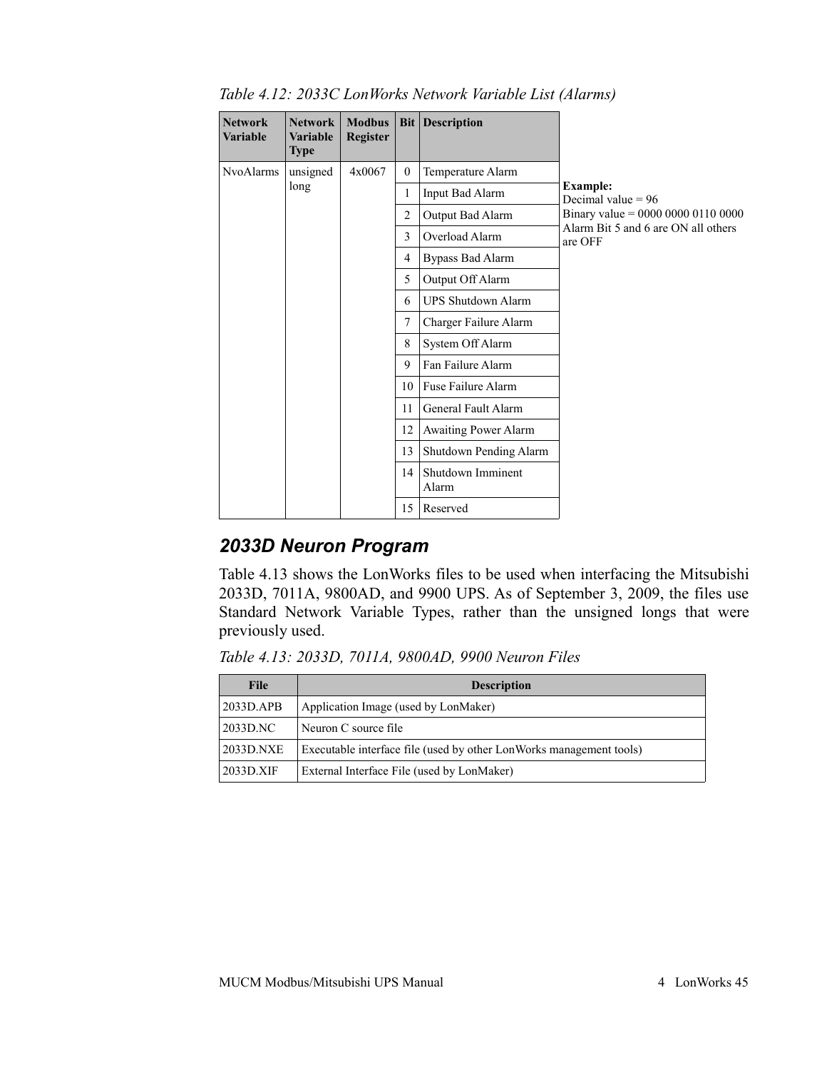*Table 4.12: 2033C LonWorks Network Variable List (Alarms)*

| Network Variable | Network Variable Type | Modbus Register | Bit | Description |
|---|---|---|---|---|
| NvoAlarms | unsigned long | 4x0067 | 0 | Temperature Alarm |
| | | | 1 | Input Bad Alarm |
| | | | 2 | Output Bad Alarm |
| | | | 3 | Overload Alarm |
| | | | 4 | Bypass Bad Alarm |
| | | | 5 | Output Off Alarm |
| | | | 6 | UPS Shutdown Alarm |
| | | | 7 | Charger Failure Alarm |
| | | | 8 | System Off Alarm |
| | | | 9 | Fan Failure Alarm |
| | | | 10 | Fuse Failure Alarm |
| | | | 11 | General Fault Alarm |
| | | | 12 | Awaiting Power Alarm |
| | | | 13 | Shutdown Pending Alarm |
| | | | 14 | Shutdown Imminent Alarm |
| | | | 15 | Reserved |

**Example:**
Decimal value = 96
Binary value = 0000 0000 0110 0000
Alarm Bit 5 and 6 are ON all others are OFF

## *2033D Neuron Program*

Table 4.13 shows the LonWorks files to be used when interfacing the Mitsubishi 2033D, 7011A, 9800AD, and 9900 UPS. As of September 3, 2009, the files use Standard Network Variable Types, rather than the unsigned longs that were previously used.

*Table 4.13: 2033D, 7011A, 9800AD, 9900 Neuron Files*

| File | Description |
|---|---|
| 2033D.APB | Application Image (used by LonMaker) |
| 2033D.NC | Neuron C source file |
| 2033D.NXE | Executable interface file (used by other LonWorks management tools) |
| 2033D.XIF | External Interface File (used by LonMaker) |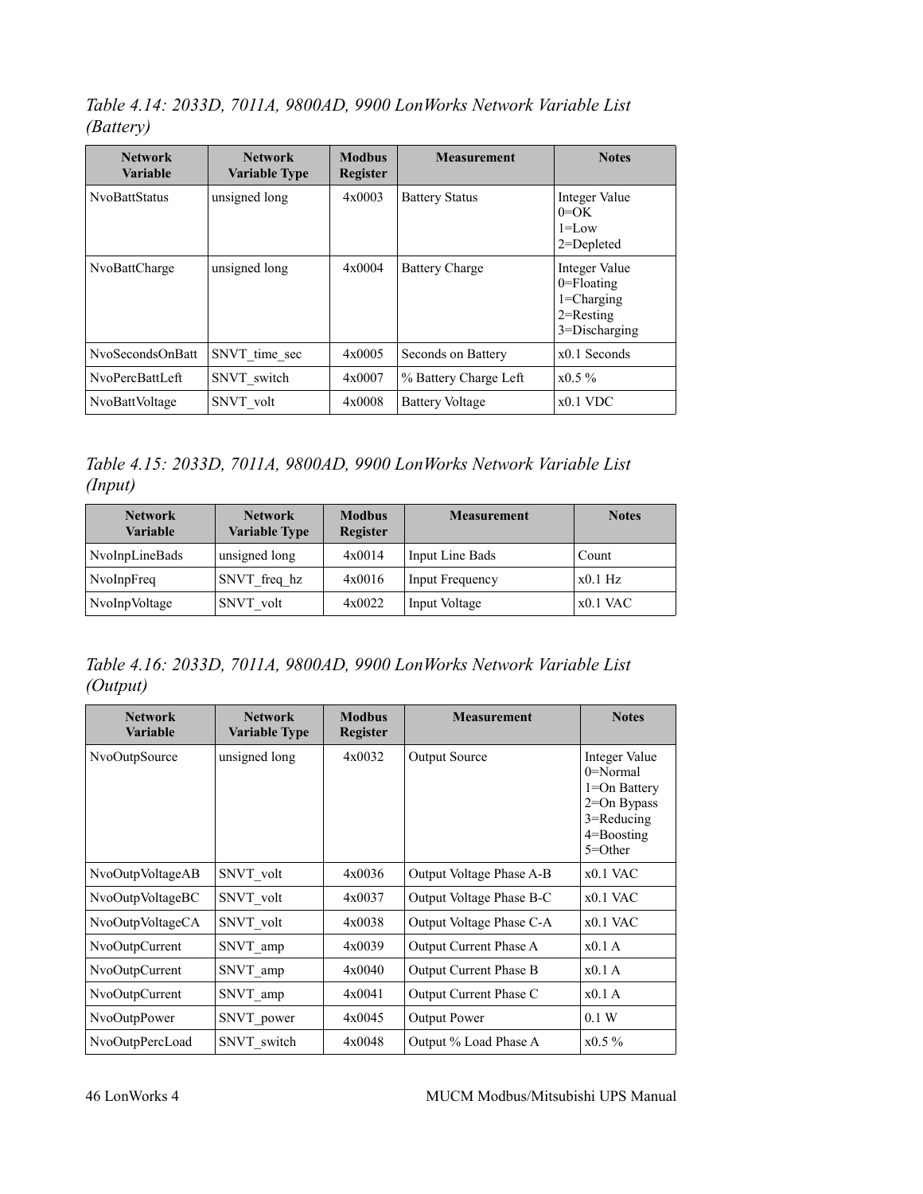*Table 4.14: 2033D, 7011A, 9800AD, 9900 LonWorks Network Variable List (Battery)*

| Network Variable | Network Variable Type | Modbus Register | Measurement | Notes |
|---|---|---|---|---|
| NvoBattStatus | unsigned long | 4x0003 | Battery Status | Integer Value 0=OK 1=Low 2=Depleted |
| NvoBattCharge | unsigned long | 4x0004 | Battery Charge | Integer Value 0=Floating 1=Charging 2=Resting 3=Discharging |
| NvoSecondsOnBatt | SNVT_time_sec | 4x0005 | Seconds on Battery | x0.1 Seconds |
| NvoPercBattLeft | SNVT_switch | 4x0007 | % Battery Charge Left | x0.5 % |
| NvoBattVoltage | SNVT_volt | 4x0008 | Battery Voltage | x0.1 VDC |

*Table 4.15: 2033D, 7011A, 9800AD, 9900 LonWorks Network Variable List (Input)*

| Network Variable | Network Variable Type | Modbus Register | Measurement | Notes |
|---|---|---|---|---|
| NvoInpLineBads | unsigned long | 4x0014 | Input Line Bads | Count |
| NvoInpFreq | SNVT_freq_hz | 4x0016 | Input Frequency | x0.1 Hz |
| NvoInpVoltage | SNVT_volt | 4x0022 | Input Voltage | x0.1 VAC |

*Table 4.16: 2033D, 7011A, 9800AD, 9900 LonWorks Network Variable List (Output)*

| Network Variable | Network Variable Type | Modbus Register | Measurement | Notes |
|---|---|---|---|---|
| NvoOutpSource | unsigned long | 4x0032 | Output Source | Integer Value 0=Normal 1=On Battery 2=On Bypass 3=Reducing 4=Boosting 5=Other |
| NvoOutpVoltageAB | SNVT_volt | 4x0036 | Output Voltage Phase A-B | x0.1 VAC |
| NvoOutpVoltageBC | SNVT_volt | 4x0037 | Output Voltage Phase B-C | x0.1 VAC |
| NvoOutpVoltageCA | SNVT_volt | 4x0038 | Output Voltage Phase C-A | x0.1 VAC |
| NvoOutpCurrent | SNVT_amp | 4x0039 | Output Current Phase A | x0.1 A |
| NvoOutpCurrent | SNVT_amp | 4x0040 | Output Current Phase B | x0.1 A |
| NvoOutpCurrent | SNVT_amp | 4x0041 | Output Current Phase C | x0.1 A |
| NvoOutpPower | SNVT_power | 4x0045 | Output Power | 0.1 W |
| NvoOutpPercLoad | SNVT_switch | 4x0048 | Output % Load Phase A | x0.5 % |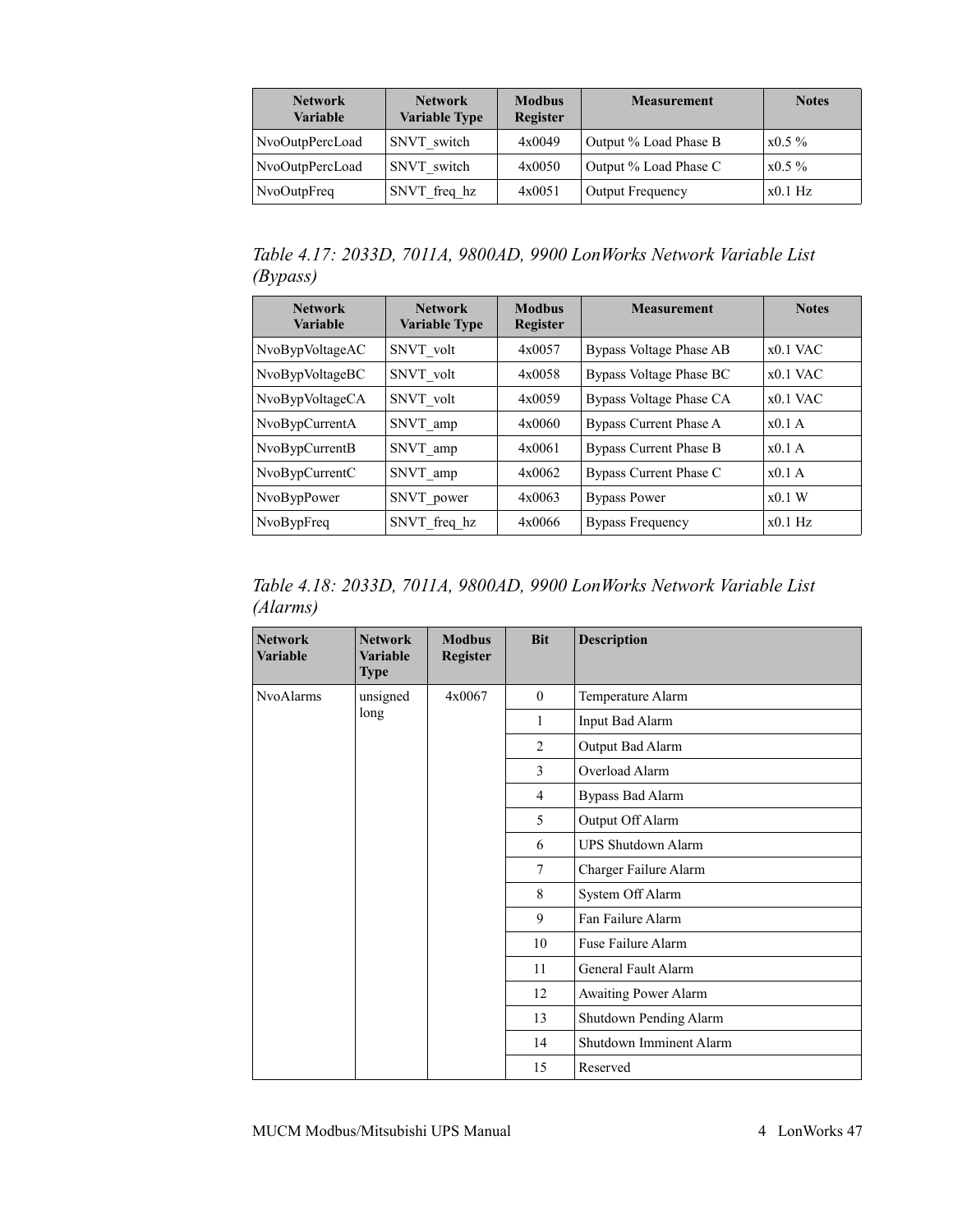| Network Variable | Network Variable Type | Modbus Register | Measurement | Notes |
|---|---|---|---|---|
| NvoOutpPercLoad | SNVT_switch | 4x0049 | Output % Load Phase B | x0.5 % |
| NvoOutpPercLoad | SNVT_switch | 4x0050 | Output % Load Phase C | x0.5 % |
| NvoOutpFreq | SNVT_freq_hz | 4x0051 | Output Frequency | x0.1 Hz |

*Table 4.17: 2033D, 7011A, 9800AD, 9900 LonWorks Network Variable List (Bypass)*

| Network Variable | Network Variable Type | Modbus Register | Measurement | Notes |
|---|---|---|---|---|
| NvoBypVoltageAC | SNVT_volt | 4x0057 | Bypass Voltage Phase AB | x0.1 VAC |
| NvoBypVoltageBC | SNVT_volt | 4x0058 | Bypass Voltage Phase BC | x0.1 VAC |
| NvoBypVoltageCA | SNVT_volt | 4x0059 | Bypass Voltage Phase CA | x0.1 VAC |
| NvoBypCurrentA | SNVT_amp | 4x0060 | Bypass Current Phase A | x0.1 A |
| NvoBypCurrentB | SNVT_amp | 4x0061 | Bypass Current Phase B | x0.1 A |
| NvoBypCurrentC | SNVT_amp | 4x0062 | Bypass Current Phase C | x0.1 A |
| NvoBypPower | SNVT_power | 4x0063 | Bypass Power | x0.1 W |
| NvoBypFreq | SNVT_freq_hz | 4x0066 | Bypass Frequency | x0.1 Hz |

*Table 4.18: 2033D, 7011A, 9800AD, 9900 LonWorks Network Variable List (Alarms)*

| Network Variable | Network Variable Type | Modbus Register | Bit | Description |
|---|---|---|---|---|
| NvoAlarms | unsigned long | 4x0067 | 0 | Temperature Alarm |
| | | | 1 | Input Bad Alarm |
| | | | 2 | Output Bad Alarm |
| | | | 3 | Overload Alarm |
| | | | 4 | Bypass Bad Alarm |
| | | | 5 | Output Off Alarm |
| | | | 6 | UPS Shutdown Alarm |
| | | | 7 | Charger Failure Alarm |
| | | | 8 | System Off Alarm |
| | | | 9 | Fan Failure Alarm |
| | | | 10 | Fuse Failure Alarm |
| | | | 11 | General Fault Alarm |
| | | | 12 | Awaiting Power Alarm |
| | | | 13 | Shutdown Pending Alarm |
| | | | 14 | Shutdown Imminent Alarm |
| | | | 15 | Reserved |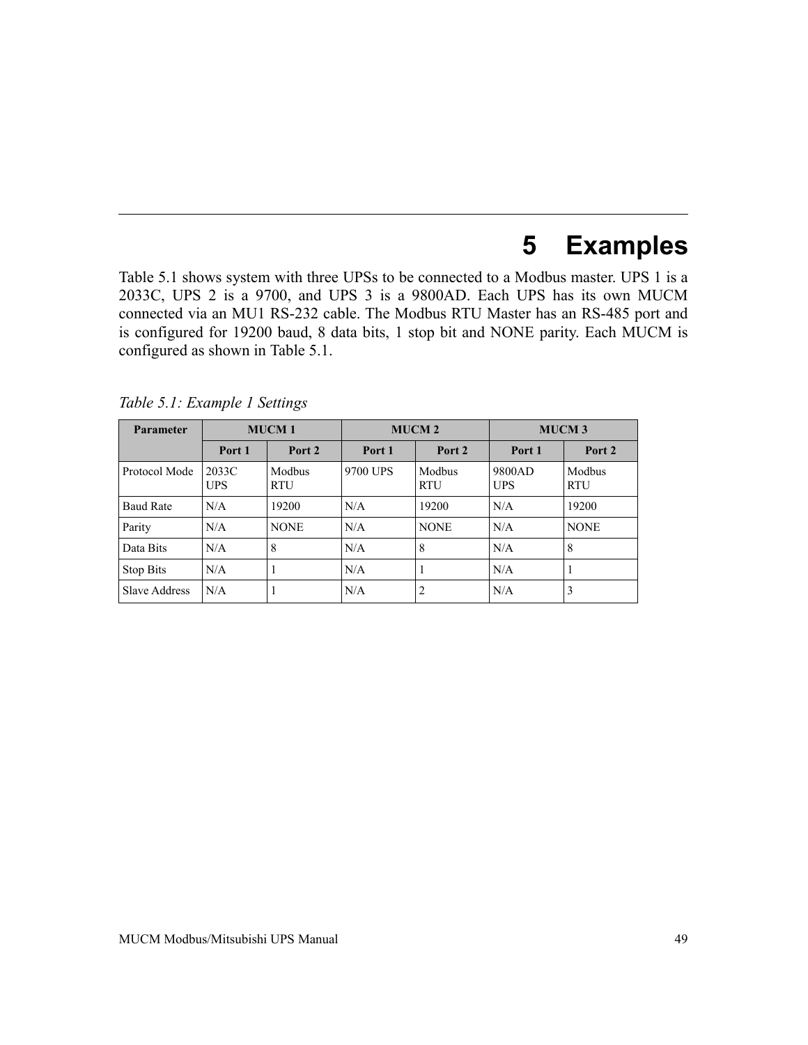# 5 Examples

Table 5.1 shows system with three UPSs to be connected to a Modbus master. UPS 1 is a 2033C, UPS 2 is a 9700, and UPS 3 is a 9800AD. Each UPS has its own MUCM connected via an MU1 RS-232 cable. The Modbus RTU Master has an RS-485 port and is configured for 19200 baud, 8 data bits, 1 stop bit and NONE parity. Each MUCM is configured as shown in Table 5.1.

*Table 5.1: Example 1 Settings*

| Parameter | MUCM 1 | | MUCM 2 | | MUCM 3 | |
|---|---|---|---|---|---|---|
| | Port 1 | Port 2 | Port 1 | Port 2 | Port 1 | Port 2 |
| Protocol Mode | 2033C UPS | Modbus RTU | 9700 UPS | Modbus RTU | 9800AD UPS | Modbus RTU |
| Baud Rate | N/A | 19200 | N/A | 19200 | N/A | 19200 |
| Parity | N/A | NONE | N/A | NONE | N/A | NONE |
| Data Bits | N/A | 8 | N/A | 8 | N/A | 8 |
| Stop Bits | N/A | 1 | N/A | 1 | N/A | 1 |
| Slave Address | N/A | 1 | N/A | 2 | N/A | 3 |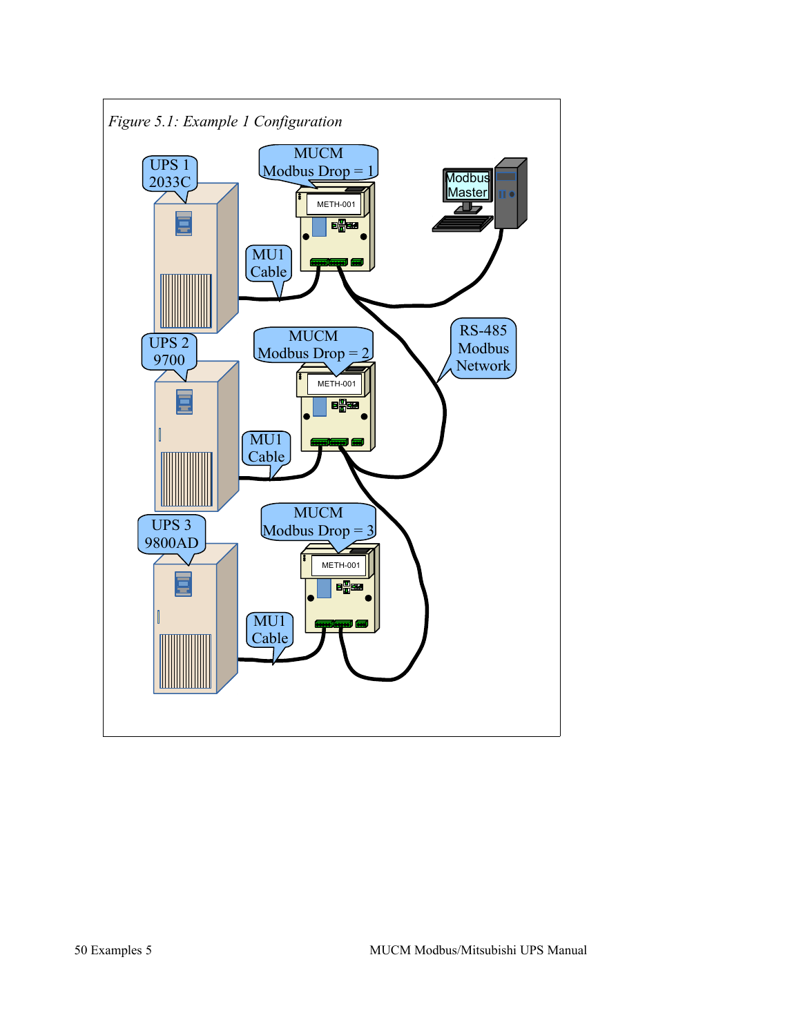*Figure 5.1: Example 1 Configuration*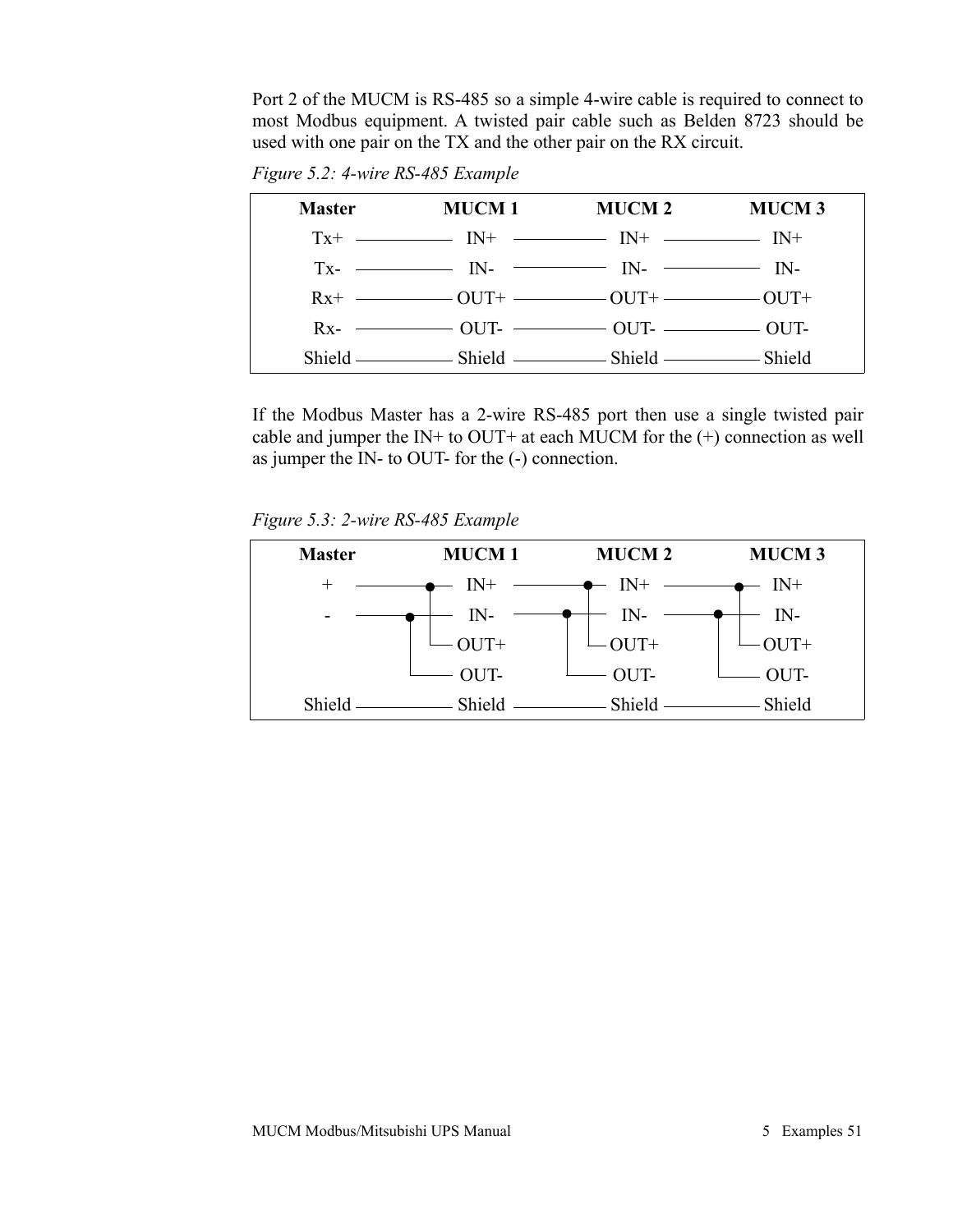Port 2 of the MUCM is RS-485 so a simple 4-wire cable is required to connect to most Modbus equipment. A twisted pair cable such as Belden 8723 should be used with one pair on the TX and the other pair on the RX circuit.

*Figure 5.2: 4-wire RS-485 Example*

| Master | MUCM 1 | MUCM 2 | MUCM 3 |
|---|---|---|---|
| Tx+ | IN+ | IN+ | IN+ |
| Tx- | IN- | IN- | IN- |
| Rx+ | OUT+ | OUT+ | OUT+ |
| Rx- | OUT- | OUT- | OUT- |
| Shield | Shield | Shield | Shield |

If the Modbus Master has a 2-wire RS-485 port then use a single twisted pair cable and jumper the IN+ to OUT+ at each MUCM for the (+) connection as well as jumper the IN- to OUT- for the (-) connection.

*Figure 5.3: 2-wire RS-485 Example*

| Master | MUCM 1 | MUCM 2 | MUCM 3 |
|---|---|---|---|
| + | IN+ | IN+ | IN+ |
| - | IN- | IN- | IN- |
| | OUT+ | OUT+ | OUT+ |
| | OUT- | OUT- | OUT- |
| Shield | Shield | Shield | Shield |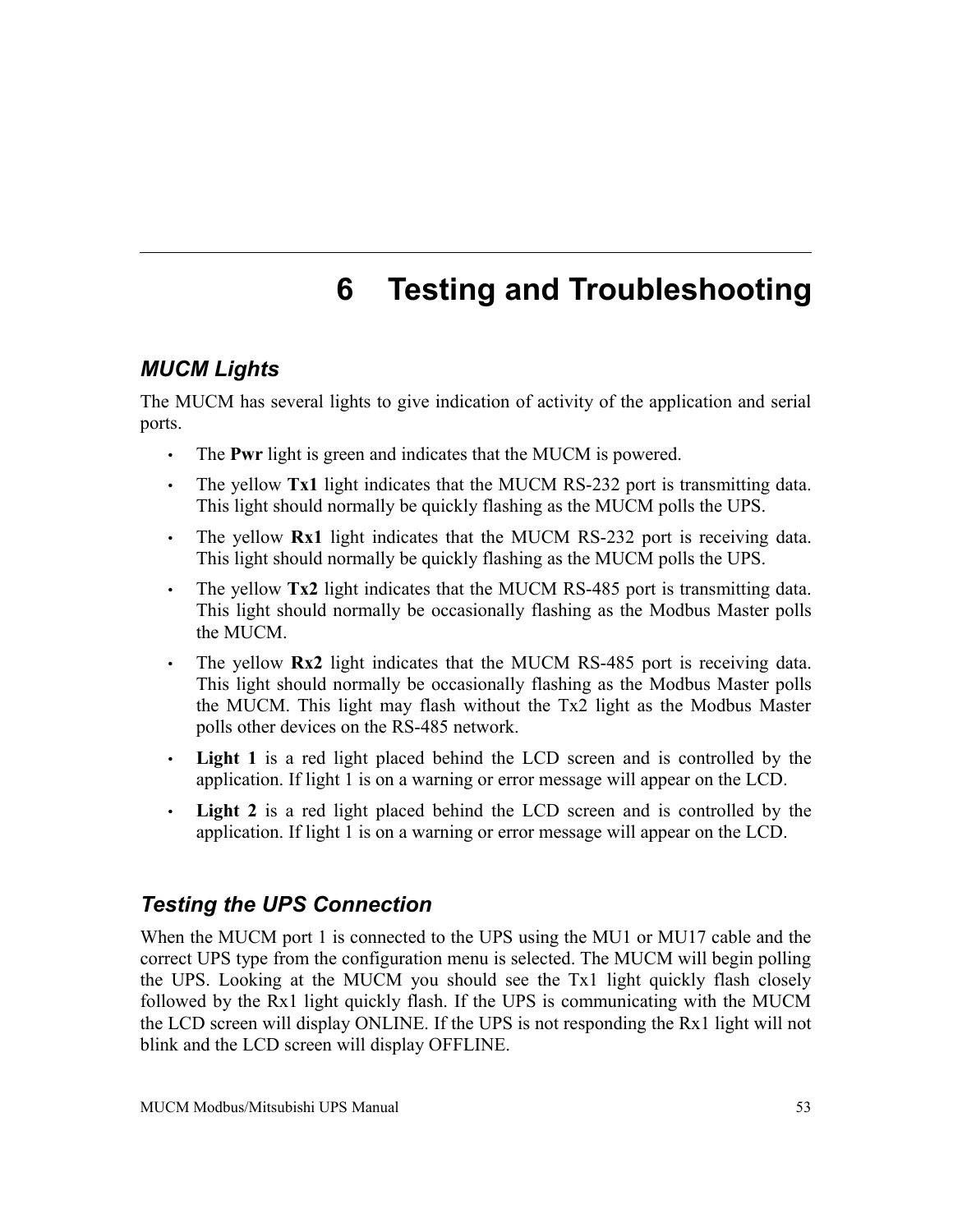# 6 Testing and Troubleshooting

## *MUCM Lights*

The MUCM has several lights to give indication of activity of the application and serial ports.

- The **Pwr** light is green and indicates that the MUCM is powered.
- The yellow **Tx1** light indicates that the MUCM RS-232 port is transmitting data. This light should normally be quickly flashing as the MUCM polls the UPS.
- The yellow **Rx1** light indicates that the MUCM RS-232 port is receiving data. This light should normally be quickly flashing as the MUCM polls the UPS.
- The yellow **Tx2** light indicates that the MUCM RS-485 port is transmitting data. This light should normally be occasionally flashing as the Modbus Master polls the MUCM.
- The yellow **Rx2** light indicates that the MUCM RS-485 port is receiving data. This light should normally be occasionally flashing as the Modbus Master polls the MUCM. This light may flash without the Tx2 light as the Modbus Master polls other devices on the RS-485 network.
- **Light 1** is a red light placed behind the LCD screen and is controlled by the application. If light 1 is on a warning or error message will appear on the LCD.
- **Light 2** is a red light placed behind the LCD screen and is controlled by the application. If light 1 is on a warning or error message will appear on the LCD.

## *Testing the UPS Connection*

When the MUCM port 1 is connected to the UPS using the MU1 or MU17 cable and the correct UPS type from the configuration menu is selected. The MUCM will begin polling the UPS. Looking at the MUCM you should see the Tx1 light quickly flash closely followed by the Rx1 light quickly flash. If the UPS is communicating with the MUCM the LCD screen will display ONLINE. If the UPS is not responding the Rx1 light will not blink and the LCD screen will display OFFLINE.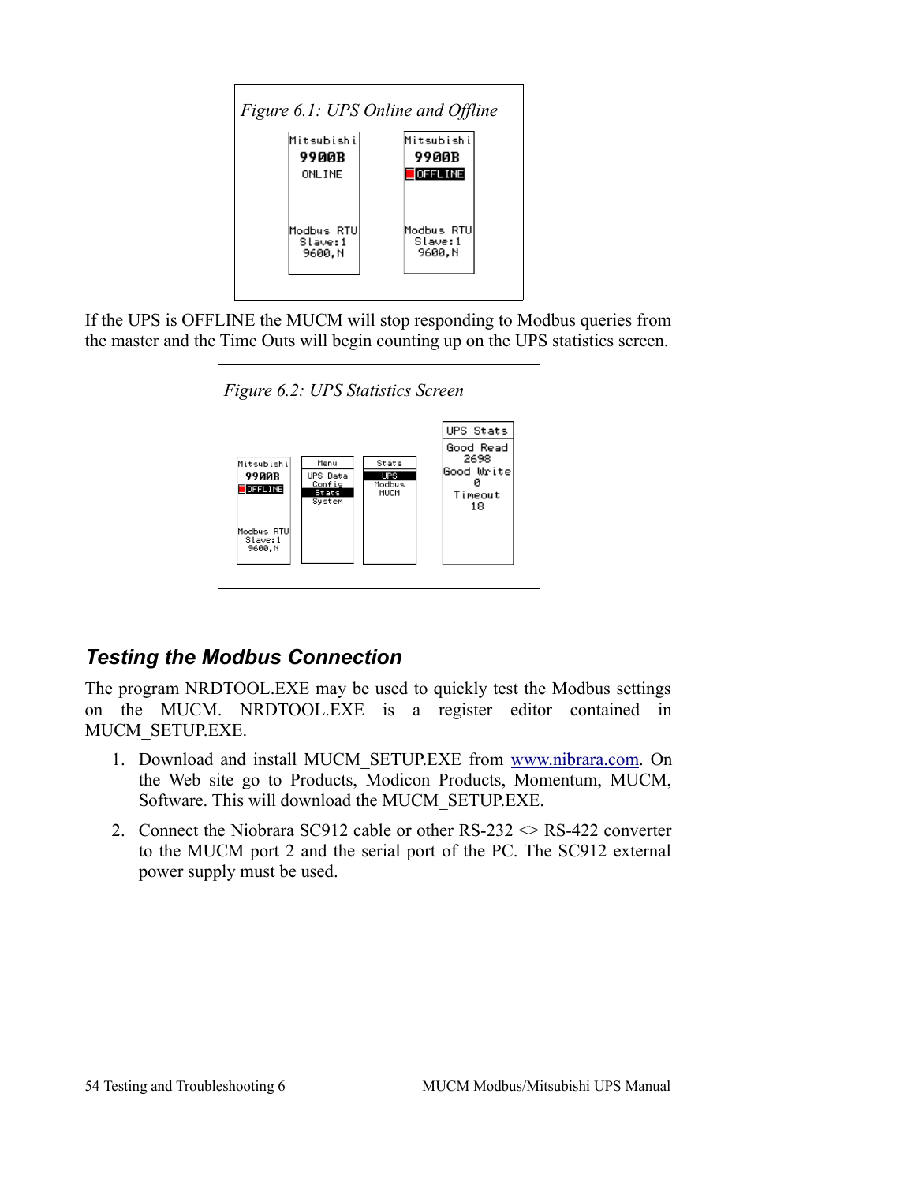*Figure 6.1: UPS Online and Offline*

If the UPS is OFFLINE the MUCM will stop responding to Modbus queries from the master and the Time Outs will begin counting up on the UPS statistics screen.

*Figure 6.2: UPS Statistics Screen*

## *Testing the Modbus Connection*

The program NRDTOOL.EXE may be used to quickly test the Modbus settings on the MUCM. NRDTOOL.EXE is a register editor contained in MUCM_SETUP.EXE.

1. Download and install MUCM_SETUP.EXE from [www.nibrara.com](www.nibrara.com). On the Web site go to Products, Modicon Products, Momentum, MUCM, Software. This will download the MUCM_SETUP.EXE.
2. Connect the Niobrara SC912 cable or other RS-232 <> RS-422 converter to the MUCM port 2 and the serial port of the PC. The SC912 external power supply must be used.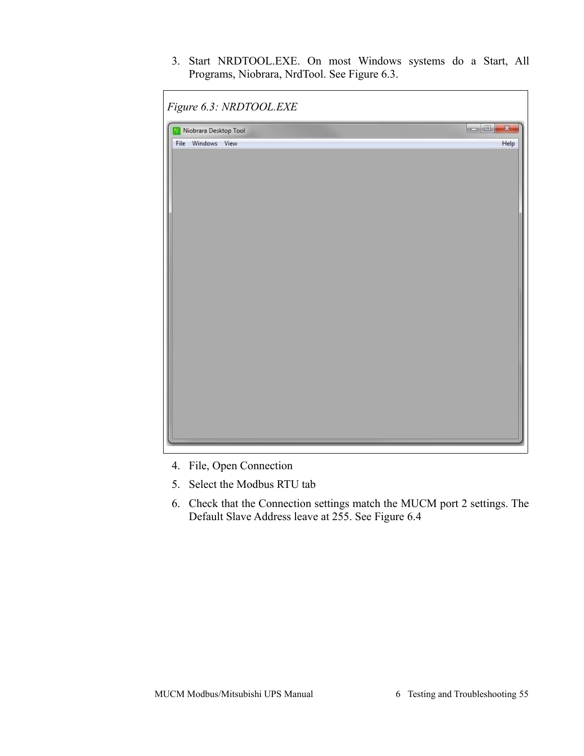3. Start NRDTOOL.EXE. On most Windows systems do a Start, All Programs, Niobrara, NrdTool. See Figure 6.3.

*Figure 6.3: NRDTOOL.EXE*

4. File, Open Connection
5. Select the Modbus RTU tab
6. Check that the Connection settings match the MUCM port 2 settings. The Default Slave Address leave at 255. See Figure 6.4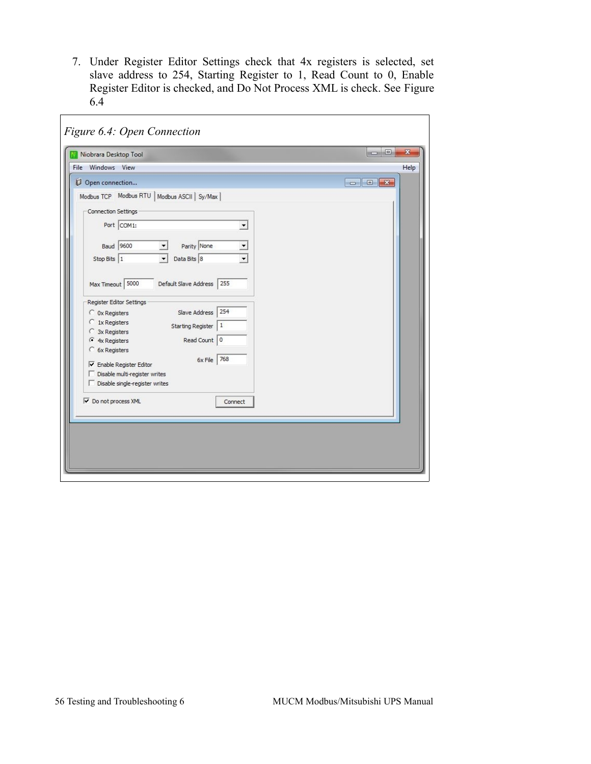7. Under Register Editor Settings check that 4x registers is selected, set slave address to 254, Starting Register to 1, Read Count to 0, Enable Register Editor is checked, and Do Not Process XML is check. See Figure 6.4

*Figure 6.4: Open Connection*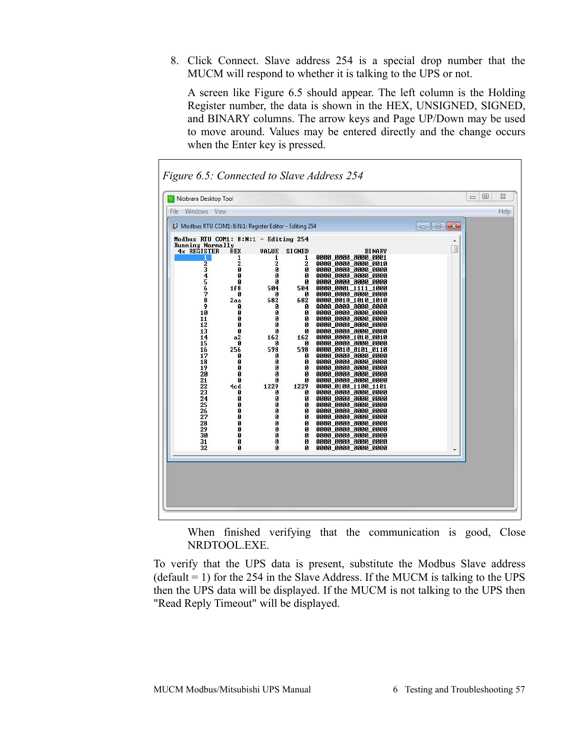8. Click Connect. Slave address 254 is a special drop number that the MUCM will respond to whether it is talking to the UPS or not.

   A screen like Figure 6.5 should appear. The left column is the Holding Register number, the data is shown in the HEX, UNSIGNED, SIGNED, and BINARY columns. The arrow keys and Page UP/Down may be used to move around. Values may be entered directly and the change occurs when the Enter key is pressed.

*Figure 6.5: Connected to Slave Address 254*

```
Modbus RTU COM1: 8:N:1 - Editing 254
Running Normally
 4x REGISTER   HEX     VALUE  SIGNED              BINARY
          1      1         1       1   0000_0000_0000_0001
          2      2         2       2   0000_0000_0000_0010
          3      0         0       0   0000_0000_0000_0000
          4      0         0       0   0000_0000_0000_0000
          5      0         0       0   0000_0000_0000_0000
          6    1f8       504     504   0000_0001_1111_1000
          7      0         0       0   0000_0000_0000_0000
          8    2aa       682     682   0000_0010_1010_1010
          9      0         0       0   0000_0000_0000_0000
         10      0         0       0   0000_0000_0000_0000
         11      0         0       0   0000_0000_0000_0000
         12      0         0       0   0000_0000_0000_0000
         13      0         0       0   0000_0000_0000_0000
         14     a2       162     162   0000_0000_1010_0010
         15      0         0       0   0000_0000_0000_0000
         16    256       598     598   0000_0010_0101_0110
         17      0         0       0   0000_0000_0000_0000
         18      0         0       0   0000_0000_0000_0000
         19      0         0       0   0000_0000_0000_0000
         20      0         0       0   0000_0000_0000_0000
         21      0         0       0   0000_0000_0000_0000
         22    4cd      1229    1229   0000_0100_1100_1101
         23      0         0       0   0000_0000_0000_0000
         24      0         0       0   0000_0000_0000_0000
         25      0         0       0   0000_0000_0000_0000
         26      0         0       0   0000_0000_0000_0000
         27      0         0       0   0000_0000_0000_0000
         28      0         0       0   0000_0000_0000_0000
         29      0         0       0   0000_0000_0000_0000
         30      0         0       0   0000_0000_0000_0000
         31      0         0       0   0000_0000_0000_0000
         32      0         0       0   0000_0000_0000_0000
```

   When finished verifying that the communication is good, Close NRDTOOL.EXE.

To verify that the UPS data is present, substitute the Modbus Slave address (default = 1) for the 254 in the Slave Address. If the MUCM is talking to the UPS then the UPS data will be displayed. If the MUCM is not talking to the UPS then "Read Reply Timeout" will be displayed.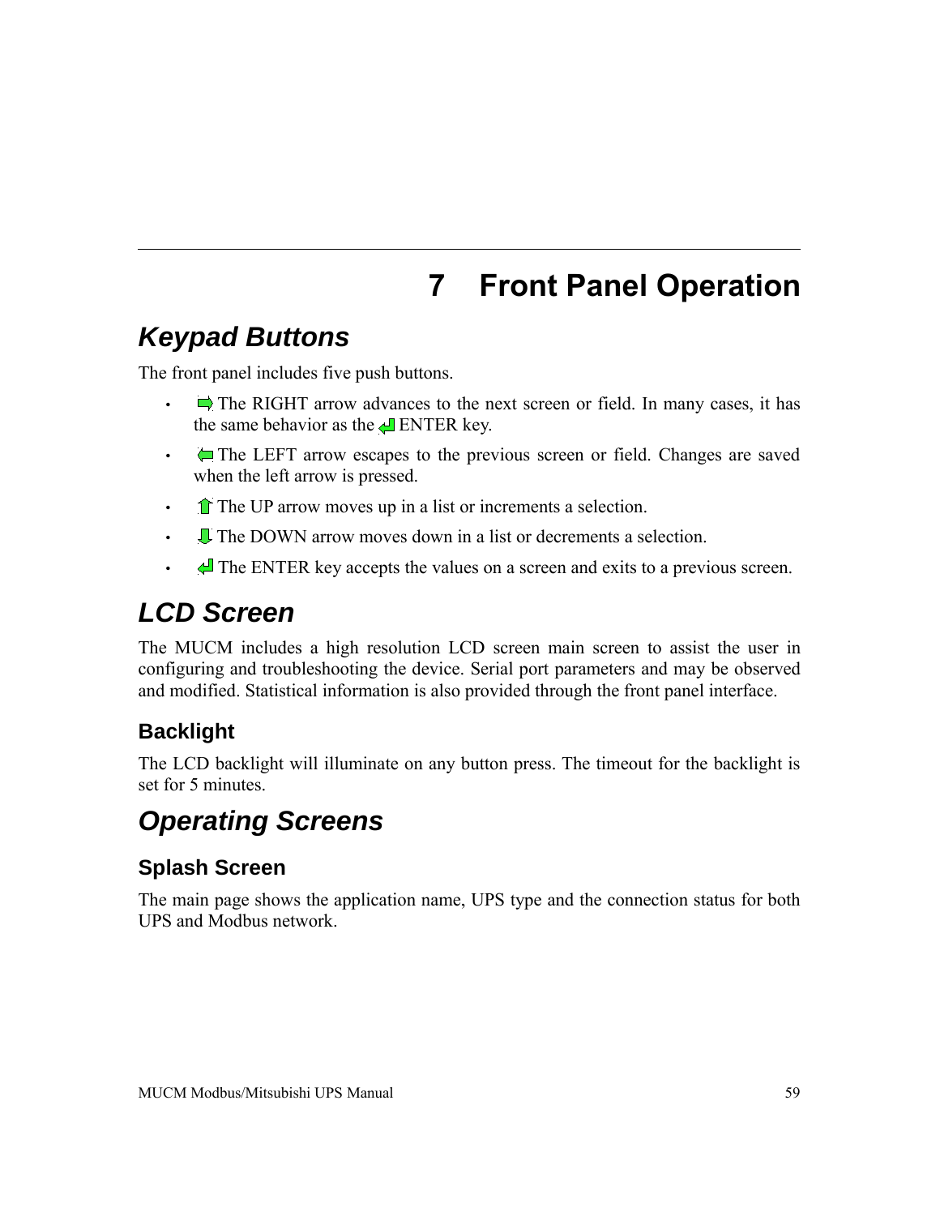# 7 Front Panel Operation

## Keypad Buttons

The front panel includes five push buttons.

- The RIGHT arrow advances to the next screen or field. In many cases, it has the same behavior as the ENTER key.
- The LEFT arrow escapes to the previous screen or field. Changes are saved when the left arrow is pressed.
- The UP arrow moves up in a list or increments a selection.
- The DOWN arrow moves down in a list or decrements a selection.
- The ENTER key accepts the values on a screen and exits to a previous screen.

## LCD Screen

The MUCM includes a high resolution LCD screen main screen to assist the user in configuring and troubleshooting the device. Serial port parameters and may be observed and modified. Statistical information is also provided through the front panel interface.

### Backlight

The LCD backlight will illuminate on any button press. The timeout for the backlight is set for 5 minutes.

## Operating Screens

### Splash Screen

The main page shows the application name, UPS type and the connection status for both UPS and Modbus network.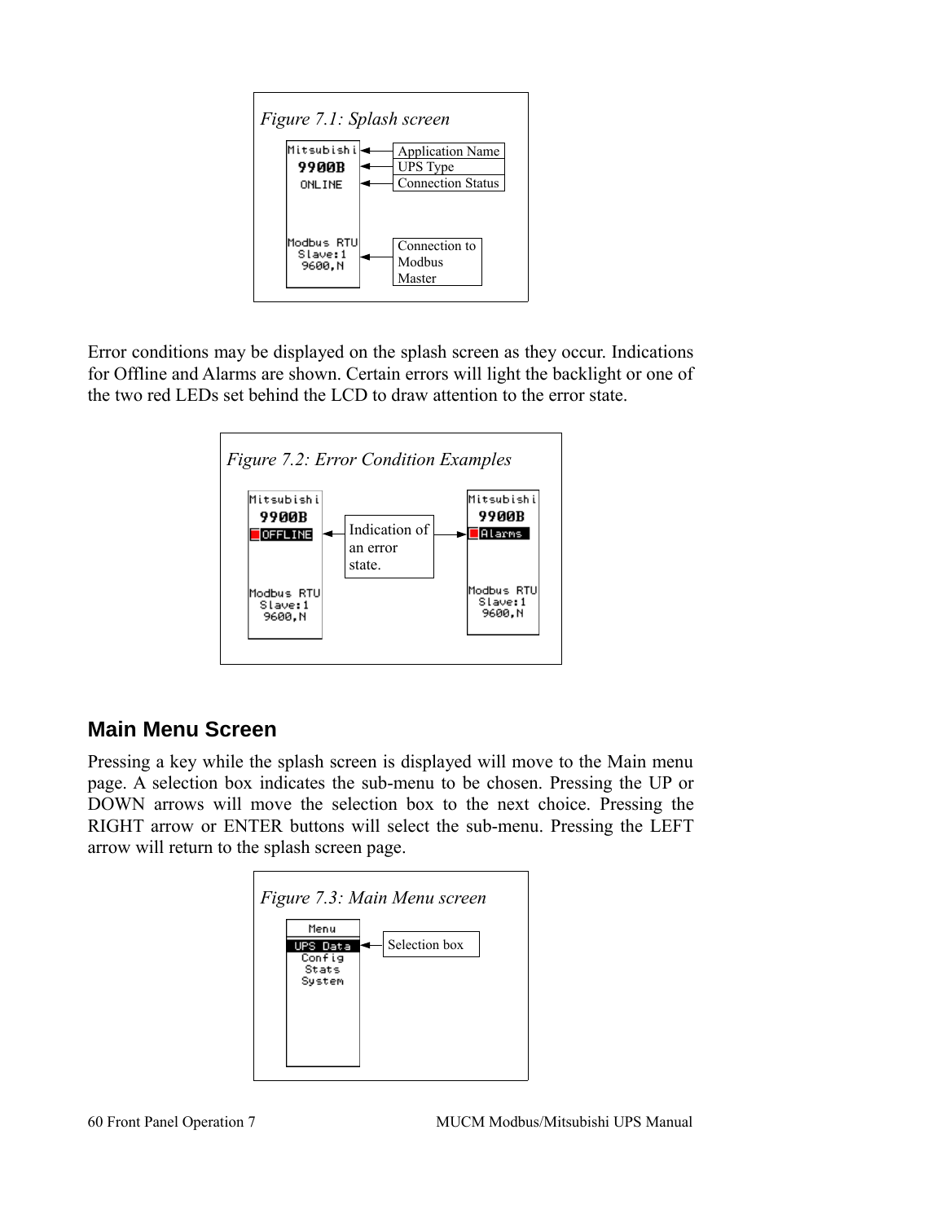*Figure 7.1: Splash screen*

Mitsubishi
9900B
ONLINE

Modbus RTU
Slave:1
9600,N

Application Name
UPS Type
Connection Status
Connection to Modbus Master

Error conditions may be displayed on the splash screen as they occur. Indications for Offline and Alarms are shown. Certain errors will light the backlight or one of the two red LEDs set behind the LCD to draw attention to the error state.

*Figure 7.2: Error Condition Examples*

Mitsubishi
9900B
OFFLINE

Modbus RTU
Slave:1
9600,N

Indication of an error state.

Mitsubishi
9900B
Alarms

Modbus RTU
Slave:1
9600,N

## Main Menu Screen

Pressing a key while the splash screen is displayed will move to the Main menu page. A selection box indicates the sub-menu to be chosen. Pressing the UP or DOWN arrows will move the selection box to the next choice. Pressing the RIGHT arrow or ENTER buttons will select the sub-menu. Pressing the LEFT arrow will return to the splash screen page.

*Figure 7.3: Main Menu screen*

Menu
UPS Data
Config
Stats
System

Selection box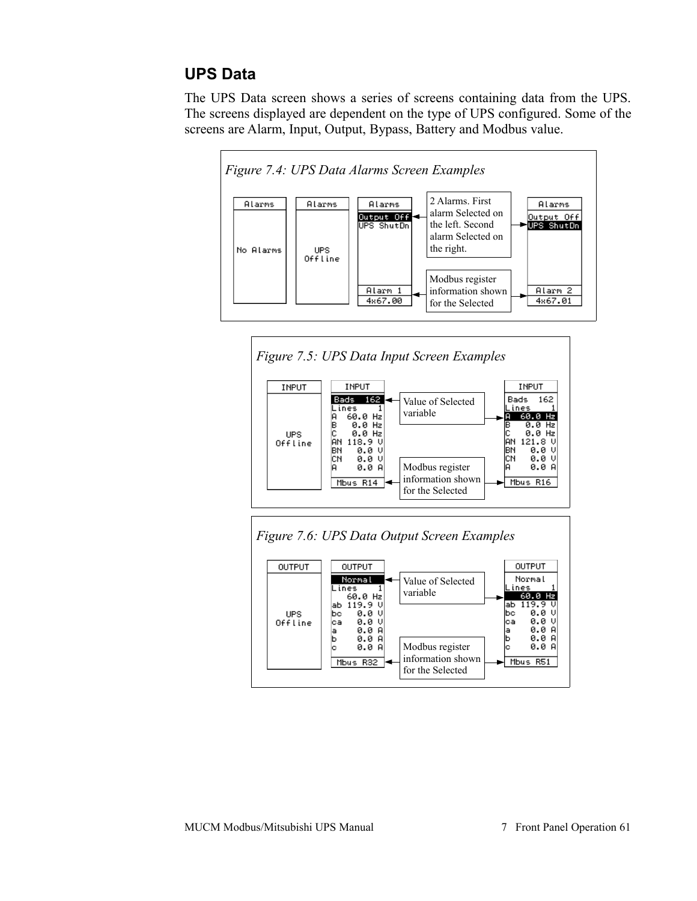## UPS Data

The UPS Data screen shows a series of screens containing data from the UPS. The screens displayed are dependent on the type of UPS configured. Some of the screens are Alarm, Input, Output, Bypass, Battery and Modbus value.

*Figure 7.4: UPS Data Alarms Screen Examples*

```
Alarms        Alarms        Alarms                                     Alarms
              UPS           Output Off  <- 2 Alarms. First alarm  ->   Output Off
No Alarms     Offline       UPS ShutDn     Selected on the left.       UPS ShutDn
                                           Second alarm Selected
                                           on the right.
                            Alarm 1     <- Modbus register         ->  Alarm 2
                            4x67.00        information shown           4x67.01
                                           for the Selected
```

*Figure 7.5: UPS Data Input Screen Examples*

```
INPUT       INPUT                                          INPUT
            Bads   162  <- Value of Selected variable ->   Bads   162
            Lines    1                                     Lines    1
UPS         A   60.0 Hz                                    A   60.0 Hz
Offline     B    0.0 Hz                                    B    0.0 Hz
            C    0.0 Hz                                    C    0.0 Hz
            AN 118.9 V                                     AN 121.8 V
            BN   0.0 V                                     BN   0.0 V
            CN   0.0 V                                     CN   0.0 V
            A    0.0 A                                     A    0.0 A
            Mbus R14    <- Modbus register information ->  Mbus R16
                           shown for the Selected
```

*Figure 7.6: UPS Data Output Screen Examples*

```
OUTPUT      OUTPUT                                         OUTPUT
            Normal      <- Value of Selected variable ->   Normal
            Lines    1                                     Lines    1
UPS            60.0 Hz                                        60.0 Hz
Offline     ab 119.9 V                                     ab 119.9 V
            bc   0.0 V                                     bc   0.0 V
            ca   0.0 V                                     ca   0.0 V
            a    0.0 A                                     a    0.0 A
            b    0.0 A                                     b    0.0 A
            c    0.0 A                                     c    0.0 A
            Mbus R32    <- Modbus register information ->  Mbus R51
                           shown for the Selected
```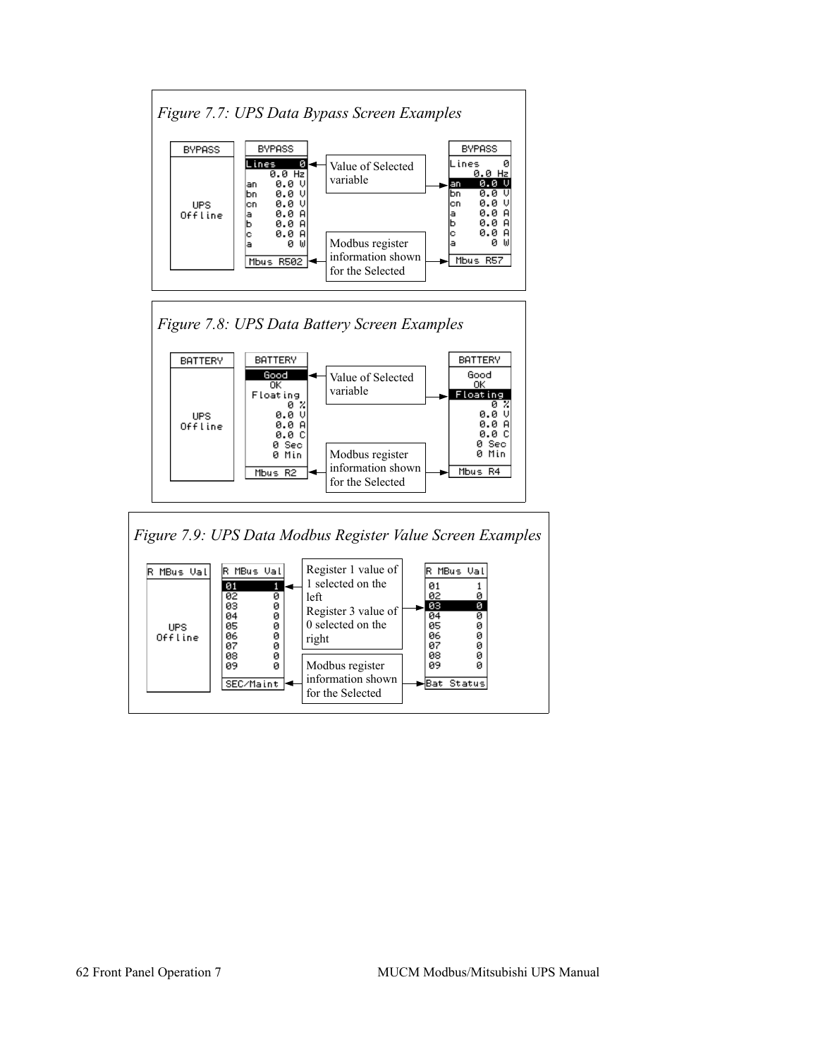*Figure 7.7: UPS Data Bypass Screen Examples*

```
BYPASS          BYPASS                                          BYPASS
                Lines      0  <-- Value of Selected variable --> Lines      0
                    0.0 Hz                                           0.0 Hz
UPS             an   0.0 V                                      an   0.0 V
Offline         bn   0.0 V                                      bn   0.0 V
                cn   0.0 V                                      cn   0.0 V
                a    0.0 A                                      a    0.0 A
                b    0.0 A                                      b    0.0 A
                c    0.0 A                                      c    0.0 A
                a      0 W                                      a      0 W
                Mbus R502  <-- Modbus register information      Mbus R57
                               shown for the Selected -->
```

*Figure 7.8: UPS Data Battery Screen Examples*

```
BATTERY         BATTERY                                         BATTERY
                  Good     <-- Value of Selected variable -->     Good
                   OK                                              OK
UPS              Floating                                       Floating
Offline               0 %                                            0 %
                    0.0 V                                          0.0 V
                    0.0 A                                          0.0 A
                    0.0 C                                          0.0 C
                    0 Sec                                          0 Sec
                    0 Min                                          0 Min
                 Mbus R2   <-- Modbus register information       Mbus R4
                               shown for the Selected -->
```

*Figure 7.9: UPS Data Modbus Register Value Screen Examples*

```
R MBus Val      R MBus Val                                      R MBus Val
                01     1   <-- Register 1 value of 1            01     1
                02     0       selected on the left             02     0
UPS             03     0       Register 3 value of 0 -->        03     0
Offline         04     0       selected on the right            04     0
                05     0                                        05     0
                06     0                                        06     0
                07     0                                        07     0
                08     0                                        08     0
                09     0                                        09     0
                SEC/Maint  <-- Modbus register information      Bat Status
                               shown for the Selected -->
```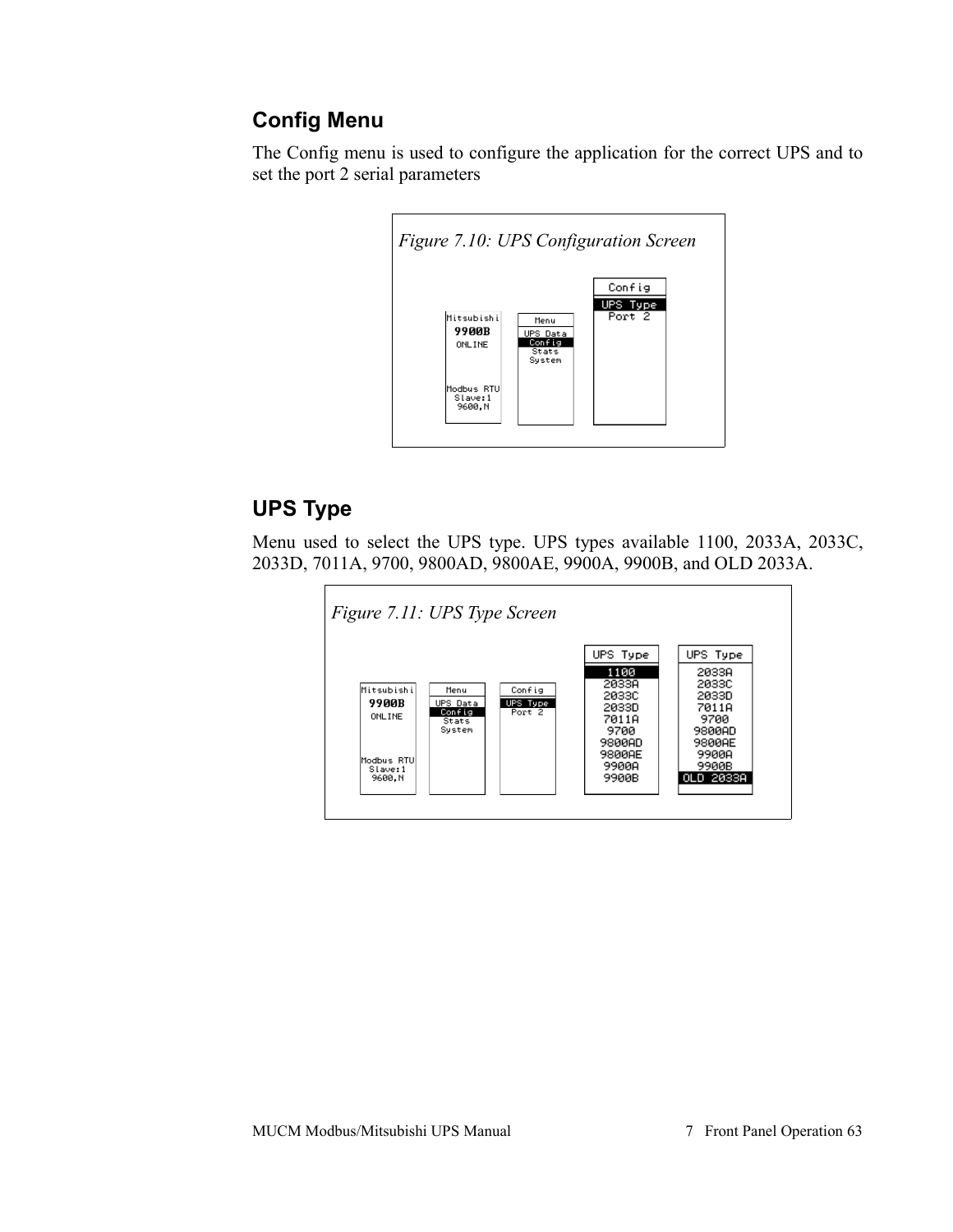## Config Menu

The Config menu is used to configure the application for the correct UPS and to set the port 2 serial parameters

*Figure 7.10: UPS Configuration Screen*

## UPS Type

Menu used to select the UPS type. UPS types available 1100, 2033A, 2033C, 2033D, 7011A, 9700, 9800AD, 9800AE, 9900A, 9900B, and OLD 2033A.

*Figure 7.11: UPS Type Screen*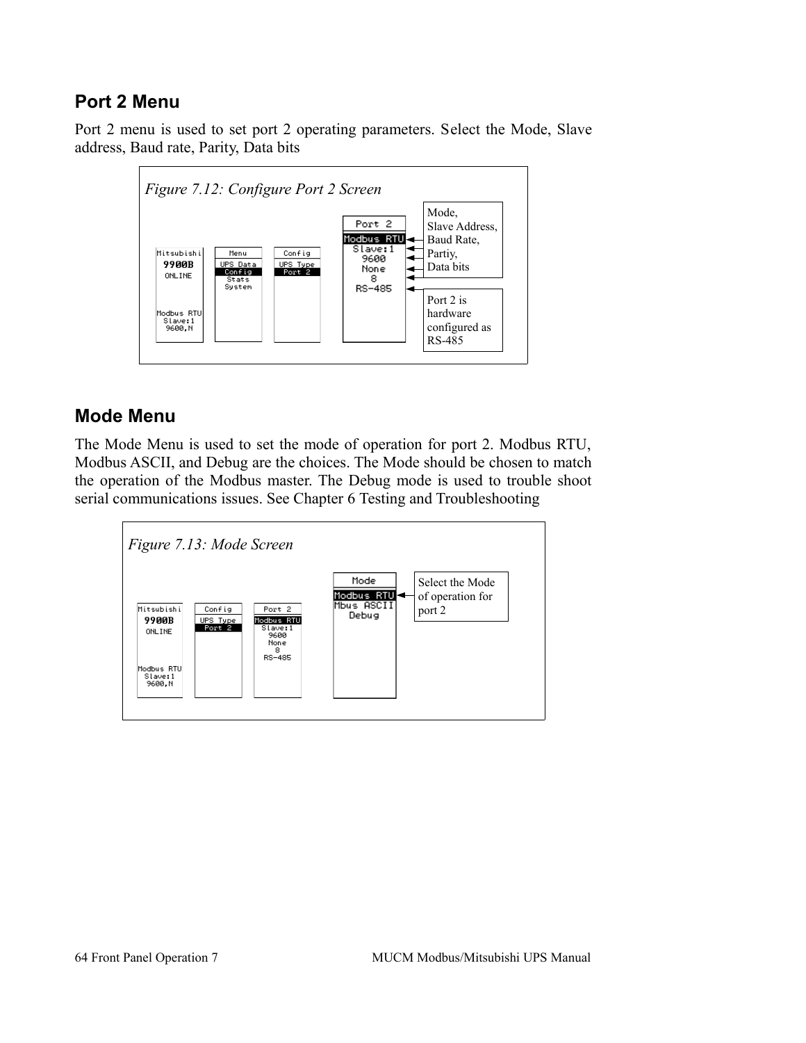## Port 2 Menu

Port 2 menu is used to set port 2 operating parameters. Select the Mode, Slave address, Baud rate, Parity, Data bits

*Figure 7.12: Configure Port 2 Screen*

Mode,
Slave Address,
Baud Rate,
Partiy,
Data bits

Port 2 is hardware configured as RS-485

## Mode Menu

The Mode Menu is used to set the mode of operation for port 2. Modbus RTU, Modbus ASCII, and Debug are the choices. The Mode should be chosen to match the operation of the Modbus master. The Debug mode is used to trouble shoot serial communications issues. See Chapter 6 Testing and Troubleshooting

*Figure 7.13: Mode Screen*

Select the Mode of operation for port 2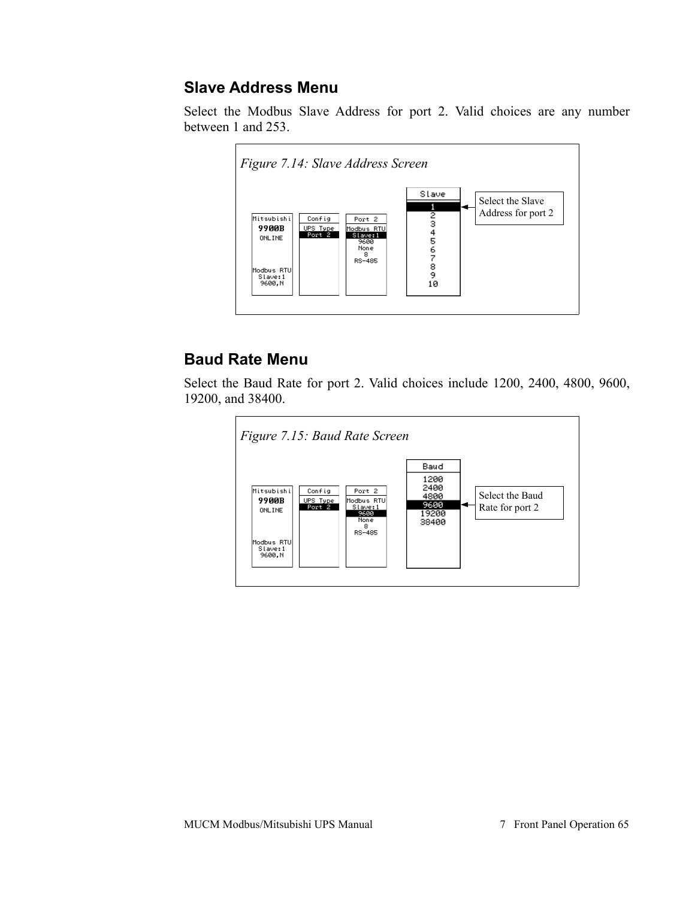## Slave Address Menu

Select the Modbus Slave Address for port 2. Valid choices are any number between 1 and 253.

*Figure 7.14: Slave Address Screen*

Select the Slave Address for port 2

## Baud Rate Menu

Select the Baud Rate for port 2. Valid choices include 1200, 2400, 4800, 9600, 19200, and 38400.

*Figure 7.15: Baud Rate Screen*

Select the Baud Rate for port 2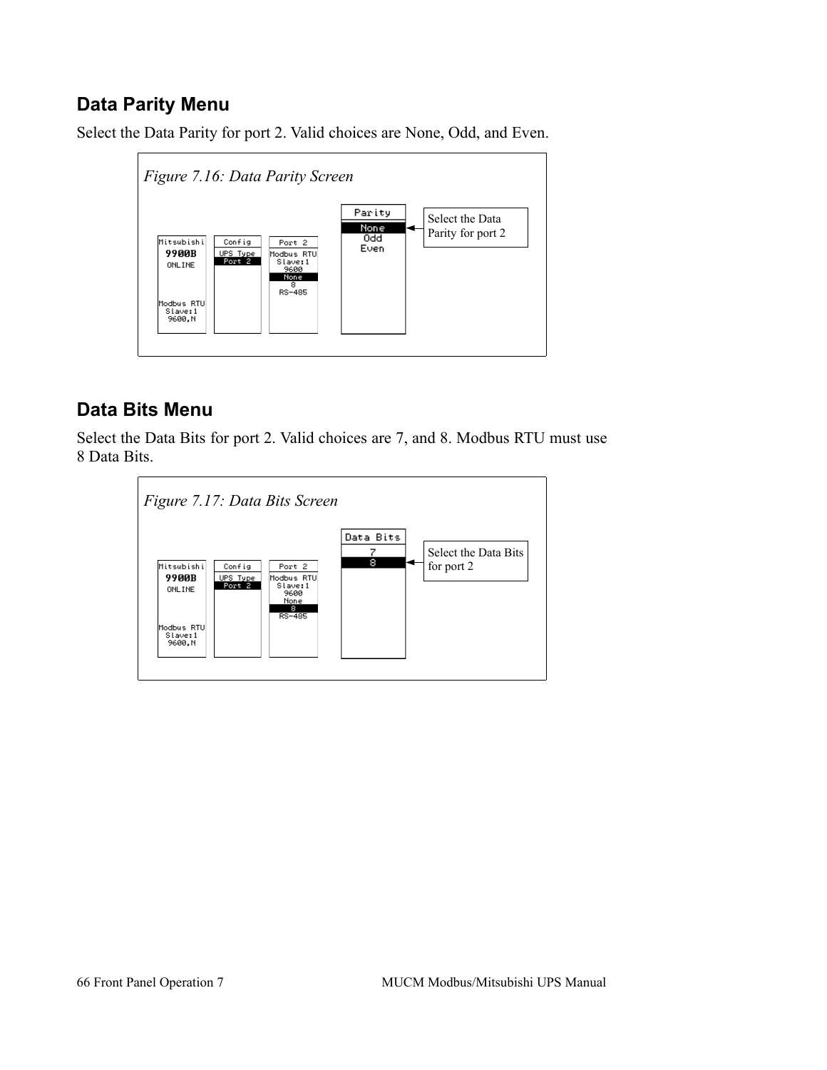## Data Parity Menu

Select the Data Parity for port 2. Valid choices are None, Odd, and Even.

*Figure 7.16: Data Parity Screen*

## Data Bits Menu

Select the Data Bits for port 2. Valid choices are 7, and 8. Modbus RTU must use 8 Data Bits.

*Figure 7.17: Data Bits Screen*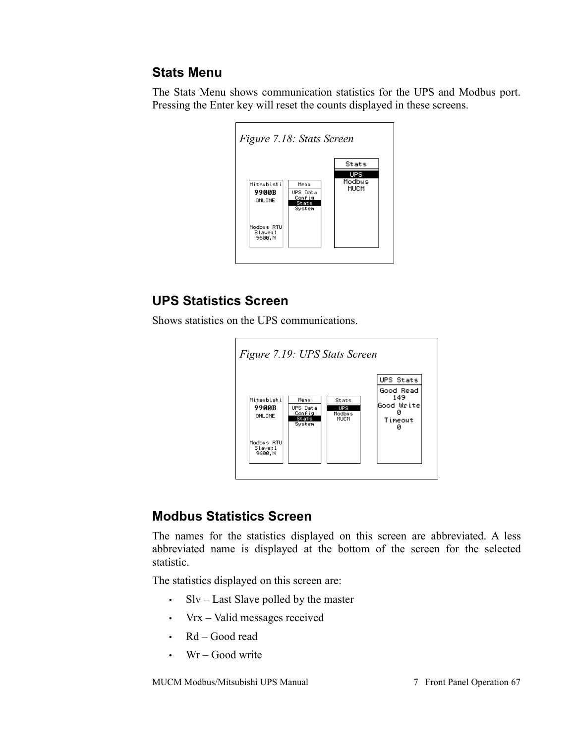## Stats Menu

The Stats Menu shows communication statistics for the UPS and Modbus port. Pressing the Enter key will reset the counts displayed in these screens.

*Figure 7.18: Stats Screen*

## UPS Statistics Screen

Shows statistics on the UPS communications.

*Figure 7.19: UPS Stats Screen*

## Modbus Statistics Screen

The names for the statistics displayed on this screen are abbreviated. A less abbreviated name is displayed at the bottom of the screen for the selected statistic.

The statistics displayed on this screen are:

- Slv – Last Slave polled by the master
- Vrx – Valid messages received
- Rd – Good read
- Wr – Good write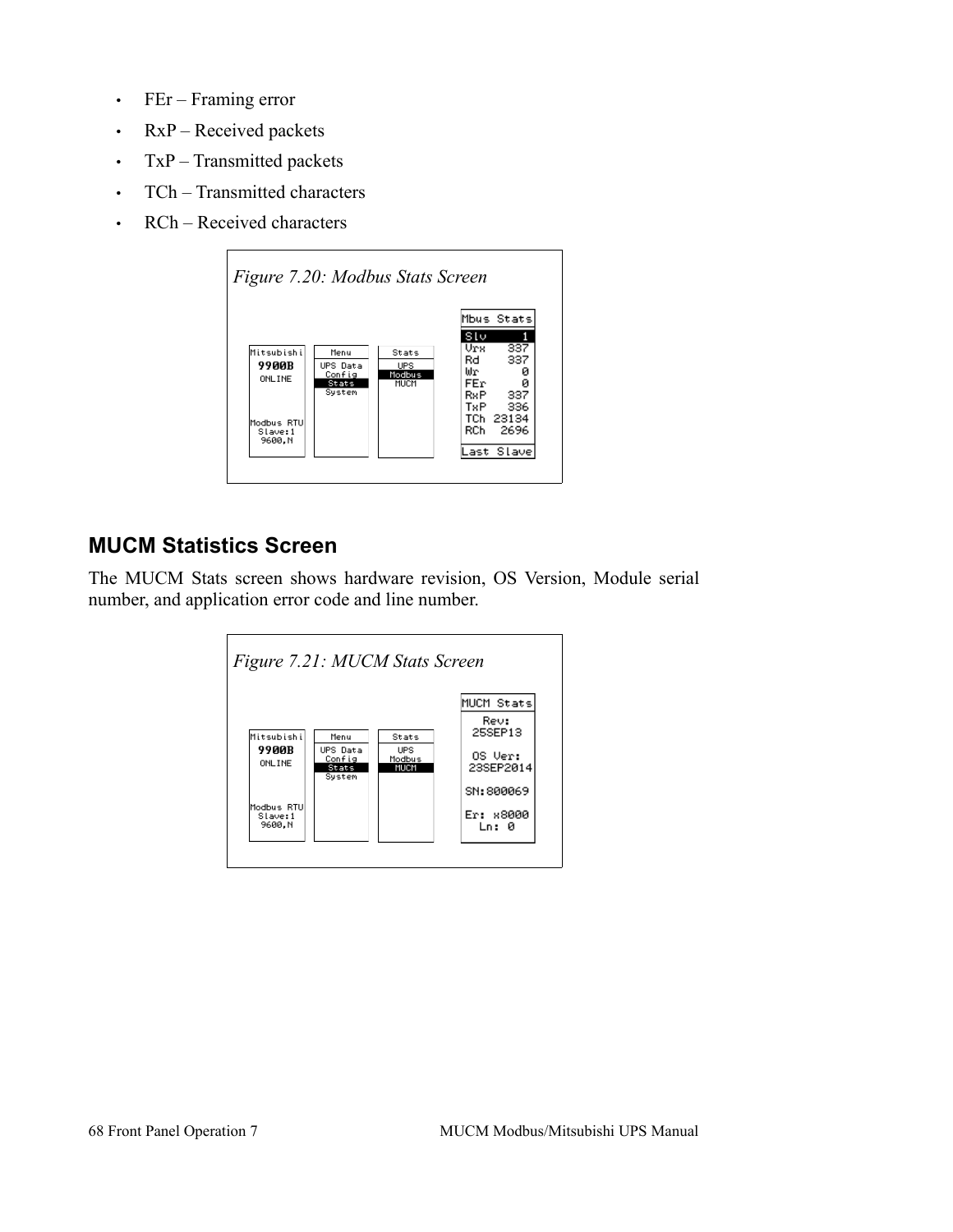- FEr – Framing error
- RxP – Received packets
- TxP – Transmitted packets
- TCh – Transmitted characters
- RCh – Received characters

*Figure 7.20: Modbus Stats Screen*

## MUCM Statistics Screen

The MUCM Stats screen shows hardware revision, OS Version, Module serial number, and application error code and line number.

*Figure 7.21: MUCM Stats Screen*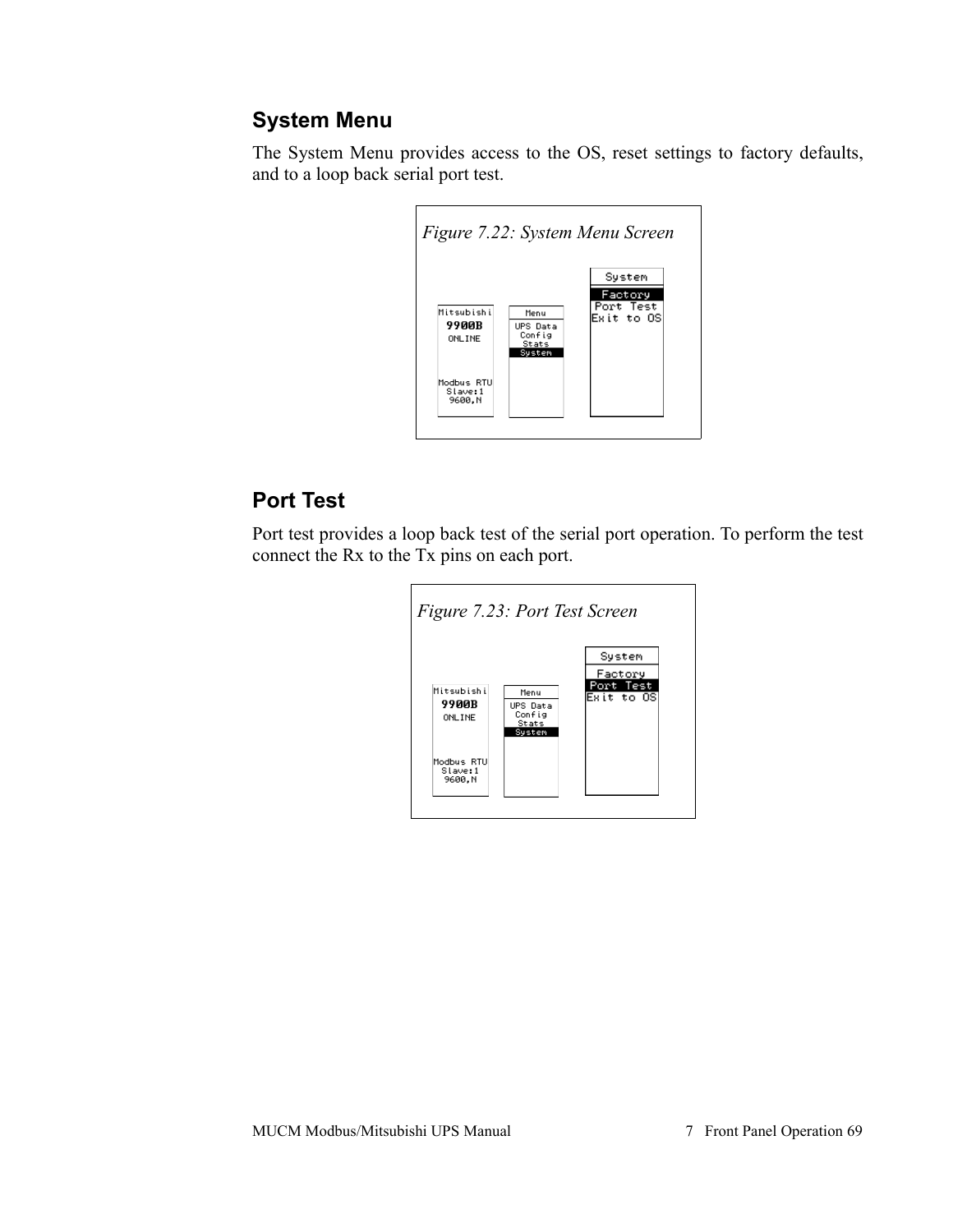## System Menu

The System Menu provides access to the OS, reset settings to factory defaults, and to a loop back serial port test.

*Figure 7.22: System Menu Screen*

## Port Test

Port test provides a loop back test of the serial port operation. To perform the test connect the Rx to the Tx pins on each port.

*Figure 7.23: Port Test Screen*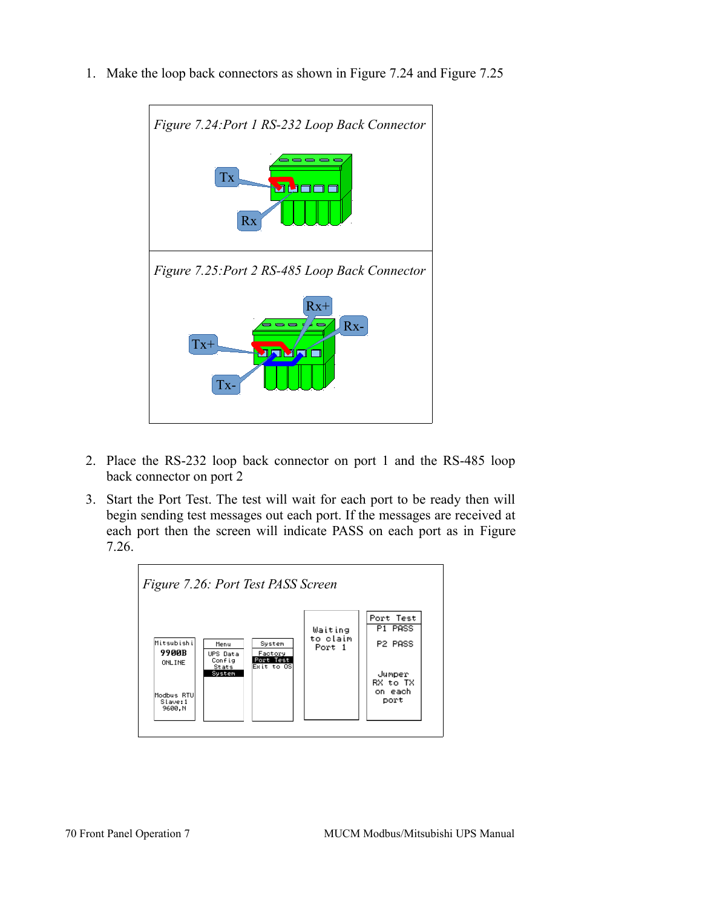1. Make the loop back connectors as shown in Figure 7.24 and Figure 7.25

*Figure 7.24:Port 1 RS-232 Loop Back Connector*

*Figure 7.25:Port 2 RS-485 Loop Back Connector*

2. Place the RS-232 loop back connector on port 1 and the RS-485 loop back connector on port 2
3. Start the Port Test. The test will wait for each port to be ready then will begin sending test messages out each port. If the messages are received at each port then the screen will indicate PASS on each port as in Figure 7.26.

*Figure 7.26: Port Test PASS Screen*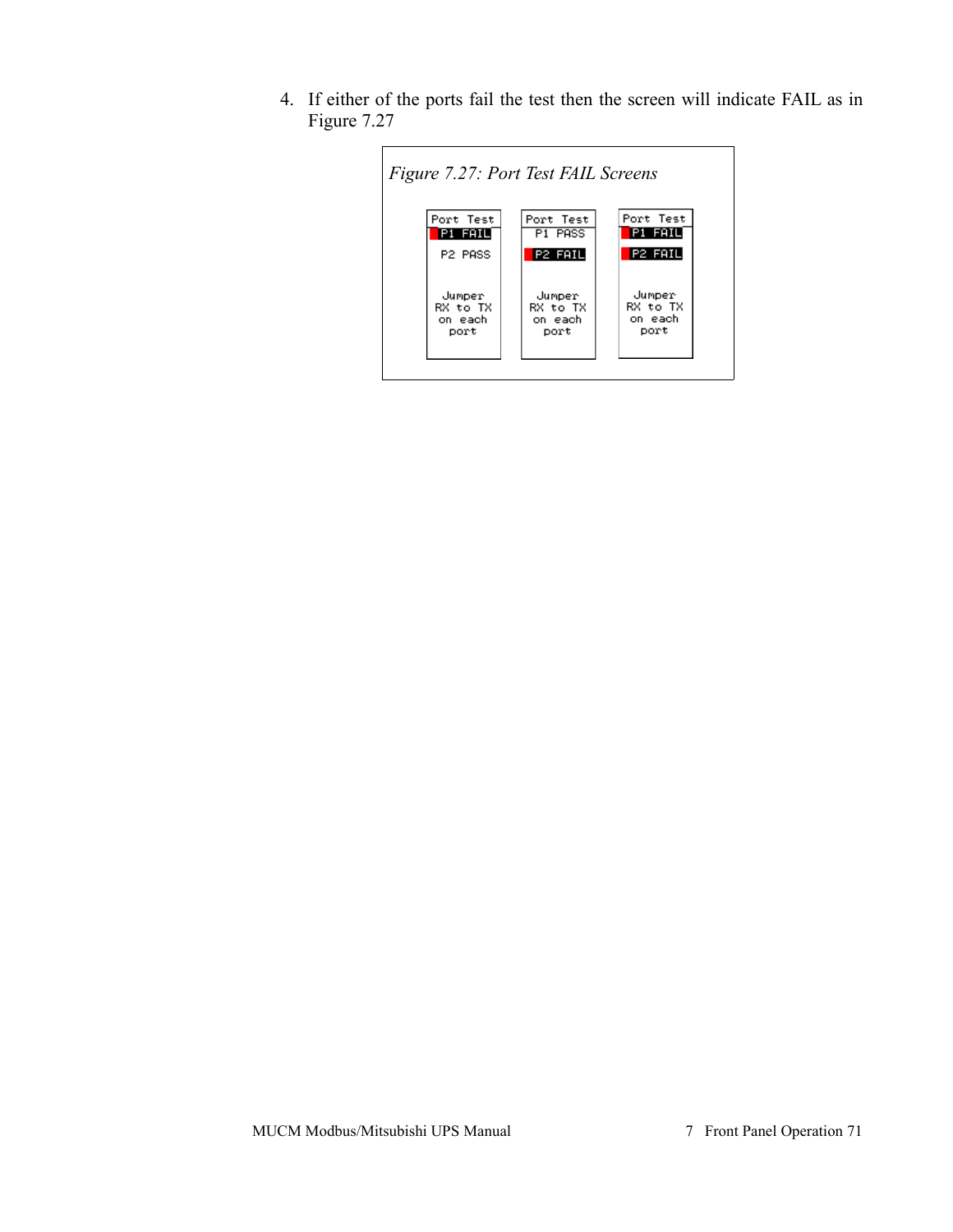4. If either of the ports fail the test then the screen will indicate FAIL as in Figure 7.27

*Figure 7.27: Port Test FAIL Screens*

| Port Test | Port Test | Port Test |
|---|---|---|
| P1 FAIL | P1 PASS | P1 FAIL |
| P2 PASS | P2 FAIL | P2 FAIL |
| Jumper RX to TX on each port | Jumper RX to TX on each port | Jumper RX to TX on each port |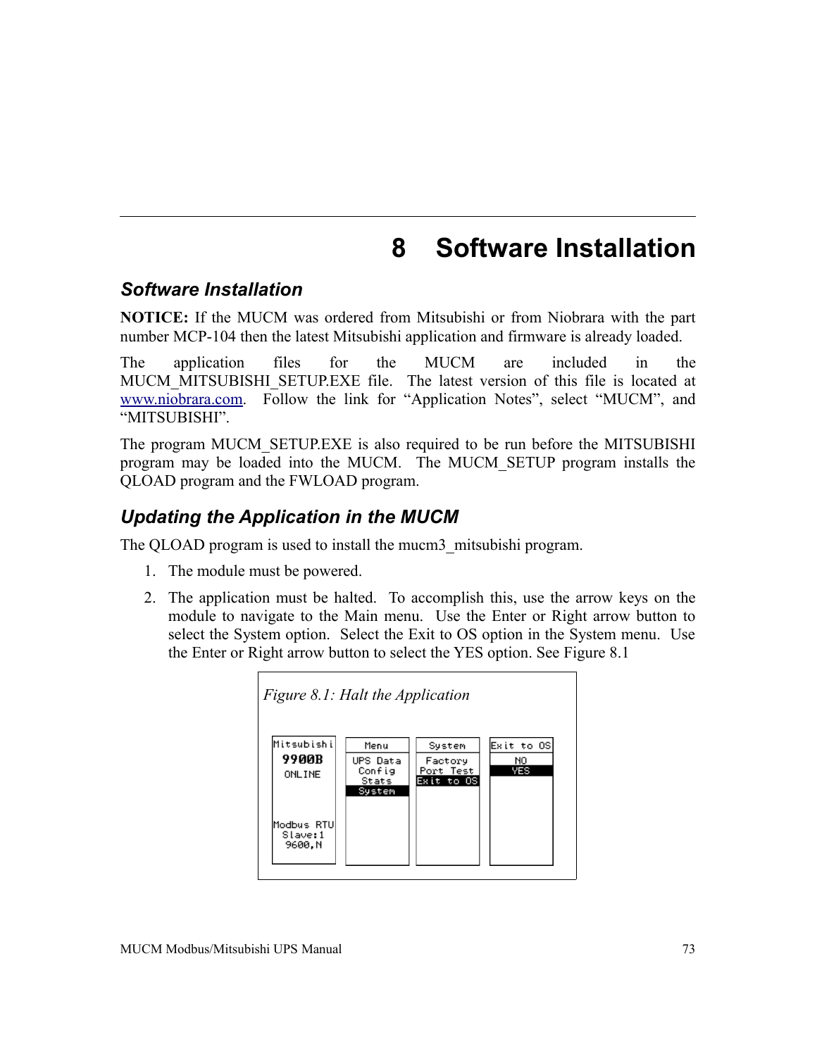# 8 Software Installation

## Software Installation

**NOTICE:** If the MUCM was ordered from Mitsubishi or from Niobrara with the part number MCP-104 then the latest Mitsubishi application and firmware is already loaded.

The application files for the MUCM are included in the MUCM_MITSUBISHI_SETUP.EXE file. The latest version of this file is located at www.niobrara.com. Follow the link for “Application Notes”, select “MUCM”, and “MITSUBISHI”.

The program MUCM_SETUP.EXE is also required to be run before the MITSUBISHI program may be loaded into the MUCM. The MUCM_SETUP program installs the QLOAD program and the FWLOAD program.

## Updating the Application in the MUCM

The QLOAD program is used to install the mucm3_mitsubishi program.

1. The module must be powered.
2. The application must be halted. To accomplish this, use the arrow keys on the module to navigate to the Main menu. Use the Enter or Right arrow button to select the System option. Select the Exit to OS option in the System menu. Use the Enter or Right arrow button to select the YES option. See Figure 8.1

*Figure 8.1: Halt the Application*

| Mitsubishi | Menu | System | Exit to OS |
|---|---|---|---|
| **9900B** | UPS Data | Factory | NO |
| ONLINE | Config | Port Test | YES |
| | Stats | Exit to OS | |
| | System | | |
| Modbus RTU | | | |
| Slave:1 | | | |
| 9600,N | | | |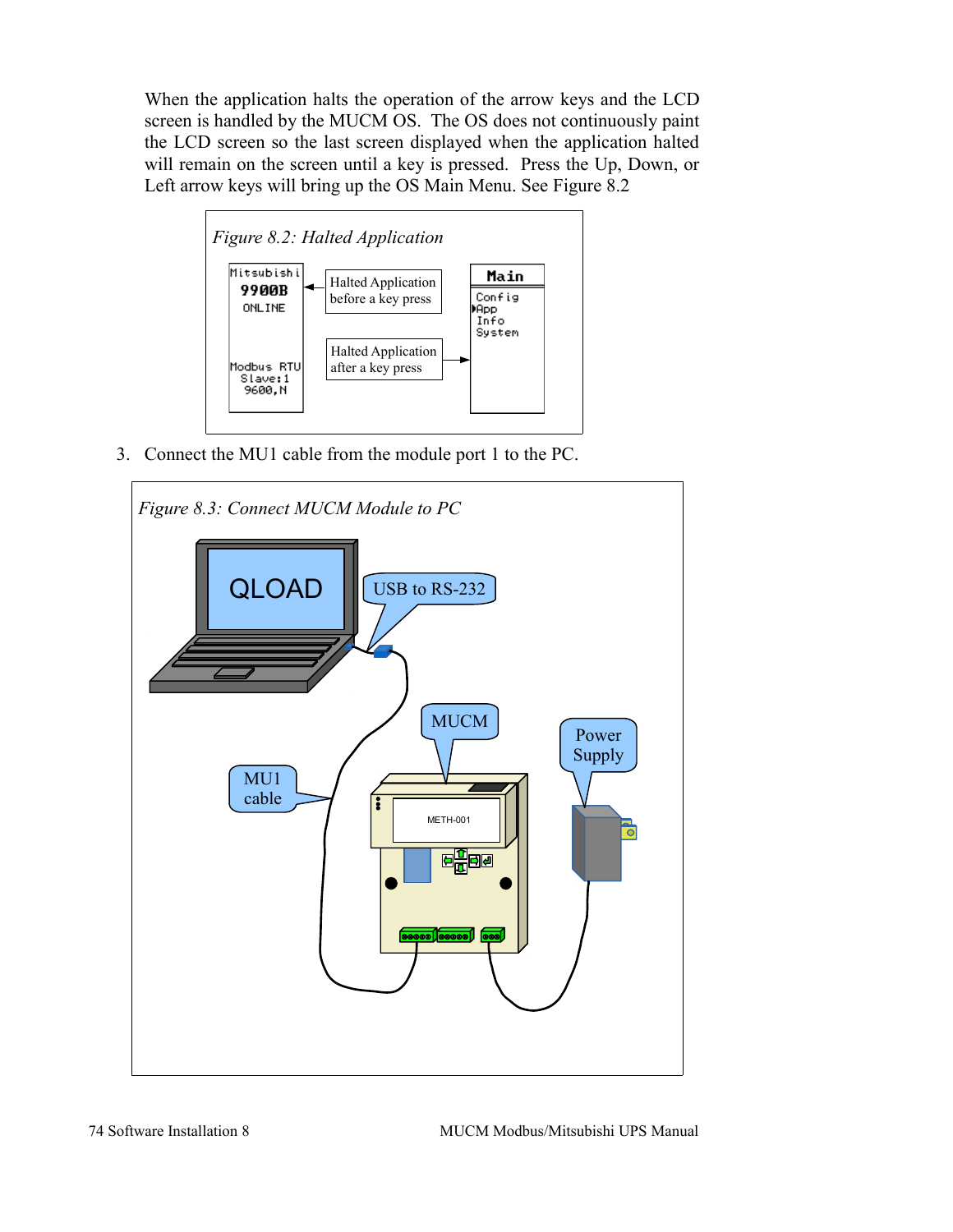When the application halts the operation of the arrow keys and the LCD screen is handled by the MUCM OS. The OS does not continuously paint the LCD screen so the last screen displayed when the application halted will remain on the screen until a key is pressed. Press the Up, Down, or Left arrow keys will bring up the OS Main Menu. See Figure 8.2

*Figure 8.2: Halted Application*

3. Connect the MU1 cable from the module port 1 to the PC.

*Figure 8.3: Connect MUCM Module to PC*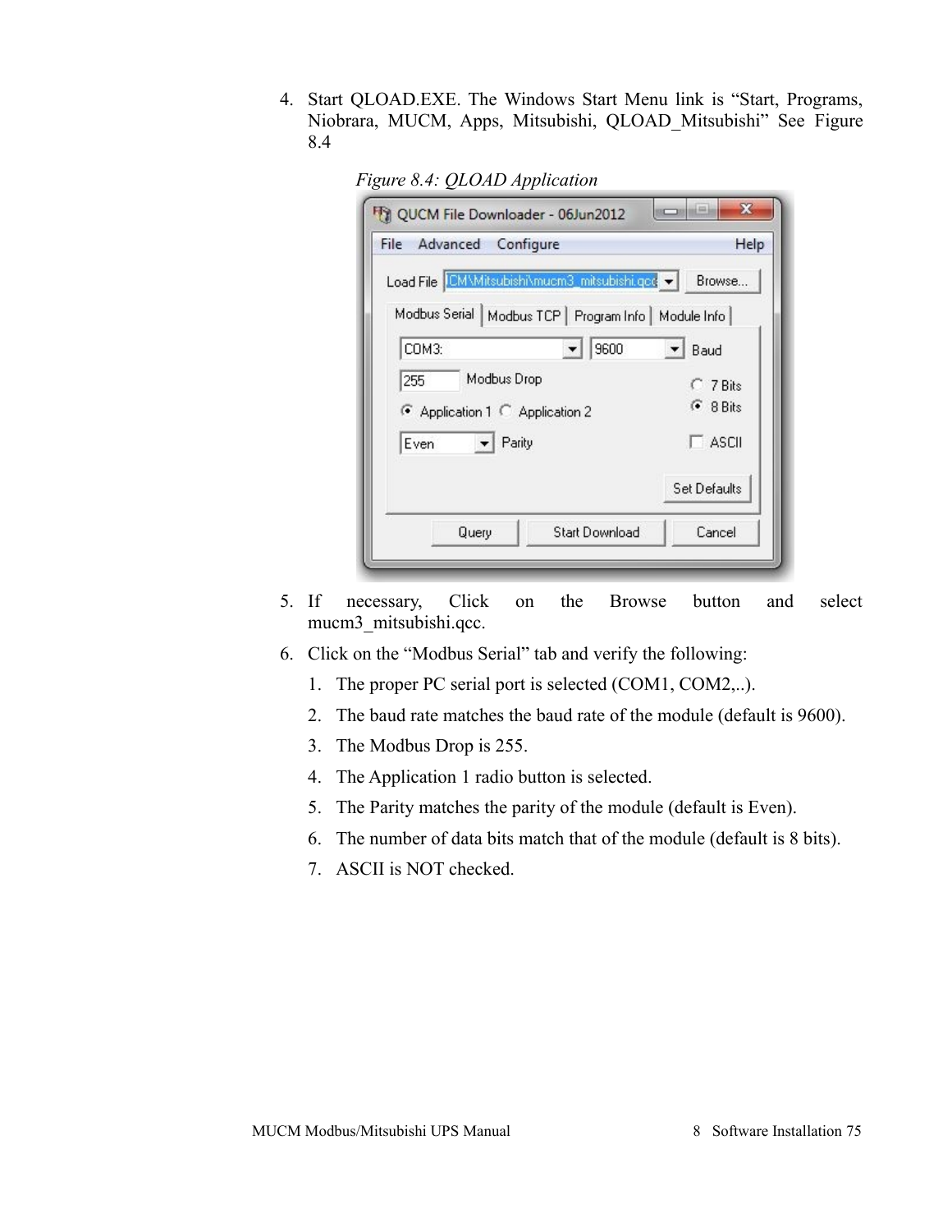4. Start QLOAD.EXE. The Windows Start Menu link is "Start, Programs, Niobrara, MUCM, Apps, Mitsubishi, QLOAD_Mitsubishi" See Figure 8.4

*Figure 8.4: QLOAD Application*

5. If necessary, Click on the Browse button and select mucm3_mitsubishi.qcc.
6. Click on the "Modbus Serial" tab and verify the following:
   1. The proper PC serial port is selected (COM1, COM2,..).
   2. The baud rate matches the baud rate of the module (default is 9600).
   3. The Modbus Drop is 255.
   4. The Application 1 radio button is selected.
   5. The Parity matches the parity of the module (default is Even).
   6. The number of data bits match that of the module (default is 8 bits).
   7. ASCII is NOT checked.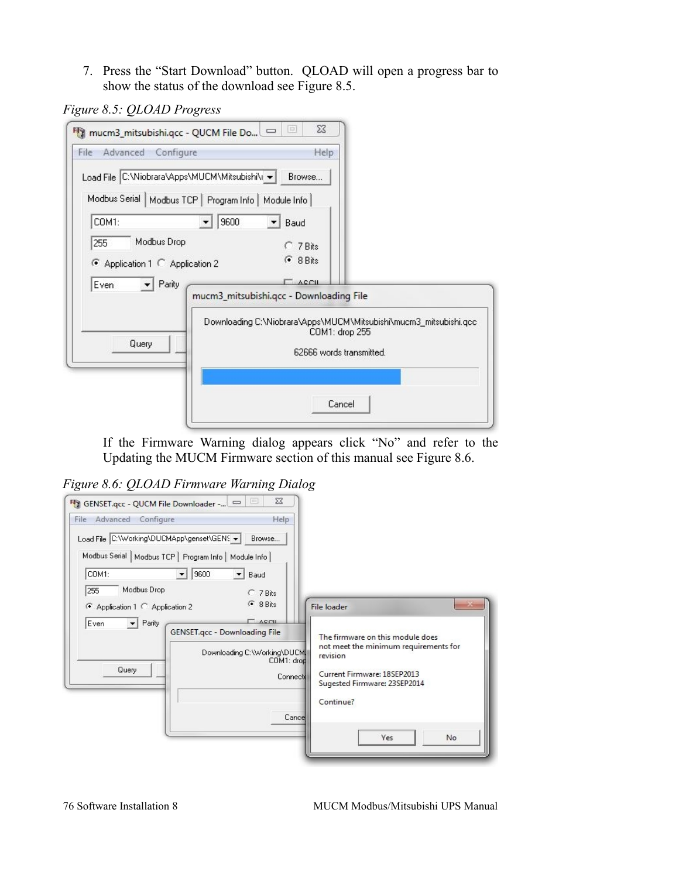7. Press the "Start Download" button. QLOAD will open a progress bar to show the status of the download see Figure 8.5.

*Figure 8.5: QLOAD Progress*

If the Firmware Warning dialog appears click "No" and refer to the Updating the MUCM Firmware section of this manual see Figure 8.6.

*Figure 8.6: QLOAD Firmware Warning Dialog*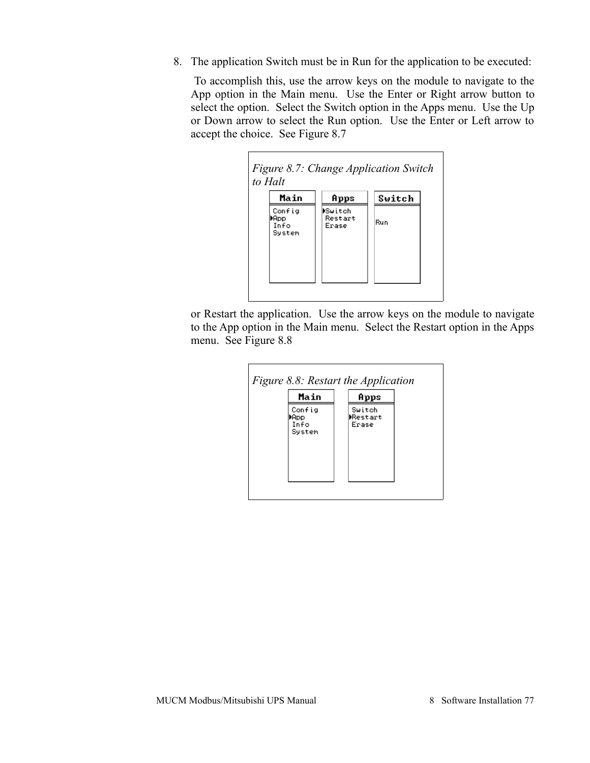8. The application Switch must be in Run for the application to be executed:

   To accomplish this, use the arrow keys on the module to navigate to the App option in the Main menu. Use the Enter or Right arrow button to select the option. Select the Switch option in the Apps menu. Use the Up or Down arrow to select the Run option. Use the Enter or Left arrow to accept the choice. See Figure 8.7

   *Figure 8.7: Change Application Switch to Halt*

   | Main | Apps | Switch |
   |---|---|---|
   | Config | ▸Switch | Run |
   | ▸App | Restart | |
   | Info | Erase | |
   | System | | |

   or Restart the application. Use the arrow keys on the module to navigate to the App option in the Main menu. Select the Restart option in the Apps menu. See Figure 8.8

   *Figure 8.8: Restart the Application*

   | Main | Apps |
   |---|---|
   | Config | Switch |
   | ▸App | ▸Restart |
   | Info | Erase |
   | System | |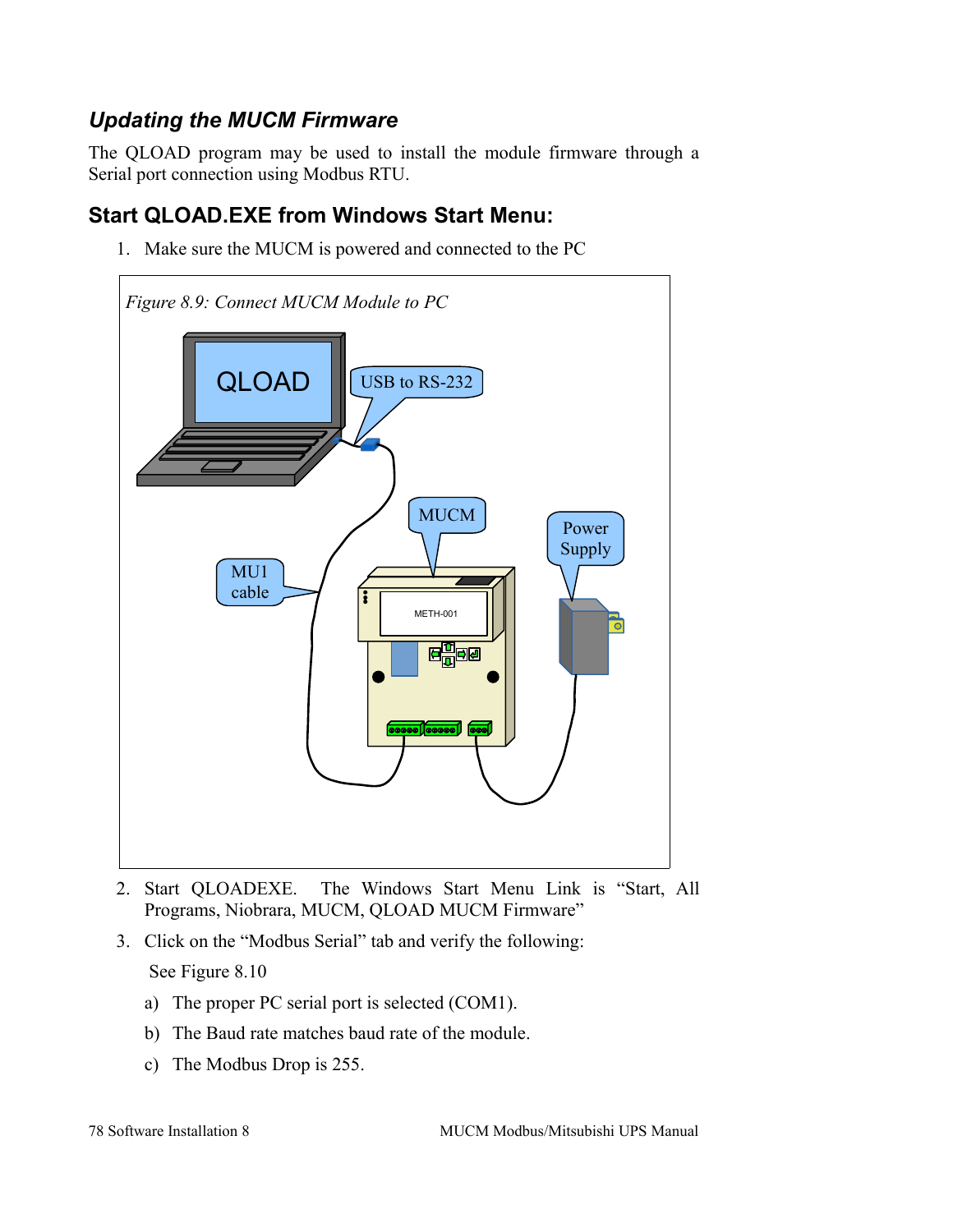## *Updating the MUCM Firmware*

The QLOAD program may be used to install the module firmware through a Serial port connection using Modbus RTU.

## Start QLOAD.EXE from Windows Start Menu:

1. Make sure the MUCM is powered and connected to the PC

*Figure 8.9: Connect MUCM Module to PC*

2. Start QLOADEXE. The Windows Start Menu Link is "Start, All Programs, Niobrara, MUCM, QLOAD MUCM Firmware"
3. Click on the "Modbus Serial" tab and verify the following:

   See Figure 8.10

   a) The proper PC serial port is selected (COM1).

   b) The Baud rate matches baud rate of the module.

   c) The Modbus Drop is 255.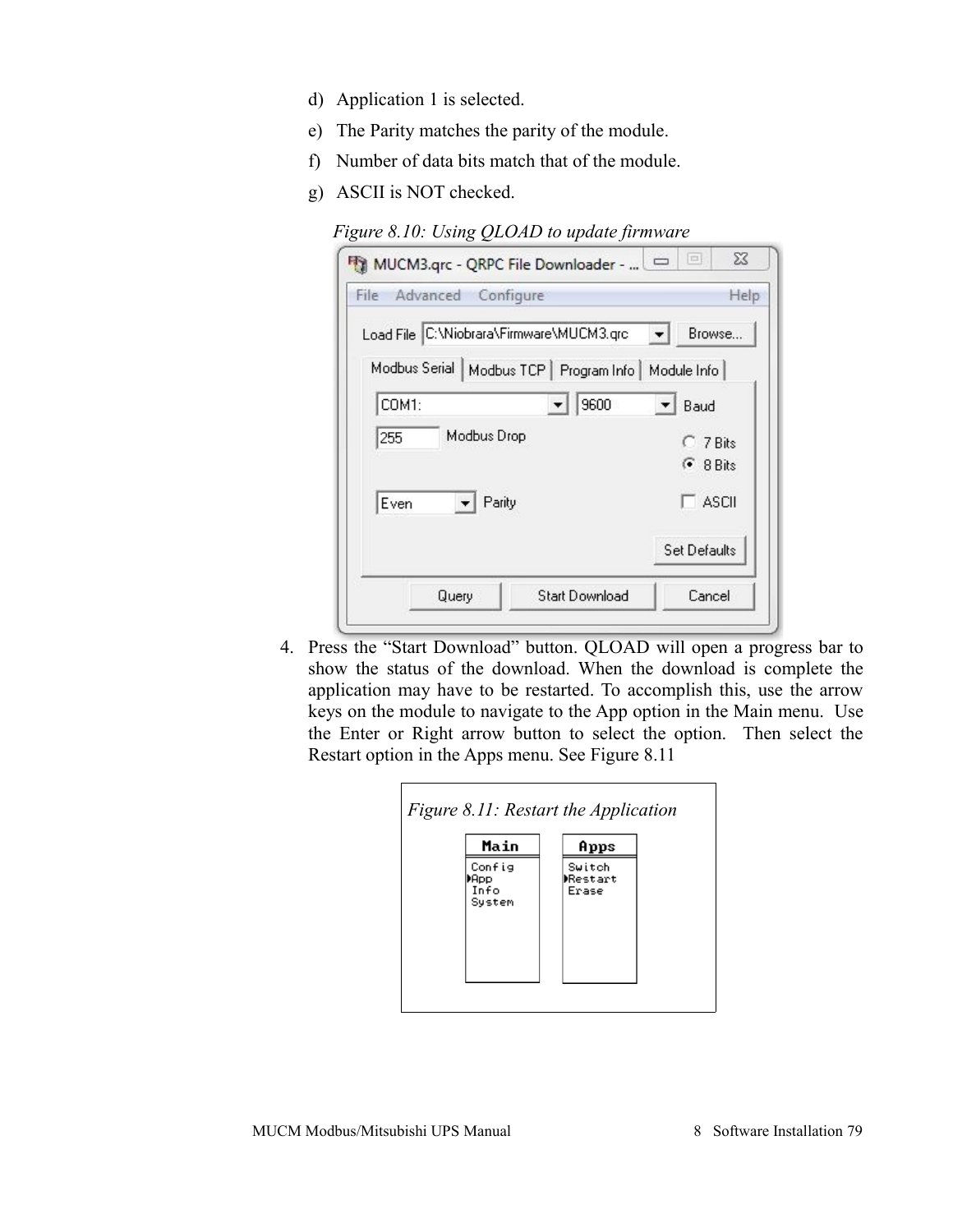d) Application 1 is selected.

e) The Parity matches the parity of the module.

f) Number of data bits match that of the module.

g) ASCII is NOT checked.

*Figure 8.10: Using QLOAD to update firmware*

4. Press the "Start Download" button. QLOAD will open a progress bar to show the status of the download. When the download is complete the application may have to be restarted. To accomplish this, use the arrow keys on the module to navigate to the App option in the Main menu. Use the Enter or Right arrow button to select the option. Then select the Restart option in the Apps menu. See Figure 8.11

*Figure 8.11: Restart the Application*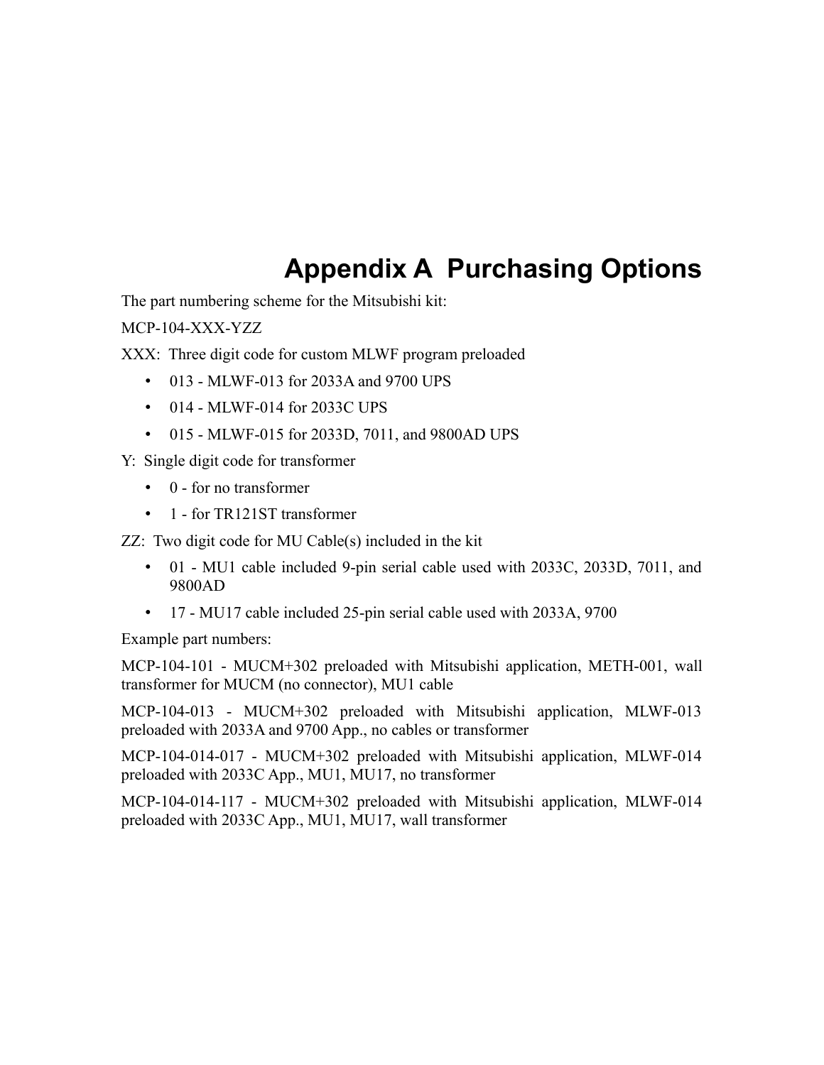# Appendix A  Purchasing Options

The part numbering scheme for the Mitsubishi kit:

MCP-104-XXX-YZZ

XXX:  Three digit code for custom MLWF program preloaded

- 013 - MLWF-013 for 2033A and 9700 UPS
- 014 - MLWF-014 for 2033C UPS
- 015 - MLWF-015 for 2033D, 7011, and 9800AD UPS

Y:  Single digit code for transformer

- 0 - for no transformer
- 1 - for TR121ST transformer

ZZ:  Two digit code for MU Cable(s) included in the kit

- 01 - MU1 cable included 9-pin serial cable used with 2033C, 2033D, 7011, and 9800AD
- 17 - MU17 cable included 25-pin serial cable used with 2033A, 9700

Example part numbers:

MCP-104-101 - MUCM+302 preloaded with Mitsubishi application, METH-001, wall transformer for MUCM (no connector), MU1 cable

MCP-104-013 - MUCM+302 preloaded with Mitsubishi application, MLWF-013 preloaded with 2033A and 9700 App., no cables or transformer

MCP-104-014-017 - MUCM+302 preloaded with Mitsubishi application, MLWF-014 preloaded with 2033C App., MU1, MU17, no transformer

MCP-104-014-117 - MUCM+302 preloaded with Mitsubishi application, MLWF-014 preloaded with 2033C App., MU1, MU17, wall transformer